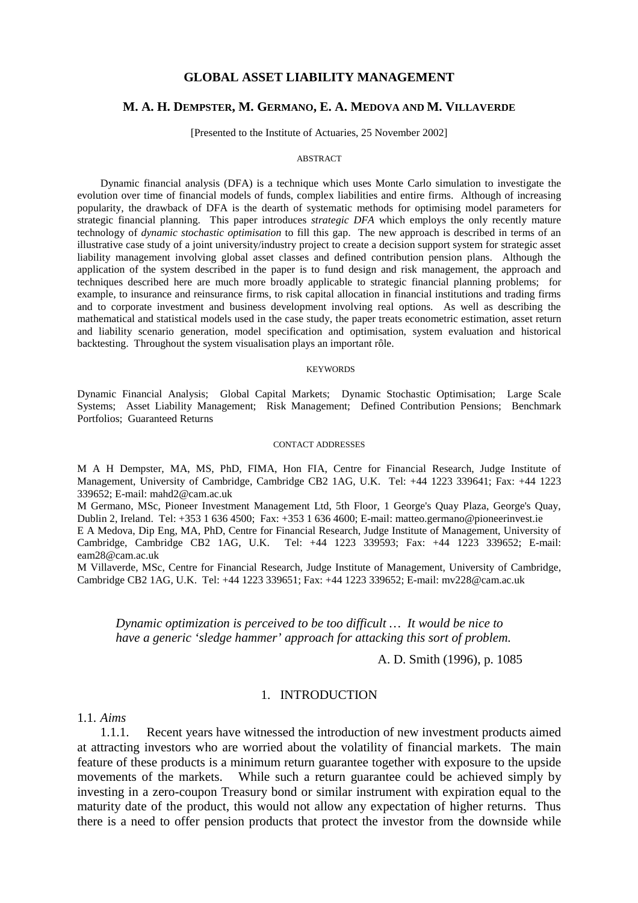# GLOBAL ASSET LIABILITY MANAGEMENT

## M. A. H. DEMPSTER, M. GERMANO, E. A. MEDOVA AND M. VILLAVERDE

[Presented to the Institute of Actuaries, 25 November 2002]

### ABSTRACT

Dynamic financial analysis (DFA) is a technique which uses Monte Carlo simulation to investigate the evolution over time of financial models of funds, complex liabilities and entire firms. Although of increasing popularity, the drawback of DFA is the dearth of systematic methods for optimising model parameters for strategic financial planning. This paper introduces *strategic DFA* which employs the only recently mature technology of *dynamic stochastic optimisation* to fill this gap. The new approach is described in terms of an illustrative case study of a joint university/industry project to create a decision support system for strategic asset liability management involving global asset classes and defined contribution pension plans. Although the application of the system described in the paper is to fund design and risk management, the approach and techniques described here are much more broadly applicable to strategic financial planning problems; for example, to insurance and reinsurance firms, to risk capital allocation in financial institutions and trading firms and to corporate investment and business development involving real options. As well as describing the mathematical and statistical models used in the case study, the paper treats econometric estimation, asset return and liability scenario generation, model specification and optimisation, system evaluation and historical backtesting. Throughout the system visualisation plays an important rôle.

### KEYWORDS

Dynamic Financial Analysis; Global Capital Markets; Dynamic Stochastic Optimisation; Large Scale Systems; Asset Liability Management; Risk Management; Defined Contribution Pensions; Benchmark Portfolios; Guaranteed Returns

### CONTACT ADDRESSES

M A H Dempster, MA, MS, PhD, FIMA, Hon FIA, Centre for Financial Research, Judge Institute of Management, University of Cambridge, Cambridge CB2 1AG, U.K. Tel: +44 1223 339641; Fax: +44 1223 339652; E-mail: mahd2@cam.ac.uk

M Germano, MSc, Pioneer Investment Management Ltd, 5th Floor, 1 George's Quay Plaza, George's Quay, Dublin 2, Ireland. Tel: +353 1 636 4500; Fax: +353 1 636 4600; E-mail: matteo.germano@pioneerinvest.ie

E A Medova, Dip Eng, MA, PhD, Centre for Financial Research, Judge Institute of Management, University of Cambridge, Cambridge CB2 1AG, U.K. Tel: +44 1223 339593; Fax: +44 1223 339652; E-mail: eam28@cam.ac.uk

M Villaverde, MSc, Centre for Financial Research, Judge Institute of Management, University of Cambridge, Cambridge CB2 1AG, U.K. Tel: +44 1223 339651; Fax: +44 1223 339652; E-mail: mv228@cam.ac.uk

*Dynamic optimization is perceived to be too difficult … It would be nice to have a generic 'sledge hammer' approach for attacking this sort of problem.*

A. D. Smith (1996), p. 1085

## 1. INTRODUCTION

### 1.1. *Aims*

1.1.1. Recent years have witnessed the introduction of new investment products aimed at attracting investors who are worried about the volatility of financial markets. The main feature of these products is a minimum return guarantee together with exposure to the upside movements of the markets. While such a return guarantee could be achieved simply by investing in a zero-coupon Treasury bond or similar instrument with expiration equal to the maturity date of the product, this would not allow any expectation of higher returns. Thus there is a need to offer pension products that protect the investor from the downside while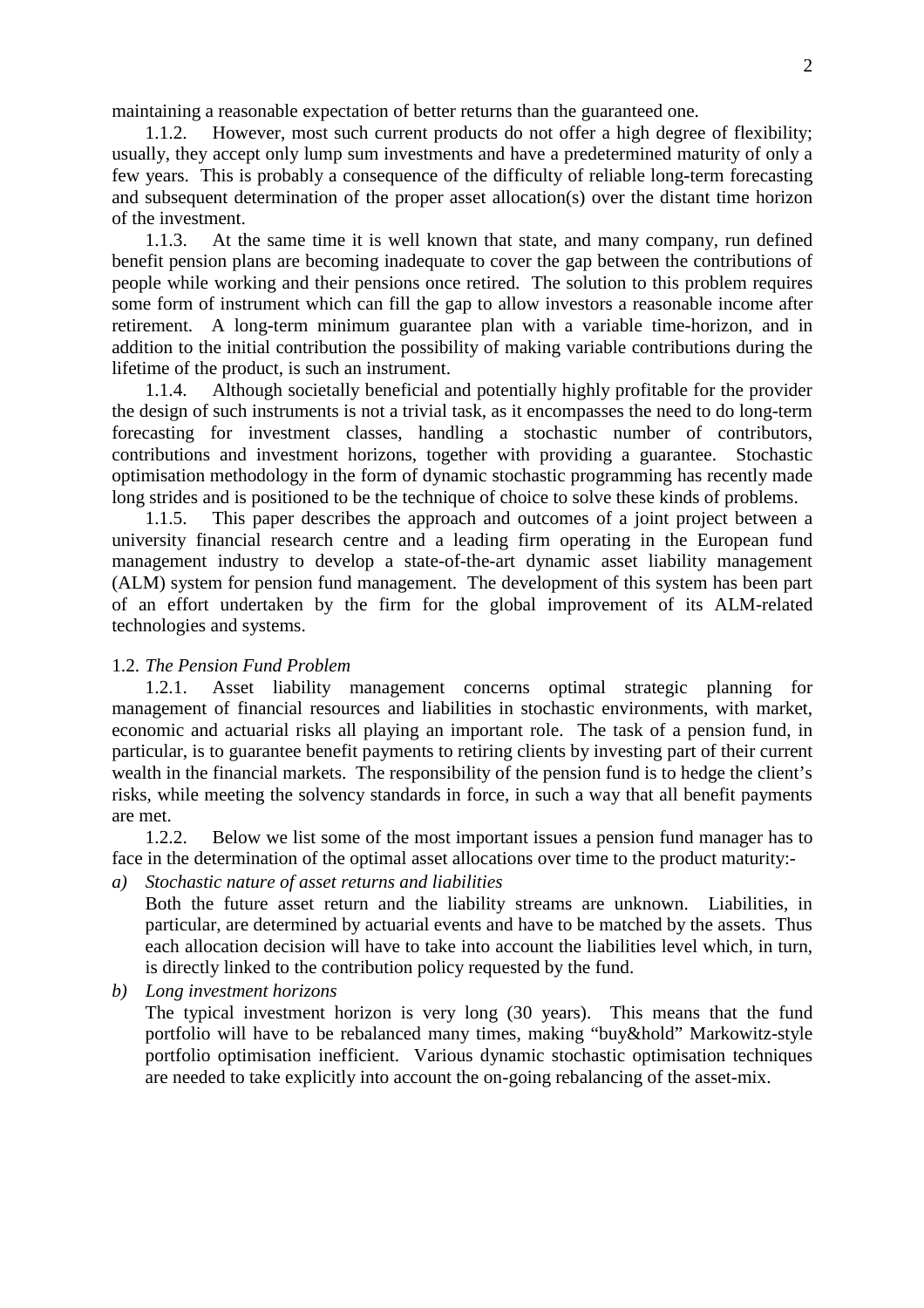maintaining a reasonable expectation of better returns than the guaranteed one.

1.1.2. However, most such current products do not offer a high degree of flexibility; usually, they accept only lump sum investments and have a predetermined maturity of only a few years. This is probably a consequence of the difficulty of reliable long-term forecasting and subsequent determination of the proper asset allocation(s) over the distant time horizon of the investment.

1.1.3. At the same time it is well known that state, and many company, run defined benefit pension plans are becoming inadequate to cover the gap between the contributions of people while working and their pensions once retired. The solution to this problem requires some form of instrument which can fill the gap to allow investors a reasonable income after retirement. A long-term minimum guarantee plan with a variable time-horizon, and in addition to the initial contribution the possibility of making variable contributions during the lifetime of the product, is such an instrument.

1.1.4. Although societally beneficial and potentially highly profitable for the provider the design of such instruments is not a trivial task, as it encompasses the need to do long-term forecasting for investment classes, handling a stochastic number of contributors, contributions and investment horizons, together with providing a guarantee. Stochastic optimisation methodology in the form of dynamic stochastic programming has recently made long strides and is positioned to be the technique of choice to solve these kinds of problems.

1.1.5. This paper describes the approach and outcomes of a joint project between a university financial research centre and a leading firm operating in the European fund management industry to develop a state-of-the-art dynamic asset liability management (ALM) system for pension fund management. The development of this system has been part of an effort undertaken by the firm for the global improvement of its ALM-related technologies and systems.

1.2. *The Pension Fund Problem*

1.2.1. Asset liability management concerns optimal strategic planning for management of financial resources and liabilities in stochastic environments, with market, economic and actuarial risks all playing an important role. The task of a pension fund, in particular, is to guarantee benefit payments to retiring clients by investing part of their current wealth in the financial markets. The responsibility of the pension fund is to hedge the client's risks, while meeting the solvency standards in force, in such a way that all benefit payments are met.

1.2.2. Below we list some of the most important issues a pension fund manager has to face in the determination of the optimal asset allocations over time to the product maturity:-

a) *Stochastic nature of asset returns and liabilities*
   Both the future asset return and the liability streams are unknown. Liabilities, in particular, are determined by actuarial events and have to be matched by the assets. Thus each allocation decision will have to take into account the liabilities level which, in turn, is directly linked to the contribution policy requested by the fund.

b) *Long investment horizons*
   The typical investment horizon is very long (30 years). This means that the fund portfolio will have to be rebalanced many times, making "buy&hold" Markowitz-style portfolio optimisation inefficient. Various dynamic stochastic optimisation techniques are needed to take explicitly into account the on-going rebalancing of the asset-mix.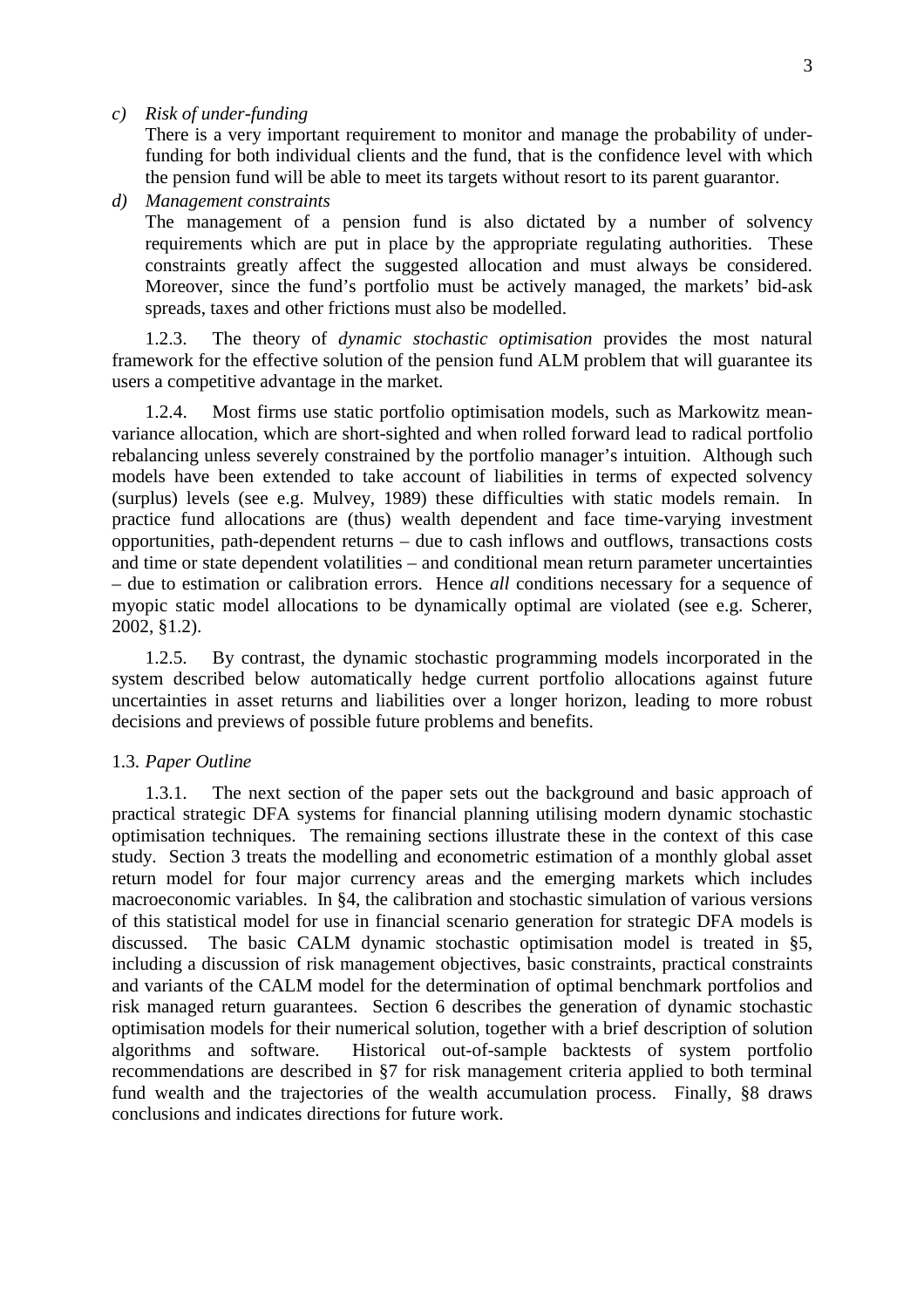c) *Risk of under-funding*

   There is a very important requirement to monitor and manage the probability of under-funding for both individual clients and the fund, that is the confidence level with which the pension fund will be able to meet its targets without resort to its parent guarantor.

d) *Management constraints*

   The management of a pension fund is also dictated by a number of solvency requirements which are put in place by the appropriate regulating authorities. These constraints greatly affect the suggested allocation and must always be considered. Moreover, since the fund's portfolio must be actively managed, the markets' bid-ask spreads, taxes and other frictions must also be modelled.

1.2.3. The theory of *dynamic stochastic optimisation* provides the most natural framework for the effective solution of the pension fund ALM problem that will guarantee its users a competitive advantage in the market.

1.2.4. Most firms use static portfolio optimisation models, such as Markowitz mean-variance allocation, which are short-sighted and when rolled forward lead to radical portfolio rebalancing unless severely constrained by the portfolio manager's intuition. Although such models have been extended to take account of liabilities in terms of expected solvency (surplus) levels (see e.g. Mulvey, 1989) these difficulties with static models remain. In practice fund allocations are (thus) wealth dependent and face time-varying investment opportunities, path-dependent returns – due to cash inflows and outflows, transactions costs and time or state dependent volatilities – and conditional mean return parameter uncertainties – due to estimation or calibration errors. Hence *all* conditions necessary for a sequence of myopic static model allocations to be dynamically optimal are violated (see e.g. Scherer, 2002, §1.2).

1.2.5. By contrast, the dynamic stochastic programming models incorporated in the system described below automatically hedge current portfolio allocations against future uncertainties in asset returns and liabilities over a longer horizon, leading to more robust decisions and previews of possible future problems and benefits.

### 1.3. *Paper Outline*

1.3.1. The next section of the paper sets out the background and basic approach of practical strategic DFA systems for financial planning utilising modern dynamic stochastic optimisation techniques. The remaining sections illustrate these in the context of this case study. Section 3 treats the modelling and econometric estimation of a monthly global asset return model for four major currency areas and the emerging markets which includes macroeconomic variables. In §4, the calibration and stochastic simulation of various versions of this statistical model for use in financial scenario generation for strategic DFA models is discussed. The basic CALM dynamic stochastic optimisation model is treated in §5, including a discussion of risk management objectives, basic constraints, practical constraints and variants of the CALM model for the determination of optimal benchmark portfolios and risk managed return guarantees. Section 6 describes the generation of dynamic stochastic optimisation models for their numerical solution, together with a brief description of solution algorithms and software. Historical out-of-sample backtests of system portfolio recommendations are described in §7 for risk management criteria applied to both terminal fund wealth and the trajectories of the wealth accumulation process. Finally, §8 draws conclusions and indicates directions for future work.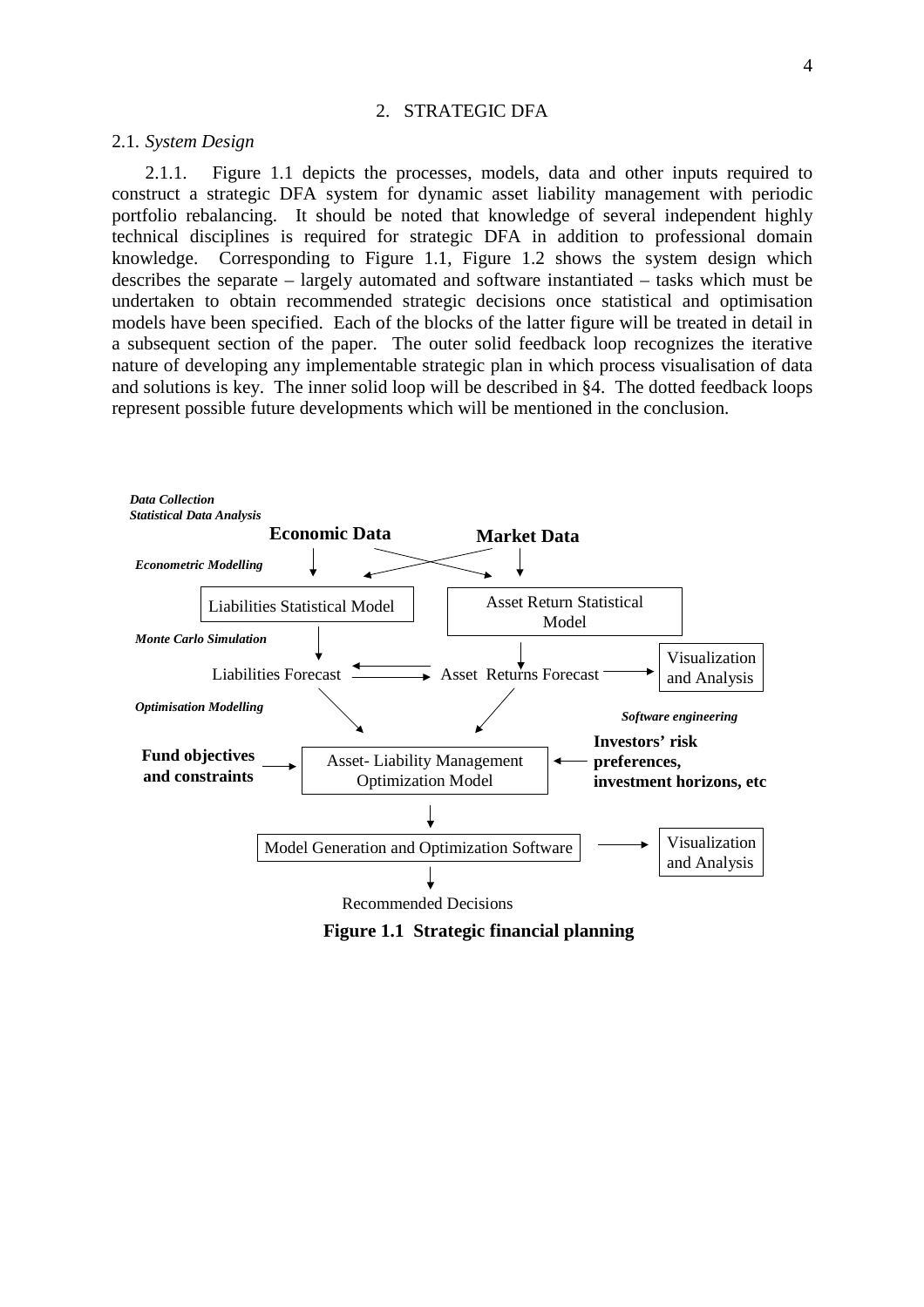## 2. STRATEGIC DFA

### 2.1. *System Design*

2.1.1. Figure 1.1 depicts the processes, models, data and other inputs required to construct a strategic DFA system for dynamic asset liability management with periodic portfolio rebalancing. It should be noted that knowledge of several independent highly technical disciplines is required for strategic DFA in addition to professional domain knowledge. Corresponding to Figure 1.1, Figure 1.2 shows the system design which describes the separate – largely automated and software instantiated – tasks which must be undertaken to obtain recommended strategic decisions once statistical and optimisation models have been specified. Each of the blocks of the latter figure will be treated in detail in a subsequent section of the paper. The outer solid feedback loop recognizes the iterative nature of developing any implementable strategic plan in which process visualisation of data and solutions is key. The inner solid loop will be described in §4. The dotted feedback loops represent possible future developments which will be mentioned in the conclusion.

*Data Collection*
*Statistical Data Analysis*

**Economic Data** **Market Data**

*Econometric Modelling*

Liabilities Statistical Model | Asset Return Statistical Model

*Monte Carlo Simulation*

Liabilities Forecast ⇄ Asset Returns Forecast → Visualization and Analysis

*Optimisation Modelling*

*Software engineering*

**Fund objectives and constraints** → Asset- Liability Management Optimization Model ← **Investors' risk preferences, investment horizons, etc**

Model Generation and Optimization Software → Visualization and Analysis

Recommended Decisions

**Figure 1.1 Strategic financial planning**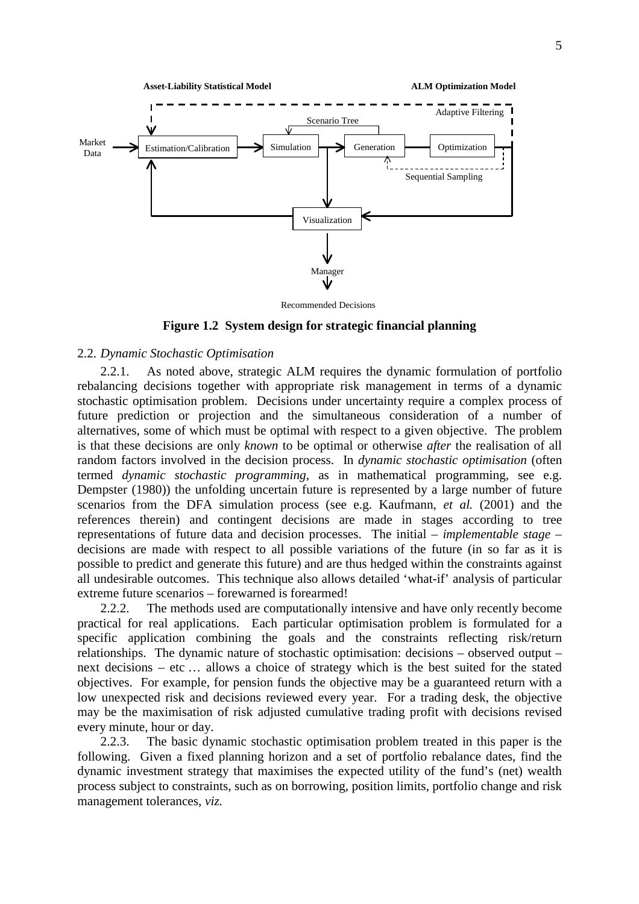**Figure 1.2 System design for strategic financial planning**

2.2. *Dynamic Stochastic Optimisation*

2.2.1. As noted above, strategic ALM requires the dynamic formulation of portfolio rebalancing decisions together with appropriate risk management in terms of a dynamic stochastic optimisation problem. Decisions under uncertainty require a complex process of future prediction or projection and the simultaneous consideration of a number of alternatives, some of which must be optimal with respect to a given objective. The problem is that these decisions are only *known* to be optimal or otherwise *after* the realisation of all random factors involved in the decision process. In *dynamic stochastic optimisation* (often termed *dynamic stochastic programming*, as in mathematical programming, see e.g. Dempster (1980)) the unfolding uncertain future is represented by a large number of future scenarios from the DFA simulation process (see e.g. Kaufmann, *et al.* (2001) and the references therein) and contingent decisions are made in stages according to tree representations of future data and decision processes. The initial – *implementable stage* – decisions are made with respect to all possible variations of the future (in so far as it is possible to predict and generate this future) and are thus hedged within the constraints against all undesirable outcomes. This technique also allows detailed 'what-if' analysis of particular extreme future scenarios – forewarned is forearmed!

2.2.2. The methods used are computationally intensive and have only recently become practical for real applications. Each particular optimisation problem is formulated for a specific application combining the goals and the constraints reflecting risk/return relationships. The dynamic nature of stochastic optimisation: decisions – observed output – next decisions – etc … allows a choice of strategy which is the best suited for the stated objectives. For example, for pension funds the objective may be a guaranteed return with a low unexpected risk and decisions reviewed every year. For a trading desk, the objective may be the maximisation of risk adjusted cumulative trading profit with decisions revised every minute, hour or day.

2.2.3. The basic dynamic stochastic optimisation problem treated in this paper is the following. Given a fixed planning horizon and a set of portfolio rebalance dates, find the dynamic investment strategy that maximises the expected utility of the fund's (net) wealth process subject to constraints, such as on borrowing, position limits, portfolio change and risk management tolerances, *viz.*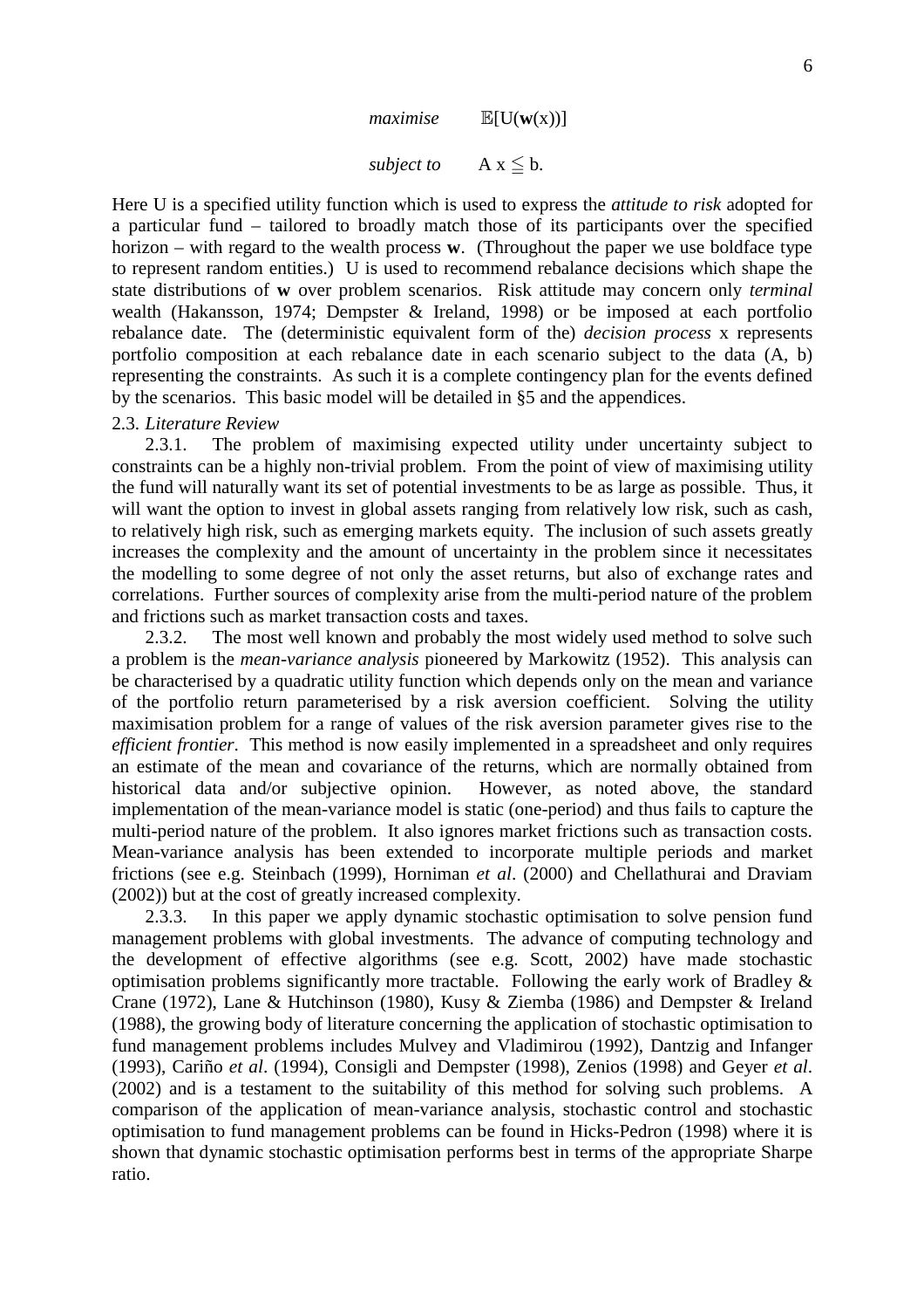$$\textit{maximise} \qquad \mathbb{E}[\mathrm{U}(\mathbf{w}(\mathrm{x}))]$$

$$\textit{subject to} \qquad \mathrm{A}\,\mathrm{x} \leqq \mathrm{b}.$$

Here U is a specified utility function which is used to express the *attitude to risk* adopted for a particular fund – tailored to broadly match those of its participants over the specified horizon – with regard to the wealth process **w**. (Throughout the paper we use boldface type to represent random entities.) U is used to recommend rebalance decisions which shape the state distributions of **w** over problem scenarios. Risk attitude may concern only *terminal* wealth (Hakansson, 1974; Dempster & Ireland, 1998) or be imposed at each portfolio rebalance date. The (deterministic equivalent form of the) *decision process* x represents portfolio composition at each rebalance date in each scenario subject to the data (A, b) representing the constraints. As such it is a complete contingency plan for the events defined by the scenarios. This basic model will be detailed in §5 and the appendices.

2.3. *Literature Review*

2.3.1. The problem of maximising expected utility under uncertainty subject to constraints can be a highly non-trivial problem. From the point of view of maximising utility the fund will naturally want its set of potential investments to be as large as possible. Thus, it will want the option to invest in global assets ranging from relatively low risk, such as cash, to relatively high risk, such as emerging markets equity. The inclusion of such assets greatly increases the complexity and the amount of uncertainty in the problem since it necessitates the modelling to some degree of not only the asset returns, but also of exchange rates and correlations. Further sources of complexity arise from the multi-period nature of the problem and frictions such as market transaction costs and taxes.

2.3.2. The most well known and probably the most widely used method to solve such a problem is the *mean-variance analysis* pioneered by Markowitz (1952). This analysis can be characterised by a quadratic utility function which depends only on the mean and variance of the portfolio return parameterised by a risk aversion coefficient. Solving the utility maximisation problem for a range of values of the risk aversion parameter gives rise to the *efficient frontier*. This method is now easily implemented in a spreadsheet and only requires an estimate of the mean and covariance of the returns, which are normally obtained from historical data and/or subjective opinion. However, as noted above, the standard implementation of the mean-variance model is static (one-period) and thus fails to capture the multi-period nature of the problem. It also ignores market frictions such as transaction costs. Mean-variance analysis has been extended to incorporate multiple periods and market frictions (see e.g. Steinbach (1999), Horniman *et al*. (2000) and Chellathurai and Draviam (2002)) but at the cost of greatly increased complexity.

2.3.3. In this paper we apply dynamic stochastic optimisation to solve pension fund management problems with global investments. The advance of computing technology and the development of effective algorithms (see e.g. Scott, 2002) have made stochastic optimisation problems significantly more tractable. Following the early work of Bradley & Crane (1972), Lane & Hutchinson (1980), Kusy & Ziemba (1986) and Dempster & Ireland (1988), the growing body of literature concerning the application of stochastic optimisation to fund management problems includes Mulvey and Vladimirou (1992), Dantzig and Infanger (1993), Cariño *et al*. (1994), Consigli and Dempster (1998), Zenios (1998) and Geyer *et al*. (2002) and is a testament to the suitability of this method for solving such problems. A comparison of the application of mean-variance analysis, stochastic control and stochastic optimisation to fund management problems can be found in Hicks-Pedron (1998) where it is shown that dynamic stochastic optimisation performs best in terms of the appropriate Sharpe ratio.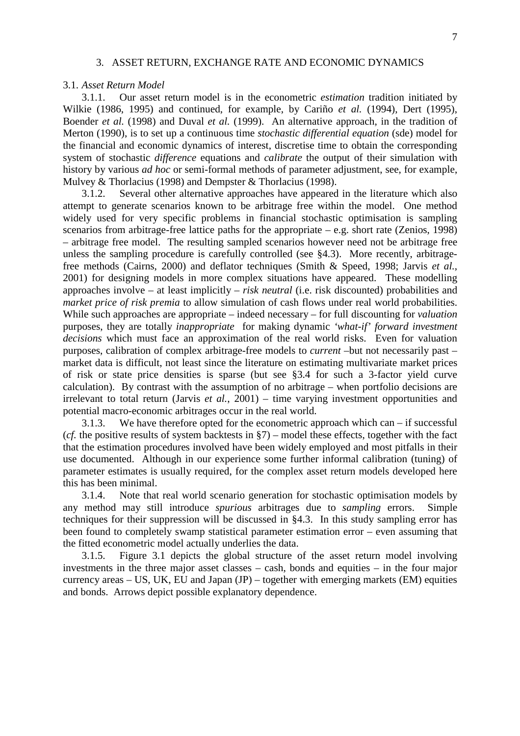## 3. ASSET RETURN, EXCHANGE RATE AND ECONOMIC DYNAMICS

### 3.1. *Asset Return Model*

3.1.1. Our asset return model is in the econometric *estimation* tradition initiated by Wilkie (1986, 1995) and continued, for example, by Cariño *et al.* (1994), Dert (1995), Boender *et al.* (1998) and Duval *et al.* (1999). An alternative approach, in the tradition of Merton (1990), is to set up a continuous time *stochastic differential equation* (sde) model for the financial and economic dynamics of interest, discretise time to obtain the corresponding system of stochastic *difference* equations and *calibrate* the output of their simulation with history by various *ad hoc* or semi-formal methods of parameter adjustment, see, for example, Mulvey & Thorlacius (1998) and Dempster & Thorlacius (1998).

3.1.2. Several other alternative approaches have appeared in the literature which also attempt to generate scenarios known to be arbitrage free within the model. One method widely used for very specific problems in financial stochastic optimisation is sampling scenarios from arbitrage-free lattice paths for the appropriate – e.g. short rate (Zenios, 1998) – arbitrage free model. The resulting sampled scenarios however need not be arbitrage free unless the sampling procedure is carefully controlled (see §4.3). More recently, arbitrage-free methods (Cairns, 2000) and deflator techniques (Smith & Speed, 1998; Jarvis *et al.*, 2001) for designing models in more complex situations have appeared. These modelling approaches involve – at least implicitly – *risk neutral* (i.e. risk discounted) probabilities and *market price of risk premia* to allow simulation of cash flows under real world probabilities. While such approaches are appropriate – indeed necessary – for full discounting for *valuation* purposes, they are totally *inappropriate* for making dynamic *'what-if' forward investment decisions* which must face an approximation of the real world risks. Even for valuation purposes, calibration of complex arbitrage-free models to *current* –but not necessarily past – market data is difficult, not least since the literature on estimating multivariate market prices of risk or state price densities is sparse (but see §3.4 for such a 3-factor yield curve calculation). By contrast with the assumption of no arbitrage – when portfolio decisions are irrelevant to total return (Jarvis *et al.*, 2001) – time varying investment opportunities and potential macro-economic arbitrages occur in the real world.

3.1.3. We have therefore opted for the econometric approach which can – if successful (*cf.* the positive results of system backtests in §7) – model these effects, together with the fact that the estimation procedures involved have been widely employed and most pitfalls in their use documented. Although in our experience some further informal calibration (tuning) of parameter estimates is usually required, for the complex asset return models developed here this has been minimal.

3.1.4. Note that real world scenario generation for stochastic optimisation models by any method may still introduce *spurious* arbitrages due to *sampling* errors. Simple techniques for their suppression will be discussed in §4.3. In this study sampling error has been found to completely swamp statistical parameter estimation error – even assuming that the fitted econometric model actually underlies the data.

3.1.5. Figure 3.1 depicts the global structure of the asset return model involving investments in the three major asset classes – cash, bonds and equities – in the four major currency areas – US, UK, EU and Japan (JP) – together with emerging markets (EM) equities and bonds. Arrows depict possible explanatory dependence.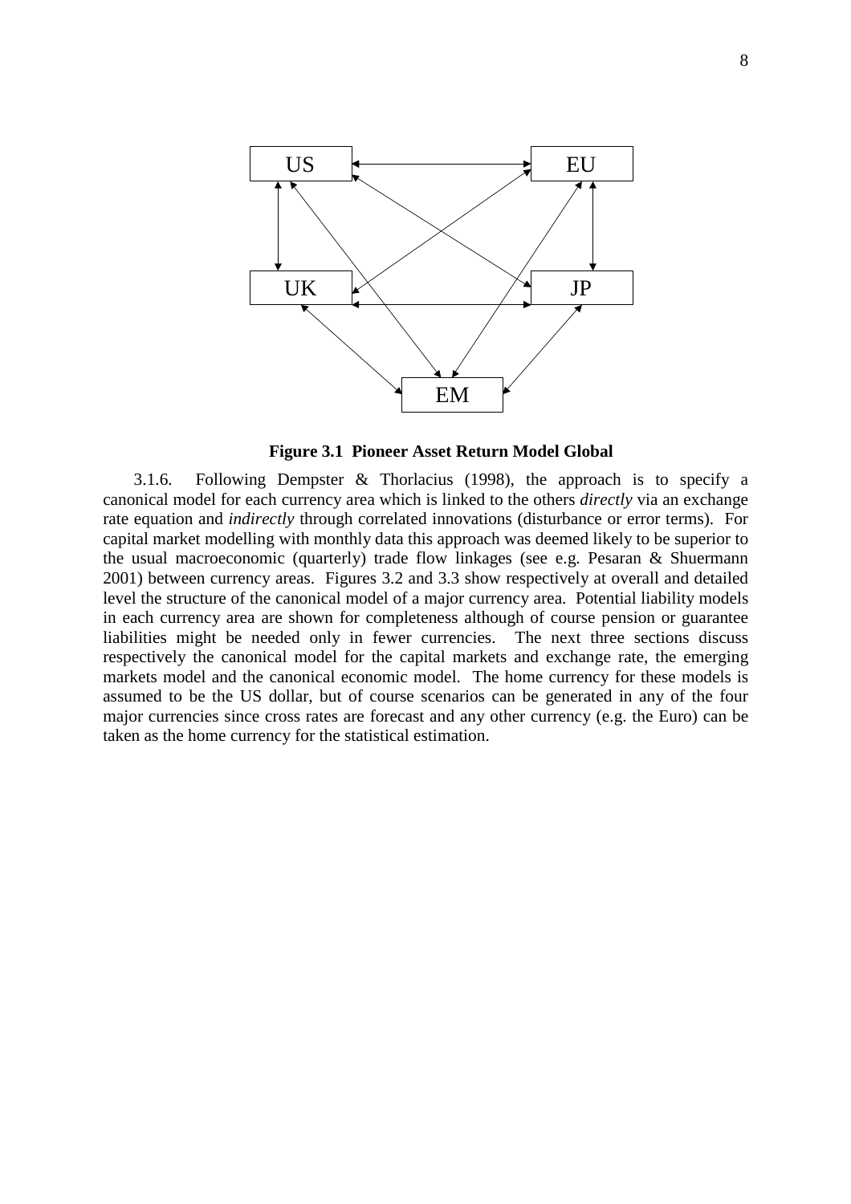US EU UK JP EM

**Figure 3.1 Pioneer Asset Return Model Global**

3.1.6. Following Dempster & Thorlacius (1998), the approach is to specify a canonical model for each currency area which is linked to the others *directly* via an exchange rate equation and *indirectly* through correlated innovations (disturbance or error terms). For capital market modelling with monthly data this approach was deemed likely to be superior to the usual macroeconomic (quarterly) trade flow linkages (see e.g. Pesaran & Shuermann 2001) between currency areas. Figures 3.2 and 3.3 show respectively at overall and detailed level the structure of the canonical model of a major currency area. Potential liability models in each currency area are shown for completeness although of course pension or guarantee liabilities might be needed only in fewer currencies. The next three sections discuss respectively the canonical model for the capital markets and exchange rate, the emerging markets model and the canonical economic model. The home currency for these models is assumed to be the US dollar, but of course scenarios can be generated in any of the four major currencies since cross rates are forecast and any other currency (e.g. the Euro) can be taken as the home currency for the statistical estimation.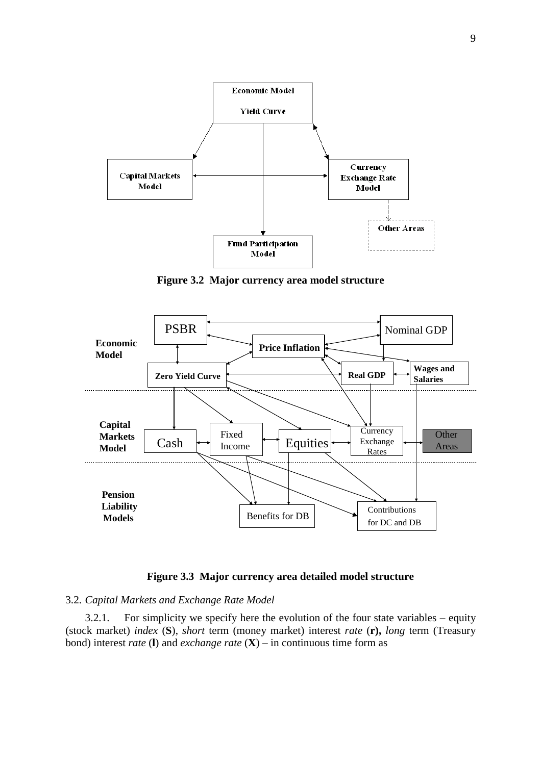**Figure 3.2 Major currency area model structure**

**Figure 3.3 Major currency area detailed model structure**

3.2. *Capital Markets and Exchange Rate Model*

3.2.1. For simplicity we specify here the evolution of the four state variables – equity (stock market) *index* (**S**), *short* term (money market) interest *rate* (**r**)**,** *long* term (Treasury bond) interest *rate* (**l**) and *exchange rate* (**X**) – in continuous time form as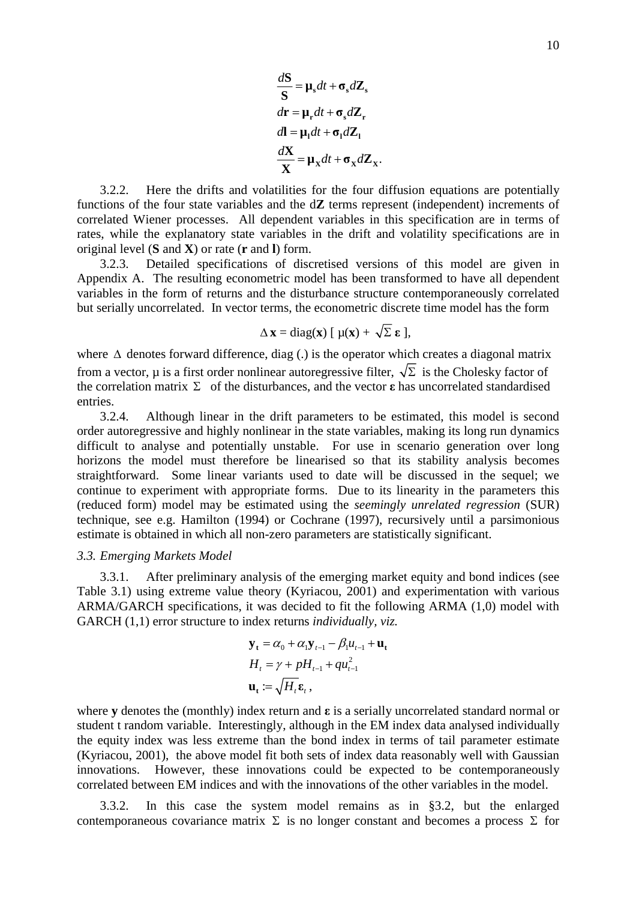$$\frac{d\mathbf{S}}{\mathbf{S}} = \boldsymbol{\mu}_{\mathbf{s}} dt + \boldsymbol{\sigma}_{\mathbf{s}} d\mathbf{Z}_{\mathbf{s}}$$

$$d\mathbf{r} = \boldsymbol{\mu}_{\mathbf{r}} dt + \boldsymbol{\sigma}_{\mathbf{s}} d\mathbf{Z}_{\mathbf{r}}$$

$$d\mathbf{l} = \boldsymbol{\mu}_{\mathbf{l}} dt + \boldsymbol{\sigma}_{\mathbf{l}} d\mathbf{Z}_{\mathbf{l}}$$

$$\frac{d\mathbf{X}}{\mathbf{X}} = \boldsymbol{\mu}_{\mathbf{X}} dt + \boldsymbol{\sigma}_{\mathbf{X}} d\mathbf{Z}_{\mathbf{X}}.$$

3.2.2. Here the drifts and volatilities for the four diffusion equations are potentially functions of the four state variables and the d**Z** terms represent (independent) increments of correlated Wiener processes. All dependent variables in this specification are in terms of rates, while the explanatory state variables in the drift and volatility specifications are in original level (**S** and **X**) or rate (**r** and **l**) form.

3.2.3. Detailed specifications of discretised versions of this model are given in Appendix A. The resulting econometric model has been transformed to have all dependent variables in the form of returns and the disturbance structure contemporaneously correlated but serially uncorrelated. In vector terms, the econometric discrete time model has the form

$$\Delta\,\mathbf{x} = \text{diag}(\mathbf{x})\;[\;\mu(\mathbf{x}) + \sqrt{\Sigma}\;\boldsymbol{\varepsilon}\;],$$

where $\Delta$ denotes forward difference, diag (.) is the operator which creates a diagonal matrix from a vector, μ is a first order nonlinear autoregressive filter, $\sqrt{\Sigma}$ is the Cholesky factor of the correlation matrix $\Sigma$ of the disturbances, and the vector **ε** has uncorrelated standardised entries.

3.2.4. Although linear in the drift parameters to be estimated, this model is second order autoregressive and highly nonlinear in the state variables, making its long run dynamics difficult to analyse and potentially unstable. For use in scenario generation over long horizons the model must therefore be linearised so that its stability analysis becomes straightforward. Some linear variants used to date will be discussed in the sequel; we continue to experiment with appropriate forms. Due to its linearity in the parameters this (reduced form) model may be estimated using the *seemingly unrelated regression* (SUR) technique, see e.g. Hamilton (1994) or Cochrane (1997), recursively until a parsimonious estimate is obtained in which all non-zero parameters are statistically significant.

### *3.3. Emerging Markets Model*

3.3.1. After preliminary analysis of the emerging market equity and bond indices (see Table 3.1) using extreme value theory (Kyriacou, 2001) and experimentation with various ARMA/GARCH specifications, it was decided to fit the following ARMA (1,0) model with GARCH (1,1) error structure to index returns *individually, viz.*

$$\mathbf{y_t} = \alpha_0 + \alpha_1 \mathbf{y}_{t-1} - \beta_1 u_{t-1} + \mathbf{u_t}$$

$$H_t = \gamma + pH_{t-1} + qu_{t-1}^2$$

$$\mathbf{u_t} := \sqrt{H_t}\boldsymbol{\varepsilon}_t\,,$$

where **y** denotes the (monthly) index return and **ε** is a serially uncorrelated standard normal or student t random variable. Interestingly, although in the EM index data analysed individually the equity index was less extreme than the bond index in terms of tail parameter estimate (Kyriacou, 2001), the above model fit both sets of index data reasonably well with Gaussian innovations. However, these innovations could be expected to be contemporaneously correlated between EM indices and with the innovations of the other variables in the model.

3.3.2. In this case the system model remains as in §3.2, but the enlarged contemporaneous covariance matrix $\Sigma$ is no longer constant and becomes a process $\Sigma$ for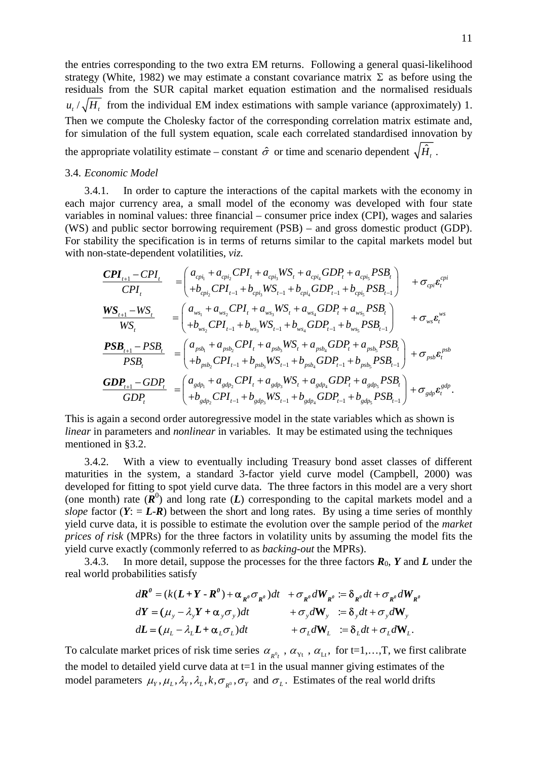the entries corresponding to the two extra EM returns. Following a general quasi-likelihood strategy (White, 1982) we may estimate a constant covariance matrix $\Sigma$ as before using the residuals from the SUR capital market equation estimation and the normalised residuals $u_t / \sqrt{H_t}$ from the individual EM index estimations with sample variance (approximately) 1. Then we compute the Cholesky factor of the corresponding correlation matrix estimate and, for simulation of the full system equation, scale each correlated standardised innovation by the appropriate volatility estimate – constant $\hat{\sigma}$ or time and scenario dependent $\sqrt{\hat{H}_t}$.

3.4. *Economic Model*

3.4.1. In order to capture the interactions of the capital markets with the economy in each major currency area, a small model of the economy was developed with four state variables in nominal values: three financial – consumer price index (CPI), wages and salaries (WS) and public sector borrowing requirement (PSB) – and gross domestic product (GDP). For stability the specification is in terms of returns similar to the capital markets model but with non-state-dependent volatilities, *viz.*

$$
\begin{aligned}
\frac{\boldsymbol{CPI}_{t+1} - CPI_t}{CPI_t} &= \begin{pmatrix} a_{cpi_1} + a_{cpi_2} CPI_t + a_{cpi_3} WS_t + a_{cpi_4} GDP_t + a_{cpi_5} PSB_t \\ + b_{cpi_2} CPI_{t-1} + b_{cpi_3} WS_{t-1} + b_{cpi_4} GDP_{t-1} + b_{cpi_5} PSB_{t-1} \end{pmatrix} + \sigma_{cpi} \boldsymbol{\varepsilon}_t^{cpi} \\
\frac{\boldsymbol{WS}_{t+1} - WS_t}{WS_t} &= \begin{pmatrix} a_{ws_1} + a_{ws_2} CPI_t + a_{ws_3} WS_t + a_{ws_4} GDP_t + a_{ws_5} PSB_t \\ + b_{ws_2} CPI_{t-1} + b_{ws_3} WS_{t-1} + b_{ws_4} GDP_{t-1} + b_{ws_5} PSB_{t-1} \end{pmatrix} + \sigma_{ws} \boldsymbol{\varepsilon}_t^{ws} \\
\frac{\boldsymbol{PSB}_{t+1} - PSB_t}{PSB_t} &= \begin{pmatrix} a_{psb_1} + a_{psb_2} CPI_t + a_{psb_3} WS_t + a_{psb_4} GDP_t + a_{psb_5} PSB_t \\ + b_{psb_2} CPI_{t-1} + b_{psb_3} WS_{t-1} + b_{psb_4} GDP_{t-1} + b_{psb_5} PSB_{t-1} \end{pmatrix} + \sigma_{psb} \boldsymbol{\varepsilon}_t^{psb} \\
\frac{\boldsymbol{GDP}_{t+1} - GDP_t}{GDP_t} &= \begin{pmatrix} a_{gdp_1} + a_{gdp_2} CPI_t + a_{gdp_3} WS_t + a_{gdp_4} GDP_t + a_{gdp_5} PSB_t \\ + b_{gdp_2} CPI_{t-1} + b_{gdp_3} WS_{t-1} + b_{gdp_4} GDP_{t-1} + b_{gdp_5} PSB_{t-1} \end{pmatrix} + \sigma_{gdp} \boldsymbol{\varepsilon}_t^{gdp}.
\end{aligned}
$$

This is again a second order autoregressive model in the state variables which as shown is *linear* in parameters and *nonlinear* in variables. It may be estimated using the techniques mentioned in §3.2.

3.4.2. With a view to eventually including Treasury bond asset classes of different maturities in the system, a standard 3-factor yield curve model (Campbell, 2000) was developed for fitting to spot yield curve data. The three factors in this model are a very short (one month) rate ($\boldsymbol{R}^0$) and long rate ($\boldsymbol{L}$) corresponding to the capital markets model and a *slope* factor ($\boldsymbol{Y}$: = $\boldsymbol{L}$-$\boldsymbol{R}$) between the short and long rates. By using a time series of monthly yield curve data, it is possible to estimate the evolution over the sample period of the *market prices of risk* (MPRs) for the three factors in volatility units by assuming the model fits the yield curve exactly (commonly referred to as *backing-out* the MPRs).

3.4.3. In more detail, suppose the processes for the three factors $\boldsymbol{R}_0$, $\boldsymbol{Y}$ and $\boldsymbol{L}$ under the real world probabilities satisfy

$$
\begin{aligned}
d\boldsymbol{R}^0 &= (k(\boldsymbol{L} + \boldsymbol{Y} - \boldsymbol{R}^0) + \alpha_{\boldsymbol{R}^0} \sigma_{\boldsymbol{R}^0}) dt + \sigma_{\boldsymbol{R}^0} d\boldsymbol{W}_{\boldsymbol{R}^0} := \delta_{\boldsymbol{R}^0} dt + \sigma_{\boldsymbol{R}^0} d\boldsymbol{W}_{\boldsymbol{R}^0} \\
d\boldsymbol{Y} &= (\mu_y - \lambda_y \boldsymbol{Y} + \alpha_y \sigma_y) dt + \sigma_y d\mathbf{W}_y := \delta_y dt + \sigma_y d\mathbf{W}_y \\
d\boldsymbol{L} &= (\mu_L - \lambda_L \boldsymbol{L} + \alpha_L \sigma_L) dt + \sigma_L d\mathbf{W}_L := \delta_L dt + \sigma_L d\mathbf{W}_L.
\end{aligned}
$$

To calculate market prices of risk time series $\alpha_{R^0_t}$, $\alpha_{Y_t}$, $\alpha_{L_t}$, for t=1,…,T, we first calibrate the model to detailed yield curve data at t=1 in the usual manner giving estimates of the model parameters $\mu_Y, \mu_L, \lambda_Y, \lambda_L, k, \sigma_{R^0}, \sigma_Y$ and $\sigma_L$. Estimates of the real world drifts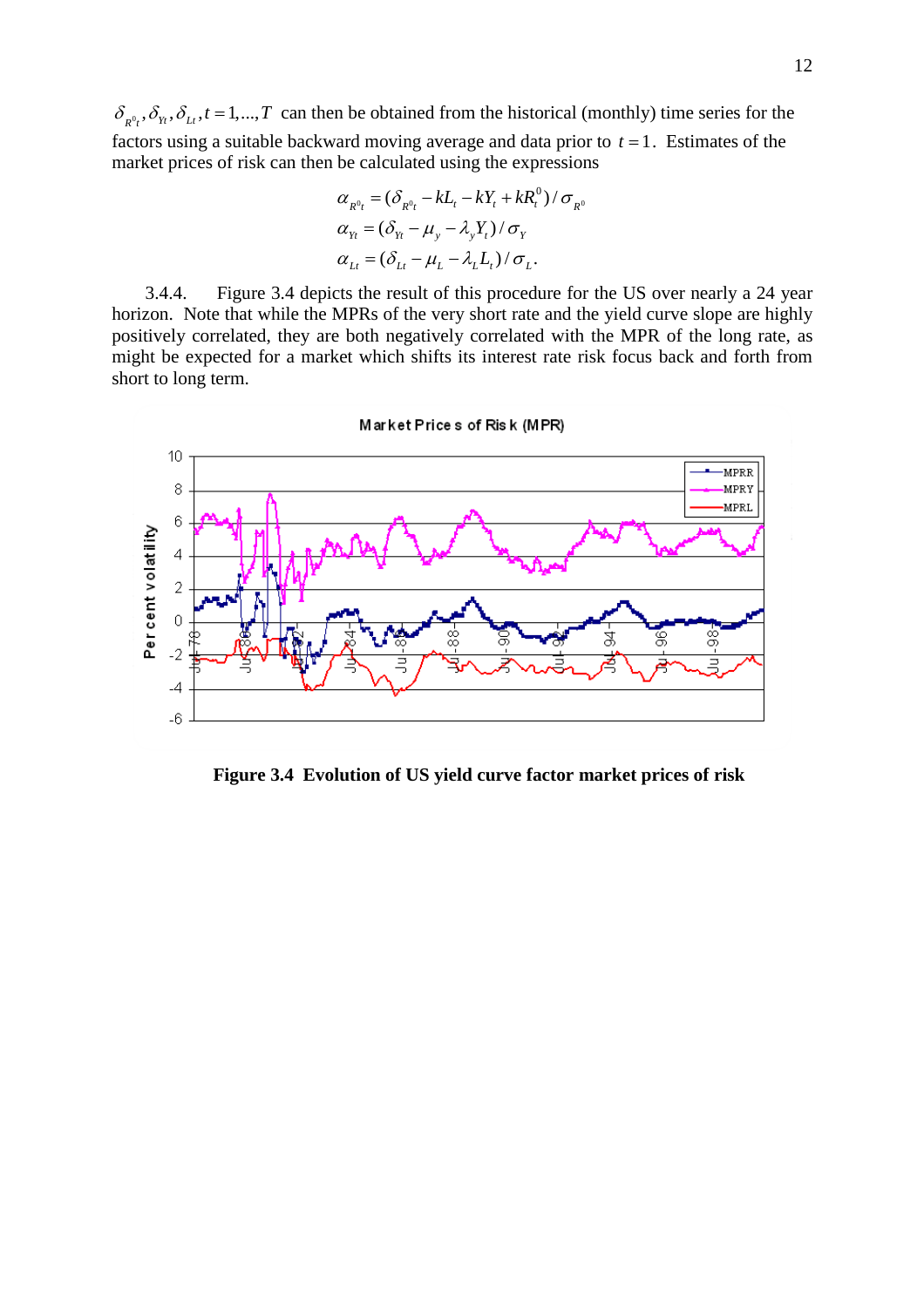$\delta_{R^0_t}, \delta_{Yt}, \delta_{Lt}, t = 1,...,T$ can then be obtained from the historical (monthly) time series for the factors using a suitable backward moving average and data prior to $t = 1$. Estimates of the market prices of risk can then be calculated using the expressions

$$\alpha_{R^0_t} = (\delta_{R^0_t} - kL_t - kY_t + kR^0_t) / \sigma_{R^0}$$
$$\alpha_{Yt} = (\delta_{Yt} - \mu_y - \lambda_y Y_t) / \sigma_Y$$
$$\alpha_{Lt} = (\delta_{Lt} - \mu_L - \lambda_L L_t) / \sigma_L.$$

3.4.4. Figure 3.4 depicts the result of this procedure for the US over nearly a 24 year horizon. Note that while the MPRs of the very short rate and the yield curve slope are highly positively correlated, they are both negatively correlated with the MPR of the long rate, as might be expected for a market which shifts its interest rate risk focus back and forth from short to long term.

**Figure 3.4 Evolution of US yield curve factor market prices of risk**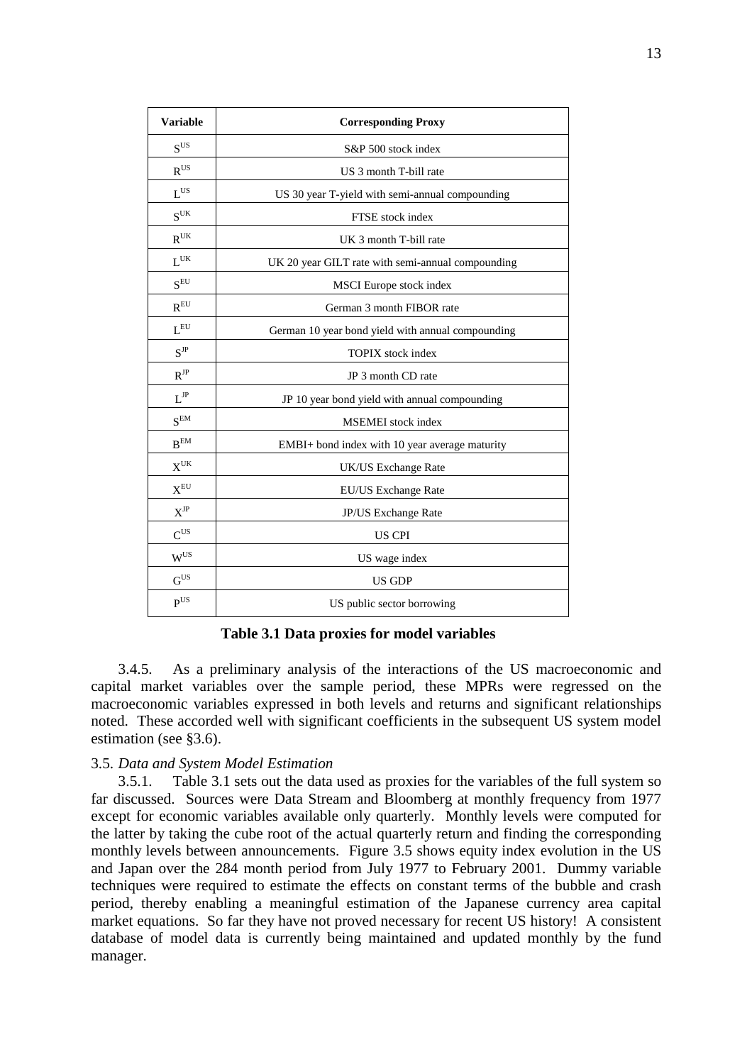| Variable | Corresponding Proxy |
|---|---|
| $S^{US}$ | S&P 500 stock index |
| $R^{US}$ | US 3 month T-bill rate |
| $L^{US}$ | US 30 year T-yield with semi-annual compounding |
| $S^{UK}$ | FTSE stock index |
| $R^{UK}$ | UK 3 month T-bill rate |
| $L^{UK}$ | UK 20 year GILT rate with semi-annual compounding |
| $S^{EU}$ | MSCI Europe stock index |
| $R^{EU}$ | German 3 month FIBOR rate |
| $L^{EU}$ | German 10 year bond yield with annual compounding |
| $S^{JP}$ | TOPIX stock index |
| $R^{JP}$ | JP 3 month CD rate |
| $L^{JP}$ | JP 10 year bond yield with annual compounding |
| $S^{EM}$ | MSEMEI stock index |
| $B^{EM}$ | EMBI+ bond index with 10 year average maturity |
| $X^{UK}$ | UK/US Exchange Rate |
| $X^{EU}$ | EU/US Exchange Rate |
| $X^{JP}$ | JP/US Exchange Rate |
| $C^{US}$ | US CPI |
| $W^{US}$ | US wage index |
| $G^{US}$ | US GDP |
| $P^{US}$ | US public sector borrowing |

**Table 3.1 Data proxies for model variables**

3.4.5. As a preliminary analysis of the interactions of the US macroeconomic and capital market variables over the sample period, these MPRs were regressed on the macroeconomic variables expressed in both levels and returns and significant relationships noted. These accorded well with significant coefficients in the subsequent US system model estimation (see §3.6).

3.5. *Data and System Model Estimation*

3.5.1. Table 3.1 sets out the data used as proxies for the variables of the full system so far discussed. Sources were Data Stream and Bloomberg at monthly frequency from 1977 except for economic variables available only quarterly. Monthly levels were computed for the latter by taking the cube root of the actual quarterly return and finding the corresponding monthly levels between announcements. Figure 3.5 shows equity index evolution in the US and Japan over the 284 month period from July 1977 to February 2001. Dummy variable techniques were required to estimate the effects on constant terms of the bubble and crash period, thereby enabling a meaningful estimation of the Japanese currency area capital market equations. So far they have not proved necessary for recent US history! A consistent database of model data is currently being maintained and updated monthly by the fund manager.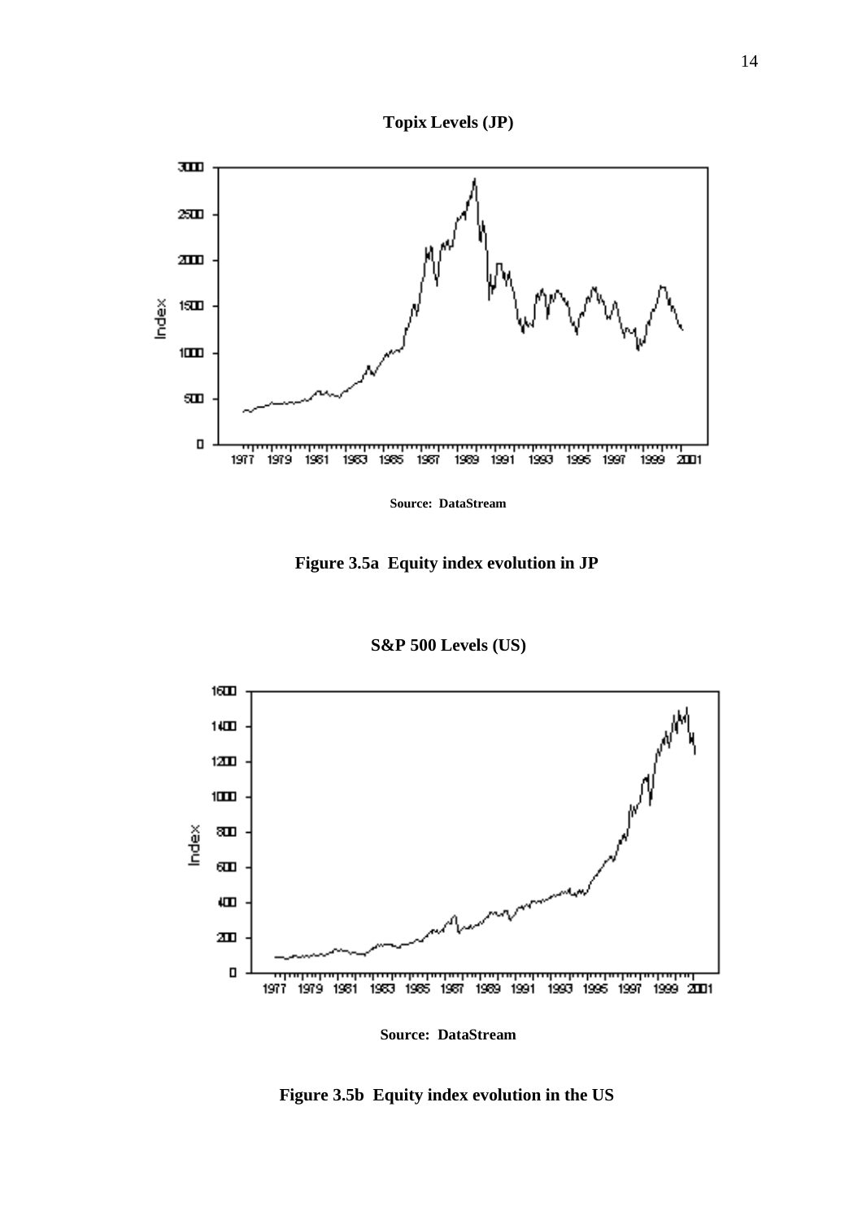**Topix Levels (JP)**

**Source: DataStream**

**Figure 3.5a Equity index evolution in JP**

**S&P 500 Levels (US)**

**Source: DataStream**

**Figure 3.5b Equity index evolution in the US**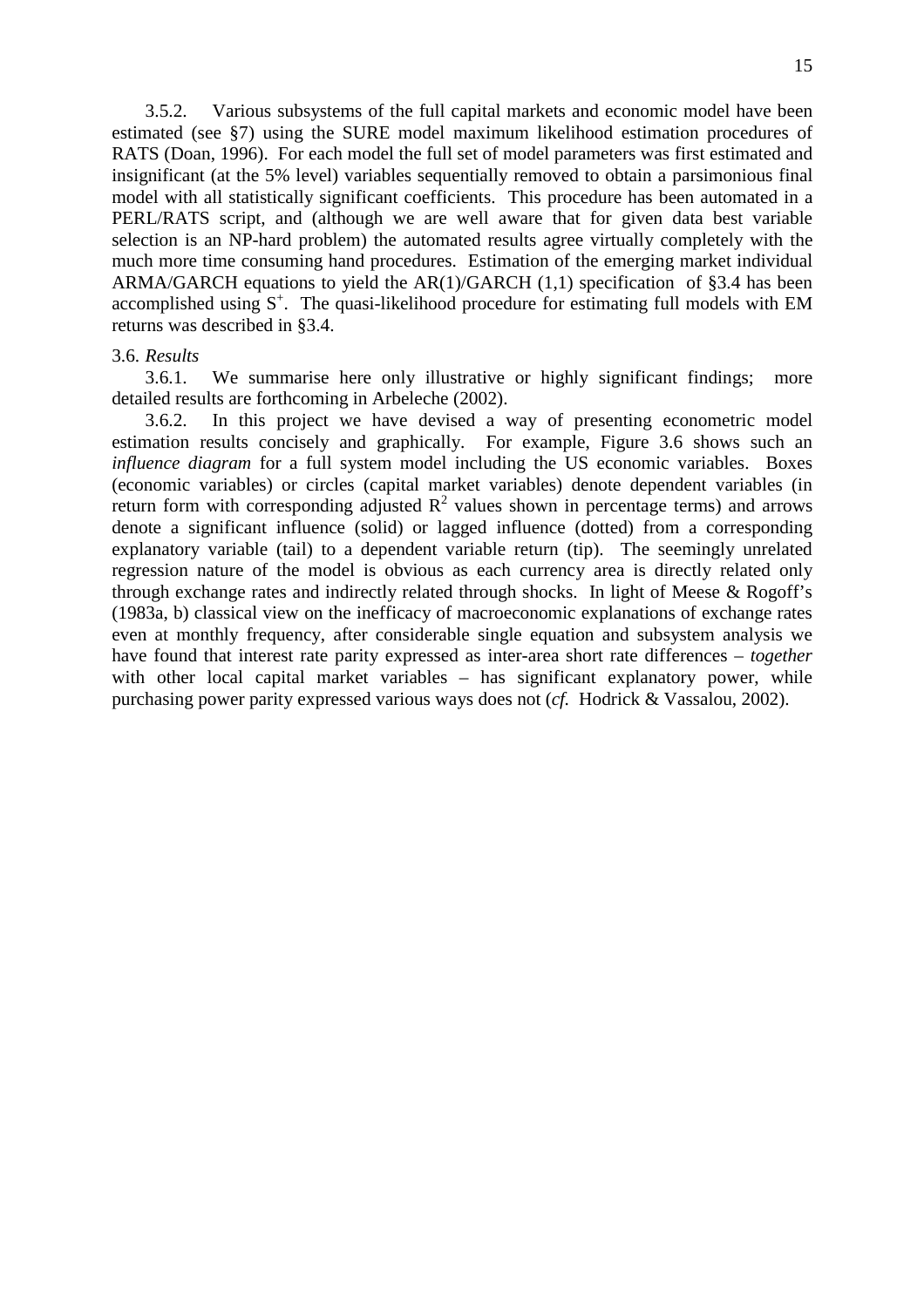3.5.2. Various subsystems of the full capital markets and economic model have been estimated (see §7) using the SURE model maximum likelihood estimation procedures of RATS (Doan, 1996). For each model the full set of model parameters was first estimated and insignificant (at the 5% level) variables sequentially removed to obtain a parsimonious final model with all statistically significant coefficients. This procedure has been automated in a PERL/RATS script, and (although we are well aware that for given data best variable selection is an NP-hard problem) the automated results agree virtually completely with the much more time consuming hand procedures. Estimation of the emerging market individual ARMA/GARCH equations to yield the AR(1)/GARCH (1,1) specification of §3.4 has been accomplished using $S^+$. The quasi-likelihood procedure for estimating full models with EM returns was described in §3.4.

3.6. *Results*

3.6.1. We summarise here only illustrative or highly significant findings; more detailed results are forthcoming in Arbeleche (2002).

3.6.2. In this project we have devised a way of presenting econometric model estimation results concisely and graphically. For example, Figure 3.6 shows such an *influence diagram* for a full system model including the US economic variables. Boxes (economic variables) or circles (capital market variables) denote dependent variables (in return form with corresponding adjusted $R^2$ values shown in percentage terms) and arrows denote a significant influence (solid) or lagged influence (dotted) from a corresponding explanatory variable (tail) to a dependent variable return (tip). The seemingly unrelated regression nature of the model is obvious as each currency area is directly related only through exchange rates and indirectly related through shocks. In light of Meese & Rogoff's (1983a, b) classical view on the inefficacy of macroeconomic explanations of exchange rates even at monthly frequency, after considerable single equation and subsystem analysis we have found that interest rate parity expressed as inter-area short rate differences – *together* with other local capital market variables – has significant explanatory power, while purchasing power parity expressed various ways does not (*cf.* Hodrick & Vassalou, 2002).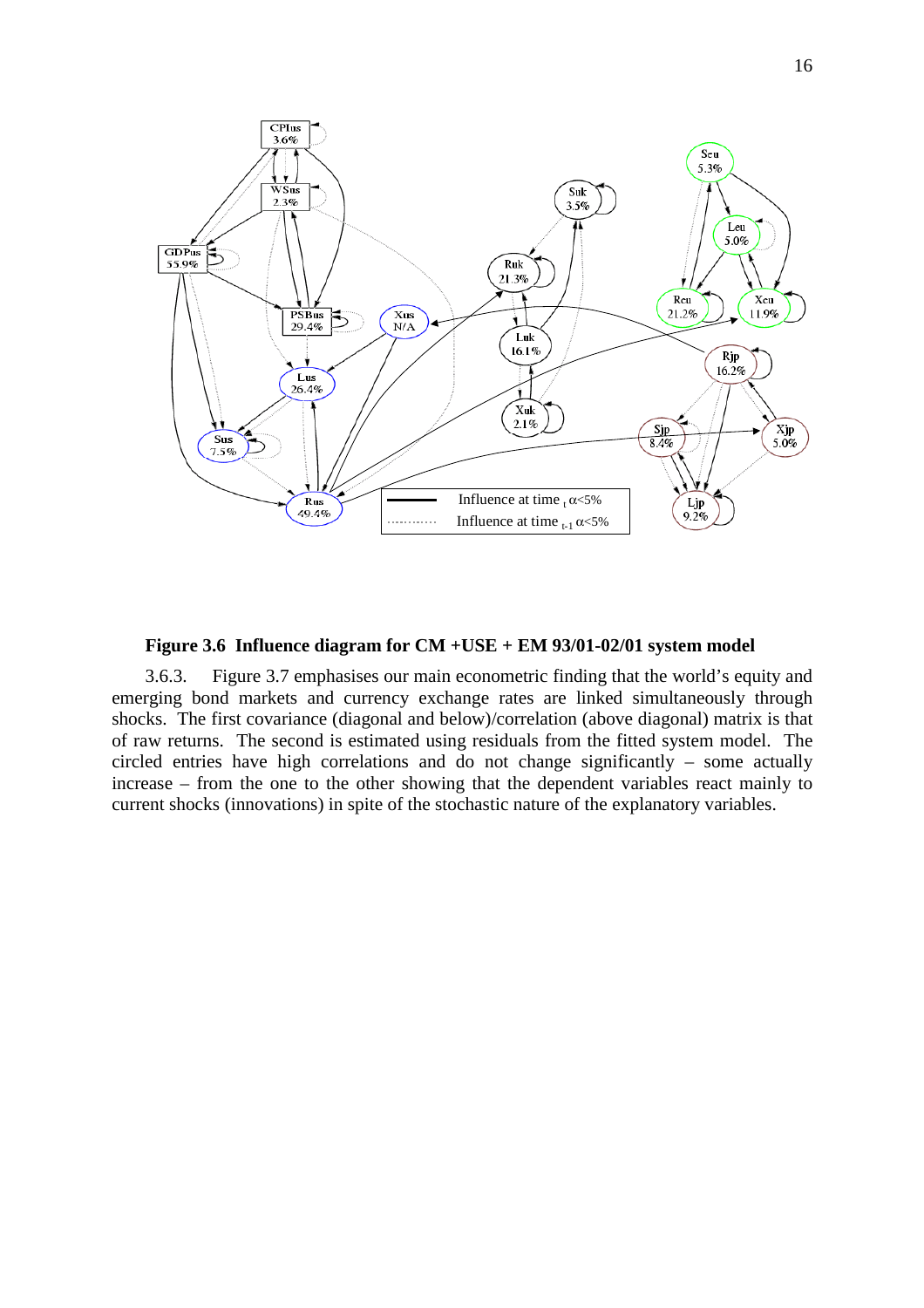**Figure 3.6 Influence diagram for CM +USE + EM 93/01-02/01 system model**

3.6.3. Figure 3.7 emphasises our main econometric finding that the world's equity and emerging bond markets and currency exchange rates are linked simultaneously through shocks. The first covariance (diagonal and below)/correlation (above diagonal) matrix is that of raw returns. The second is estimated using residuals from the fitted system model. The circled entries have high correlations and do not change significantly – some actually increase – from the one to the other showing that the dependent variables react mainly to current shocks (innovations) in spite of the stochastic nature of the explanatory variables.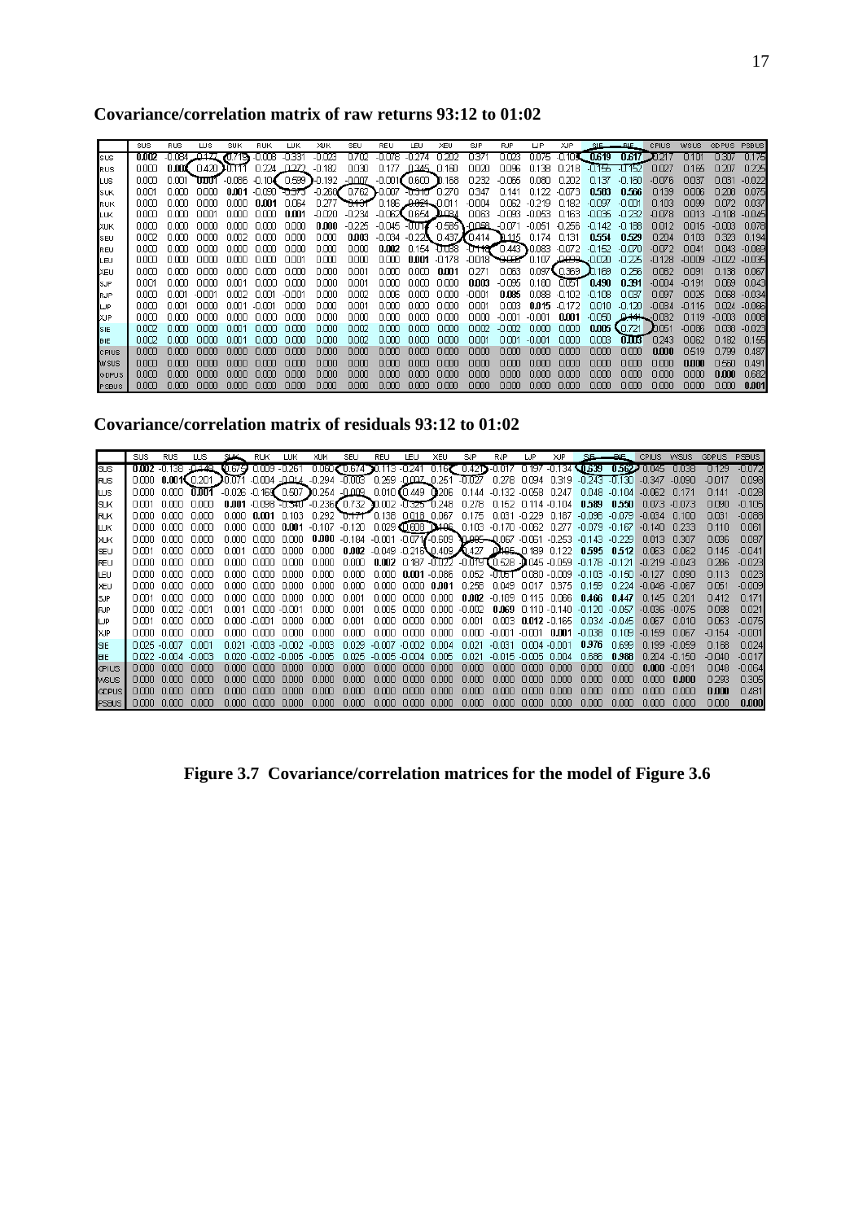**Covariance/correlation matrix of raw returns 93:12 to 01:02**

| | SUS | RUS | LUS | SUK | RUK | LUK | XUK | SEU | REU | LEU | XEU | SJP | RJP | LJP | XJP | SIE | BIE | CPIUS | WSUS | GDPUS | PSBUS |
|---|---|---|---|---|---|---|---|---|---|---|---|---|---|---|---|---|---|---|---|---|---|
| SUS | **0.002** | -0.084 | -0.177 | 0.719 | -0.008 | -0.331 | -0.023 | 0.702 | -0.078 | -0.274 | 0.202 | 0.371 | 0.023 | 0.075 | -0.104 | 0.619 | 0.617 | 0.217 | 0.101 | 0.307 | 0.175 |
| RUS | 0.000 | **0.000** | 0.420 | -0.111 | 0.224 | 0.272 | -0.182 | 0.030 | 0.177 | 0.345 | 0.160 | 0.020 | 0.096 | 0.138 | 0.218 | -0.155 | -0.152 | 0.027 | 0.165 | 0.207 | 0.225 |
| LUS | 0.000 | 0.001 | **0.001** | -0.086 | -0.104 | 0.599 | -0.192 | -0.007 | -0.001 | 0.600 | 0.168 | 0.232 | -0.055 | 0.080 | 0.202 | 0.137 | -0.160 | -0.076 | 0.037 | 0.031 | -0.022 |
| SUK | 0.001 | 0.000 | 0.000 | **0.001** | -0.090 | -0.373 | -0.266 | 0.762 | -0.007 | -0.310 | 0.270 | 0.347 | 0.141 | 0.122 | -0.073 | **0.583** | **0.566** | 0.139 | 0.006 | 0.208 | 0.075 |
| RUK | 0.000 | 0.000 | 0.000 | 0.000 | **0.001** | 0.064 | 0.277 | -0.131 | 0.186 | -0.021 | 0.011 | -0.004 | 0.062 | -0.219 | 0.182 | -0.097 | -0.001 | 0.103 | 0.099 | 0.072 | 0.037 |
| LUK | 0.000 | 0.000 | 0.001 | 0.000 | 0.000 | **0.001** | -0.020 | -0.234 | -0.062 | 0.654 | 0.094 | 0.063 | -0.093 | -0.053 | 0.163 | -0.035 | -0.232 | -0.078 | 0.013 | -0.108 | -0.045 |
| XUK | 0.000 | 0.000 | 0.000 | 0.000 | 0.000 | 0.000 | **0.000** | -0.225 | -0.045 | -0.016 | 0.585 | -0.058 | -0.071 | -0.051 | -0.256 | -0.142 | -0.188 | 0.012 | 0.015 | -0.003 | 0.078 |
| SEU | 0.002 | 0.000 | 0.000 | 0.002 | 0.000 | 0.000 | 0.000 | **0.003** | -0.034 | -0.224 | 0.437 | 0.414 | 0.115 | 0.174 | 0.131 | **0.554** | **0.529** | 0.204 | 0.103 | 0.323 | 0.194 |
| REU | 0.000 | 0.000 | 0.000 | 0.000 | 0.000 | 0.000 | 0.000 | 0.000 | **0.002** | 0.154 | 0.058 | 0.116 | 0.443 | 0.083 | -0.072 | -0.152 | -0.070 | -0.072 | 0.041 | 0.043 | -0.069 |
| LEU | 0.000 | 0.000 | 0.000 | 0.000 | 0.000 | 0.001 | 0.000 | 0.000 | 0.000 | **0.001** | -0.178 | -0.018 | -0.037 | 0.107 | 0.083 | -0.020 | -0.225 | -0.128 | -0.009 | -0.022 | -0.035 |
| XEU | 0.000 | 0.000 | 0.000 | 0.000 | 0.000 | 0.000 | 0.000 | 0.001 | 0.000 | 0.000 | **0.001** | 0.271 | 0.063 | 0.097 | 0.369 | 0.169 | 0.256 | 0.062 | 0.091 | 0.138 | 0.067 |
| SJP | 0.001 | 0.000 | 0.000 | 0.001 | 0.000 | 0.000 | 0.000 | 0.001 | 0.000 | 0.000 | 0.000 | **0.003** | -0.095 | 0.180 | 0.051 | **0.490** | **0.391** | -0.004 | -0.191 | 0.069 | 0.043 |
| RJP | 0.000 | 0.001 | -0.001 | 0.002 | 0.001 | -0.001 | 0.000 | 0.002 | 0.006 | 0.000 | 0.000 | -0.001 | **0.085** | 0.088 | -0.102 | -0.108 | 0.037 | 0.097 | 0.025 | 0.068 | -0.034 |
| LJP | 0.000 | 0.001 | 0.000 | 0.001 | -0.001 | 0.000 | 0.000 | 0.001 | 0.000 | 0.000 | 0.000 | 0.001 | 0.003 | **0.015** | -0.172 | 0.010 | -0.120 | -0.034 | -0.115 | 0.024 | -0.066 |
| XJP | 0.000 | 0.000 | 0.000 | 0.000 | 0.000 | 0.000 | 0.000 | 0.000 | 0.000 | 0.000 | 0.000 | 0.000 | -0.001 | -0.001 | **0.001** | -0.050 | 0.144 | -0.032 | 0.119 | -0.003 | 0.008 |
| SIE | 0.002 | 0.000 | 0.000 | 0.001 | 0.000 | 0.000 | 0.000 | 0.002 | 0.000 | 0.000 | 0.000 | 0.002 | -0.002 | 0.000 | 0.000 | **0.005** | 0.721 | 0.051 | -0.086 | 0.038 | -0.023 |
| BIE | 0.002 | 0.000 | 0.000 | 0.001 | 0.000 | 0.000 | 0.000 | 0.002 | 0.000 | 0.000 | 0.000 | 0.001 | 0.001 | -0.001 | 0.000 | 0.003 | **0.003** | 0.243 | 0.052 | 0.182 | 0.155 |
| CPIUS | 0.000 | 0.000 | 0.000 | 0.000 | 0.000 | 0.000 | 0.000 | 0.000 | 0.000 | 0.000 | 0.000 | 0.000 | 0.000 | 0.000 | 0.000 | 0.000 | 0.000 | **0.000** | 0.519 | 0.799 | 0.187 |
| WSUS | 0.000 | 0.000 | 0.000 | 0.000 | 0.000 | 0.000 | 0.000 | 0.000 | 0.000 | 0.000 | 0.000 | 0.000 | 0.000 | 0.000 | 0.000 | 0.000 | 0.000 | 0.000 | **0.000** | 0.560 | 0.491 |
| GDPUS | 0.000 | 0.000 | 0.000 | 0.000 | 0.000 | 0.000 | 0.000 | 0.000 | 0.000 | 0.000 | 0.000 | 0.000 | 0.000 | 0.000 | 0.000 | 0.000 | 0.000 | 0.000 | 0.000 | **0.000** | 0.682 |
| PSBUS | 0.000 | 0.000 | 0.000 | 0.000 | 0.000 | 0.000 | 0.000 | 0.000 | 0.000 | 0.000 | 0.000 | 0.000 | 0.000 | 0.000 | 0.000 | 0.000 | 0.000 | 0.000 | 0.000 | 0.000 | **0.001** |

**Covariance/correlation matrix of residuals 93:12 to 01:02**

| | SUS | RUS | LUS | SUK | RUK | LUK | XUK | SEU | REU | LEU | XEU | SJP | RJP | LJP | XJP | SIE | BIE | CPIUS | WSUS | GDPUS | PSBUS |
|---|---|---|---|---|---|---|---|---|---|---|---|---|---|---|---|---|---|---|---|---|---|
| SUS | **0.002** | -0.136 | -0.149 | 0.675 | 0.009 | -0.261 | 0.062 | 0.674 | 0.113 | -0.241 | 0.167 | 0.421 | -0.017 | 0.197 | -0.134 | 0.639 | 0.562 | 0.045 | 0.038 | 0.129 | -0.072 |
| RUS | 0.000 | **0.001** | 0.201 | 0.071 | -0.004 | 0.014 | -0.294 | -0.063 | 0.259 | 0.007 | 0.251 | -0.027 | 0.278 | 0.094 | 0.319 | -0.243 | -0.130 | -0.347 | -0.090 | -0.017 | 0.098 |
| LUS | 0.000 | 0.000 | **0.001** | -0.026 | -0.169 | 0.507 | 0.254 | -0.009 | 0.010 | 0.449 | 0.206 | 0.144 | -0.132 | -0.058 | 0.247 | 0.048 | -0.104 | -0.062 | 0.171 | 0.141 | -0.028 |
| SUK | 0.001 | 0.000 | 0.000 | **0.001** | -0.098 | -0.340 | -0.236 | 0.732 | 0.002 | -0.325 | 0.248 | 0.278 | 0.152 | 0.114 | -0.104 | **0.589** | **0.550** | 0.073 | -0.073 | 0.090 | -0.105 |
| RUK | 0.000 | 0.000 | 0.000 | 0.000 | **0.001** | 0.103 | 0.292 | -0.171 | 0.138 | 0.018 | 0.067 | 0.175 | 0.031 | -0.229 | 0.187 | -0.096 | -0.079 | -0.034 | 0.100 | 0.031 | -0.088 |
| LUK | 0.000 | 0.000 | 0.000 | 0.000 | 0.000 | **0.001** | -0.107 | -0.120 | 0.029 | 0.608 | 0.196 | 0.103 | -0.170 | -0.062 | 0.277 | -0.079 | -0.167 | -0.140 | 0.233 | 0.110 | 0.061 |
| XUK | 0.000 | 0.000 | 0.000 | 0.000 | 0.000 | 0.000 | **0.000** | -0.184 | -0.001 | -0.071 | 0.609 | -0.095 | -0.067 | -0.061 | -0.253 | -0.143 | -0.229 | 0.013 | 0.307 | 0.036 | 0.087 |
| SEU | 0.001 | 0.000 | 0.000 | 0.001 | 0.000 | 0.000 | 0.000 | **0.002** | -0.049 | -0.216 | 0.409 | 0.427 | 0.195 | 0.189 | 0.122 | **0.595** | **0.512** | 0.063 | 0.062 | 0.145 | -0.041 |
| REU | 0.000 | 0.000 | 0.000 | 0.000 | 0.000 | 0.000 | 0.000 | 0.000 | **0.002** | 0.187 | -0.022 | -0.019 | 0.528 | 0.045 | -0.059 | -0.178 | -0.121 | -0.219 | -0.043 | 0.286 | -0.023 |
| LEU | 0.000 | 0.000 | 0.000 | 0.000 | 0.000 | 0.000 | 0.000 | 0.000 | 0.000 | **0.001** | -0.086 | 0.052 | -0.051 | 0.080 | -0.009 | -0.103 | -0.150 | -0.127 | 0.090 | 0.113 | 0.023 |
| XEU | 0.000 | 0.000 | 0.000 | 0.000 | 0.000 | 0.000 | 0.000 | 0.000 | 0.000 | 0.000 | **0.001** | 0.258 | 0.049 | 0.017 | 0.375 | 0.159 | 0.224 | -0.046 | -0.067 | 0.051 | -0.009 |
| SJP | 0.001 | 0.000 | 0.000 | 0.000 | 0.000 | 0.000 | 0.000 | 0.001 | 0.000 | 0.000 | 0.000 | **0.002** | -0.189 | 0.115 | 0.066 | **0.466** | **0.447** | 0.145 | 0.201 | 0.412 | 0.171 |
| RJP | 0.000 | 0.002 | -0.001 | 0.001 | 0.000 | -0.001 | 0.000 | 0.001 | 0.005 | 0.000 | 0.000 | -0.002 | **0.069** | 0.110 | -0.140 | -0.120 | -0.057 | -0.036 | -0.075 | 0.088 | 0.021 |
| LJP | 0.001 | 0.000 | 0.000 | 0.000 | -0.001 | 0.000 | 0.000 | 0.001 | 0.000 | 0.000 | 0.000 | 0.001 | 0.003 | **0.012** | -0.165 | 0.034 | -0.045 | 0.067 | 0.010 | 0.053 | -0.075 |
| XJP | 0.000 | 0.000 | 0.000 | 0.000 | 0.000 | 0.000 | 0.000 | 0.000 | 0.000 | 0.000 | 0.000 | 0.000 | -0.001 | -0.001 | **0.001** | -0.038 | 0.109 | -0.159 | 0.067 | -0.154 | -0.001 |
| SIE | 0.025 | -0.007 | 0.001 | 0.021 | -0.003 | -0.002 | -0.003 | 0.029 | -0.007 | -0.002 | 0.004 | 0.021 | -0.031 | 0.004 | -0.001 | **0.976** | 0.699 | 0.199 | -0.059 | 0.168 | 0.024 |
| BIE | 0.022 | -0.004 | -0.003 | 0.020 | -0.002 | -0.005 | -0.005 | 0.025 | -0.005 | -0.004 | 0.005 | 0.021 | -0.015 | -0.005 | 0.004 | 0.686 | **0.988** | 0.204 | -0.150 | -0.040 | -0.017 |
| CPIUS | 0.000 | 0.000 | 0.000 | 0.000 | 0.000 | 0.000 | 0.000 | 0.000 | 0.000 | 0.000 | 0.000 | 0.000 | 0.000 | 0.000 | 0.000 | 0.000 | 0.000 | **0.000** | -0.091 | 0.048 | -0.064 |
| WSUS | 0.000 | 0.000 | 0.000 | 0.000 | 0.000 | 0.000 | 0.000 | 0.000 | 0.000 | 0.000 | 0.000 | 0.000 | 0.000 | 0.000 | 0.000 | 0.000 | 0.000 | 0.000 | **0.000** | 0.293 | 0.305 |
| GDPUS | 0.000 | 0.000 | 0.000 | 0.000 | 0.000 | 0.000 | 0.000 | 0.000 | 0.000 | 0.000 | 0.000 | 0.000 | 0.000 | 0.000 | 0.000 | 0.000 | 0.000 | 0.000 | 0.000 | **0.000** | 0.481 |
| PSBUS | 0.000 | 0.000 | 0.000 | 0.000 | 0.000 | 0.000 | 0.000 | 0.000 | 0.000 | 0.000 | 0.000 | 0.000 | 0.000 | 0.000 | 0.000 | 0.000 | 0.000 | 0.000 | 0.000 | 0.000 | **0.000** |

**Figure 3.7 Covariance/correlation matrices for the model of Figure 3.6**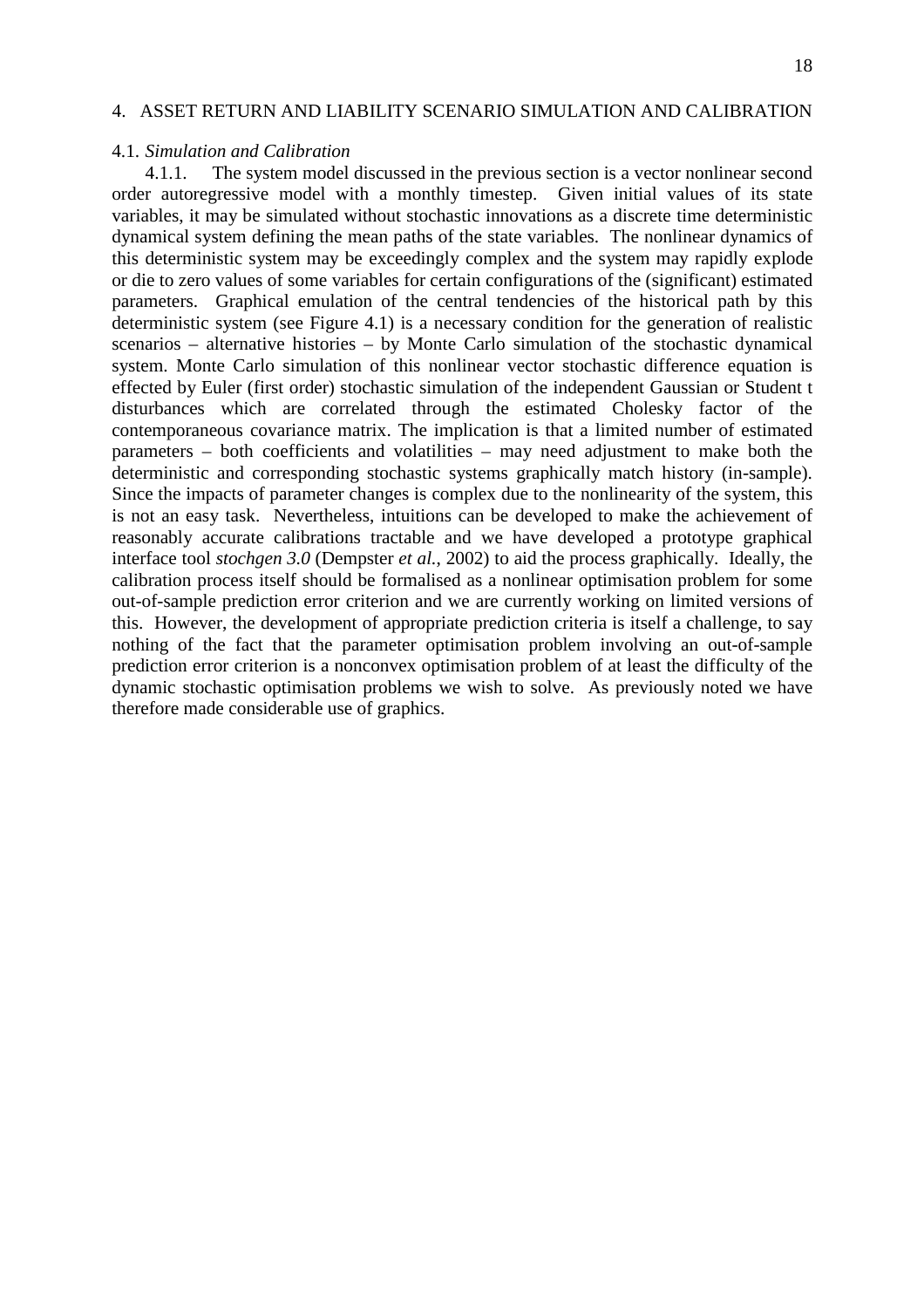# 4. ASSET RETURN AND LIABILITY SCENARIO SIMULATION AND CALIBRATION

## 4.1. *Simulation and Calibration*

4.1.1. The system model discussed in the previous section is a vector nonlinear second order autoregressive model with a monthly timestep. Given initial values of its state variables, it may be simulated without stochastic innovations as a discrete time deterministic dynamical system defining the mean paths of the state variables. The nonlinear dynamics of this deterministic system may be exceedingly complex and the system may rapidly explode or die to zero values of some variables for certain configurations of the (significant) estimated parameters. Graphical emulation of the central tendencies of the historical path by this deterministic system (see Figure 4.1) is a necessary condition for the generation of realistic scenarios – alternative histories – by Monte Carlo simulation of the stochastic dynamical system. Monte Carlo simulation of this nonlinear vector stochastic difference equation is effected by Euler (first order) stochastic simulation of the independent Gaussian or Student t disturbances which are correlated through the estimated Cholesky factor of the contemporaneous covariance matrix. The implication is that a limited number of estimated parameters – both coefficients and volatilities – may need adjustment to make both the deterministic and corresponding stochastic systems graphically match history (in-sample). Since the impacts of parameter changes is complex due to the nonlinearity of the system, this is not an easy task. Nevertheless, intuitions can be developed to make the achievement of reasonably accurate calibrations tractable and we have developed a prototype graphical interface tool *stochgen 3.0* (Dempster *et al.*, 2002) to aid the process graphically. Ideally, the calibration process itself should be formalised as a nonlinear optimisation problem for some out-of-sample prediction error criterion and we are currently working on limited versions of this. However, the development of appropriate prediction criteria is itself a challenge, to say nothing of the fact that the parameter optimisation problem involving an out-of-sample prediction error criterion is a nonconvex optimisation problem of at least the difficulty of the dynamic stochastic optimisation problems we wish to solve. As previously noted we have therefore made considerable use of graphics.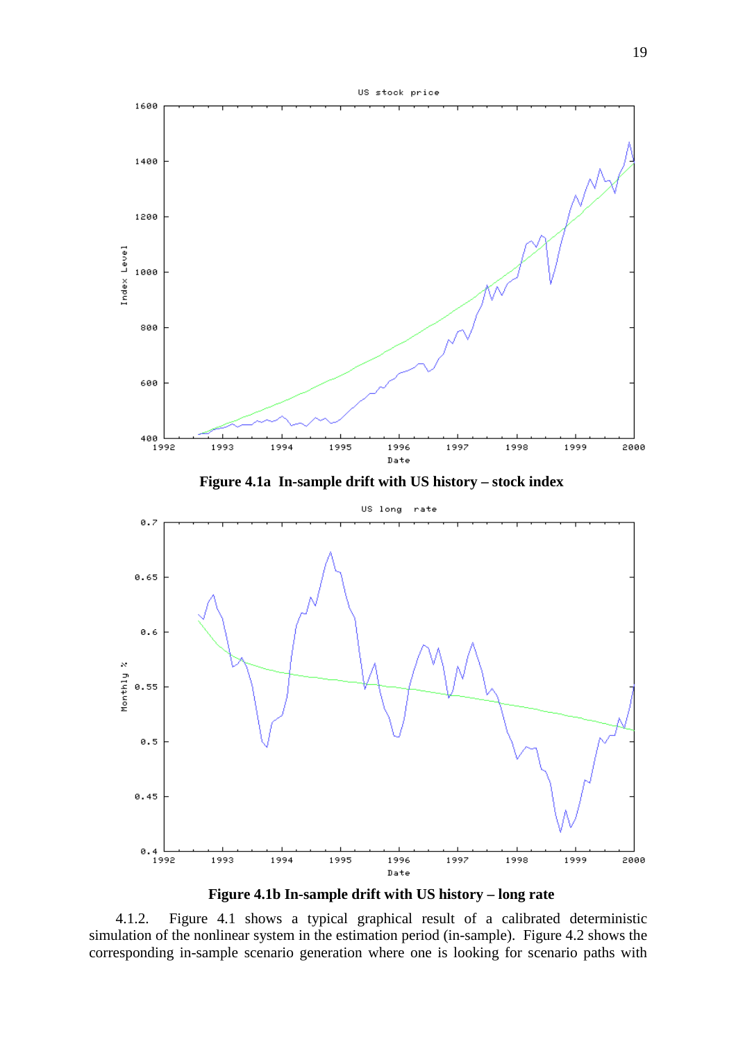**Figure 4.1a In-sample drift with US history – stock index**

**Figure 4.1b In-sample drift with US history – long rate**

4.1.2. Figure 4.1 shows a typical graphical result of a calibrated deterministic simulation of the nonlinear system in the estimation period (in-sample). Figure 4.2 shows the corresponding in-sample scenario generation where one is looking for scenario paths with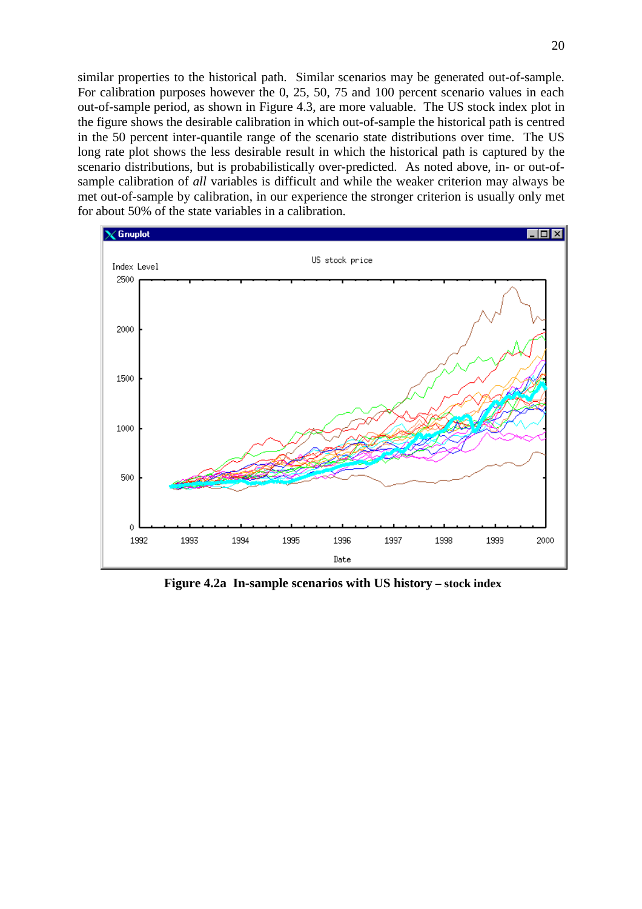similar properties to the historical path. Similar scenarios may be generated out-of-sample. For calibration purposes however the 0, 25, 50, 75 and 100 percent scenario values in each out-of-sample period, as shown in Figure 4.3, are more valuable. The US stock index plot in the figure shows the desirable calibration in which out-of-sample the historical path is centred in the 50 percent inter-quantile range of the scenario state distributions over time. The US long rate plot shows the less desirable result in which the historical path is captured by the scenario distributions, but is probabilistically over-predicted. As noted above, in- or out-of-sample calibration of *all* variables is difficult and while the weaker criterion may always be met out-of-sample by calibration, in our experience the stronger criterion is usually only met for about 50% of the state variables in a calibration.

**Figure 4.2a In-sample scenarios with US history – stock index**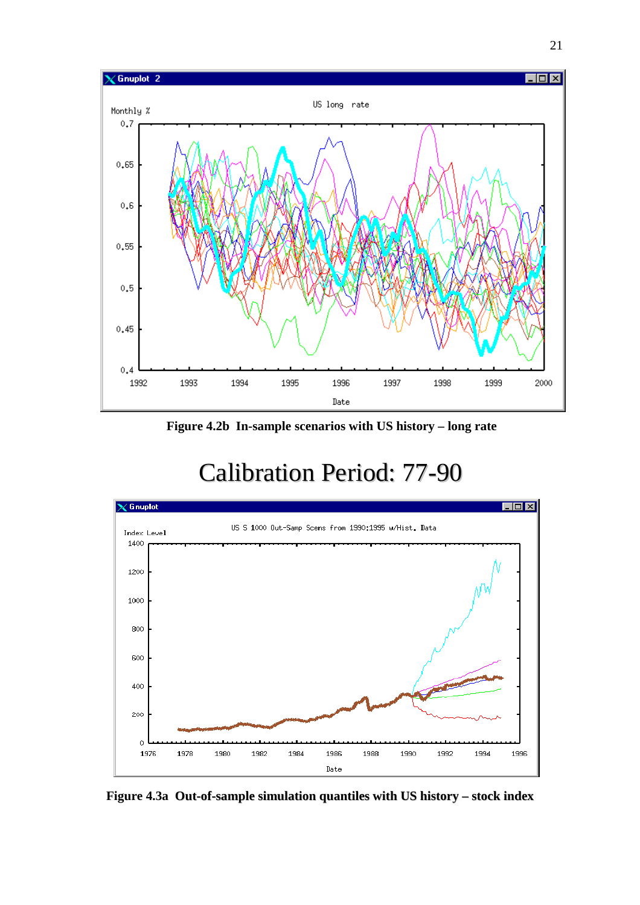**Figure 4.2b In-sample scenarios with US history – long rate**

# Calibration Period: 77-90

**Figure 4.3a Out-of-sample simulation quantiles with US history – stock index**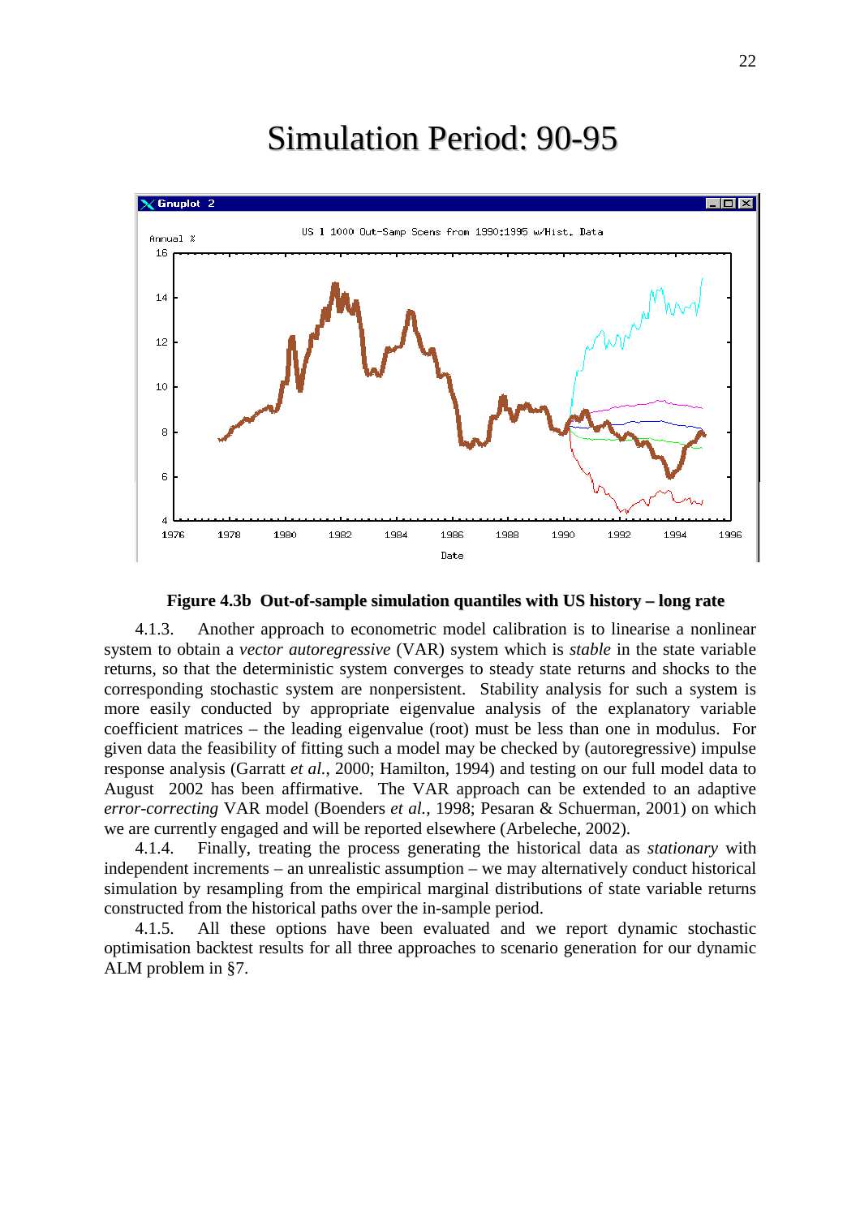# Simulation Period: 90-95

**Figure 4.3b Out-of-sample simulation quantiles with US history – long rate**

4.1.3. Another approach to econometric model calibration is to linearise a nonlinear system to obtain a *vector autoregressive* (VAR) system which is *stable* in the state variable returns, so that the deterministic system converges to steady state returns and shocks to the corresponding stochastic system are nonpersistent. Stability analysis for such a system is more easily conducted by appropriate eigenvalue analysis of the explanatory variable coefficient matrices – the leading eigenvalue (root) must be less than one in modulus. For given data the feasibility of fitting such a model may be checked by (autoregressive) impulse response analysis (Garratt *et al.*, 2000; Hamilton, 1994) and testing on our full model data to August 2002 has been affirmative. The VAR approach can be extended to an adaptive *error-correcting* VAR model (Boenders *et al.*, 1998; Pesaran & Schuerman, 2001) on which we are currently engaged and will be reported elsewhere (Arbeleche, 2002).

4.1.4. Finally, treating the process generating the historical data as *stationary* with independent increments – an unrealistic assumption – we may alternatively conduct historical simulation by resampling from the empirical marginal distributions of state variable returns constructed from the historical paths over the in-sample period.

4.1.5. All these options have been evaluated and we report dynamic stochastic optimisation backtest results for all three approaches to scenario generation for our dynamic ALM problem in §7.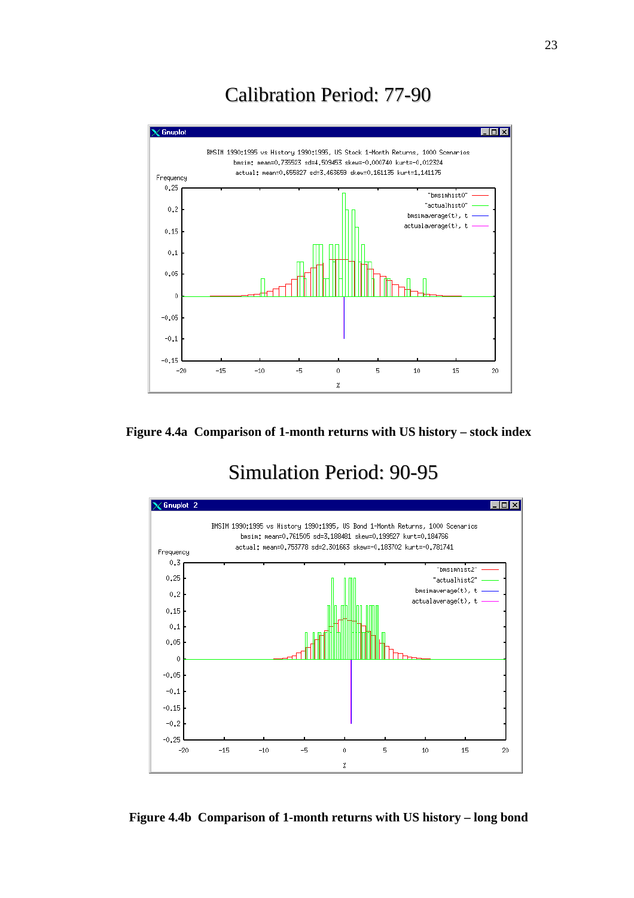# Calibration Period: 77-90

**Figure 4.4a Comparison of 1-month returns with US history – stock index**

# Simulation Period: 90-95

**Figure 4.4b Comparison of 1-month returns with US history – long bond**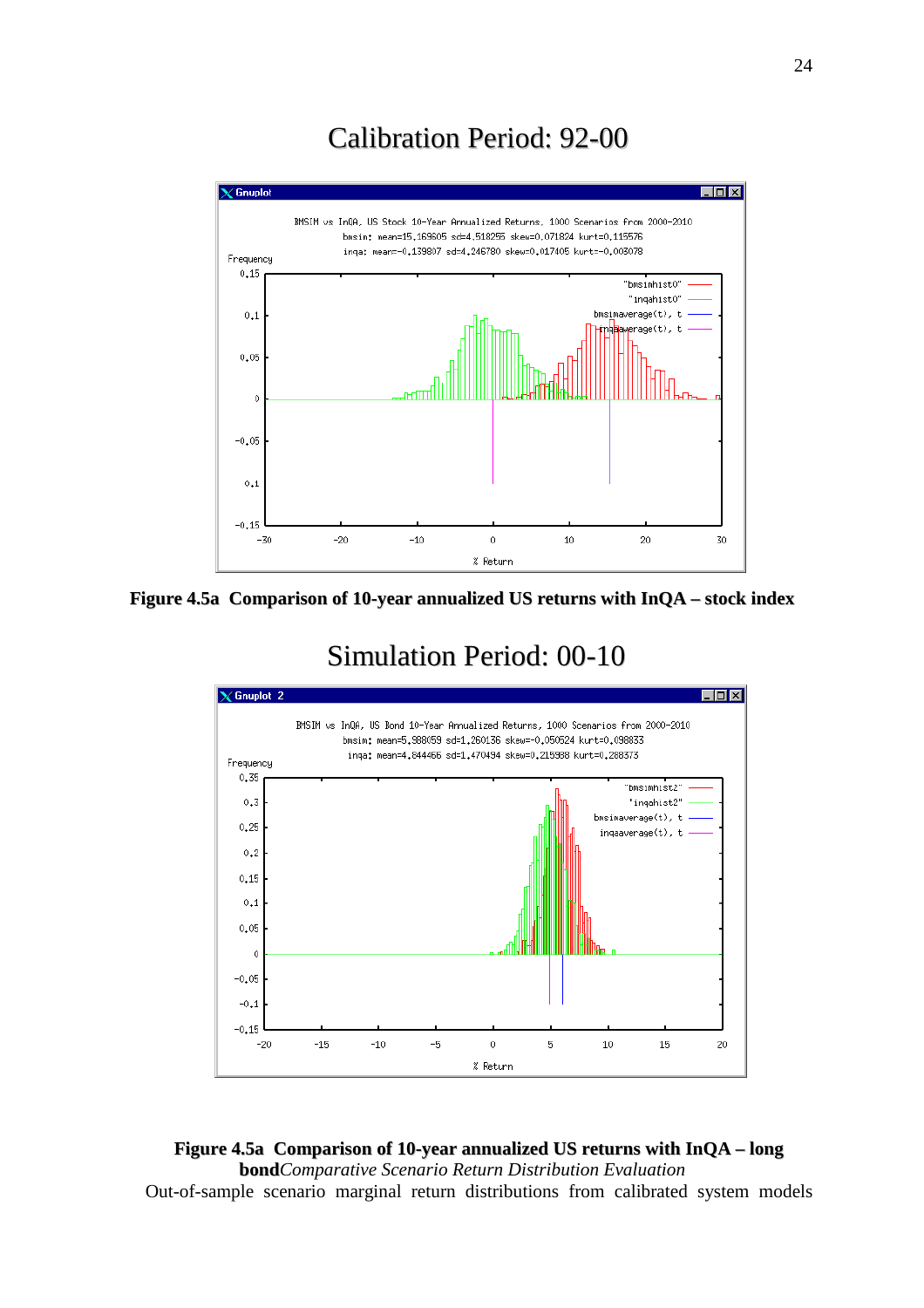# Calibration Period: 92-00

**Figure 4.5a Comparison of 10-year annualized US returns with InQA – stock index**

# Simulation Period: 00-10

**Figure 4.5a Comparison of 10-year annualized US returns with InQA – long bond***Comparative Scenario Return Distribution Evaluation*

Out-of-sample scenario marginal return distributions from calibrated system models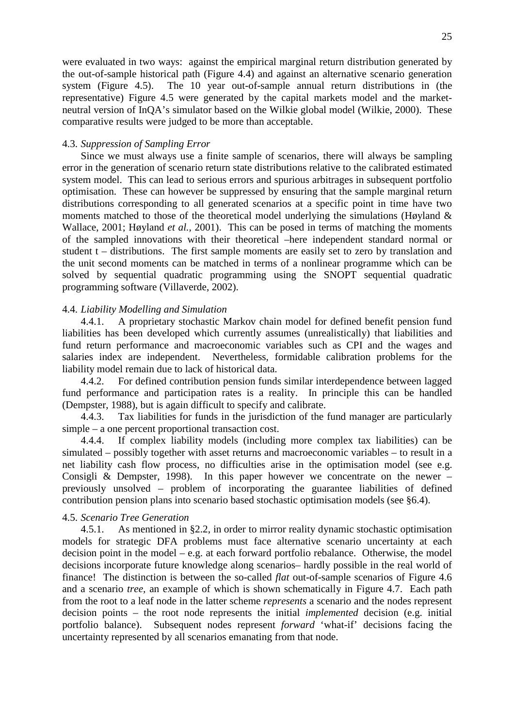were evaluated in two ways: against the empirical marginal return distribution generated by the out-of-sample historical path (Figure 4.4) and against an alternative scenario generation system (Figure 4.5). The 10 year out-of-sample annual return distributions in (the representative) Figure 4.5 were generated by the capital markets model and the market-neutral version of InQA's simulator based on the Wilkie global model (Wilkie, 2000). These comparative results were judged to be more than acceptable.

### 4.3. *Suppression of Sampling Error*

Since we must always use a finite sample of scenarios, there will always be sampling error in the generation of scenario return state distributions relative to the calibrated estimated system model. This can lead to serious errors and spurious arbitrages in subsequent portfolio optimisation. These can however be suppressed by ensuring that the sample marginal return distributions corresponding to all generated scenarios at a specific point in time have two moments matched to those of the theoretical model underlying the simulations (Høyland & Wallace, 2001; Høyland *et al.*, 2001). This can be posed in terms of matching the moments of the sampled innovations with their theoretical –here independent standard normal or student t – distributions. The first sample moments are easily set to zero by translation and the unit second moments can be matched in terms of a nonlinear programme which can be solved by sequential quadratic programming using the SNOPT sequential quadratic programming software (Villaverde, 2002).

### 4.4. *Liability Modelling and Simulation*

4.4.1. A proprietary stochastic Markov chain model for defined benefit pension fund liabilities has been developed which currently assumes (unrealistically) that liabilities and fund return performance and macroeconomic variables such as CPI and the wages and salaries index are independent. Nevertheless, formidable calibration problems for the liability model remain due to lack of historical data.

4.4.2. For defined contribution pension funds similar interdependence between lagged fund performance and participation rates is a reality. In principle this can be handled (Dempster, 1988), but is again difficult to specify and calibrate.

4.4.3. Tax liabilities for funds in the jurisdiction of the fund manager are particularly simple – a one percent proportional transaction cost.

4.4.4. If complex liability models (including more complex tax liabilities) can be simulated – possibly together with asset returns and macroeconomic variables – to result in a net liability cash flow process, no difficulties arise in the optimisation model (see e.g. Consigli & Dempster, 1998). In this paper however we concentrate on the newer – previously unsolved – problem of incorporating the guarantee liabilities of defined contribution pension plans into scenario based stochastic optimisation models (see §6.4).

### 4.5. *Scenario Tree Generation*

4.5.1. As mentioned in §2.2, in order to mirror reality dynamic stochastic optimisation models for strategic DFA problems must face alternative scenario uncertainty at each decision point in the model – e.g. at each forward portfolio rebalance. Otherwise, the model decisions incorporate future knowledge along scenarios– hardly possible in the real world of finance! The distinction is between the so-called *flat* out-of-sample scenarios of Figure 4.6 and a scenario *tree*, an example of which is shown schematically in Figure 4.7. Each path from the root to a leaf node in the latter scheme *represents* a scenario and the nodes represent decision points – the root node represents the initial *implemented* decision (e.g. initial portfolio balance). Subsequent nodes represent *forward* 'what-if' decisions facing the uncertainty represented by all scenarios emanating from that node.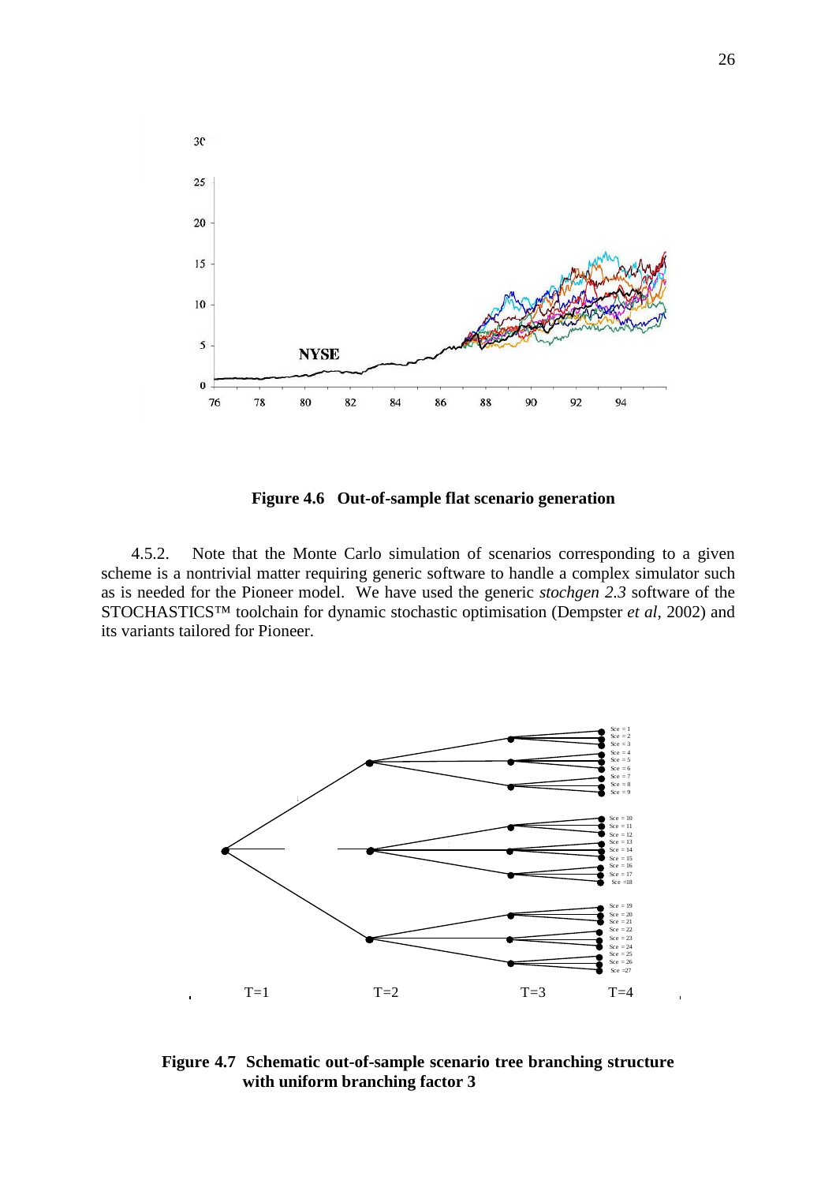**Figure 4.6 Out-of-sample flat scenario generation**

4.5.2. Note that the Monte Carlo simulation of scenarios corresponding to a given scheme is a nontrivial matter requiring generic software to handle a complex simulator such as is needed for the Pioneer model. We have used the generic *stochgen 2.3* software of the STOCHASTICS™ toolchain for dynamic stochastic optimisation (Dempster *et al*, 2002) and its variants tailored for Pioneer.

**Figure 4.7 Schematic out-of-sample scenario tree branching structure with uniform branching factor 3**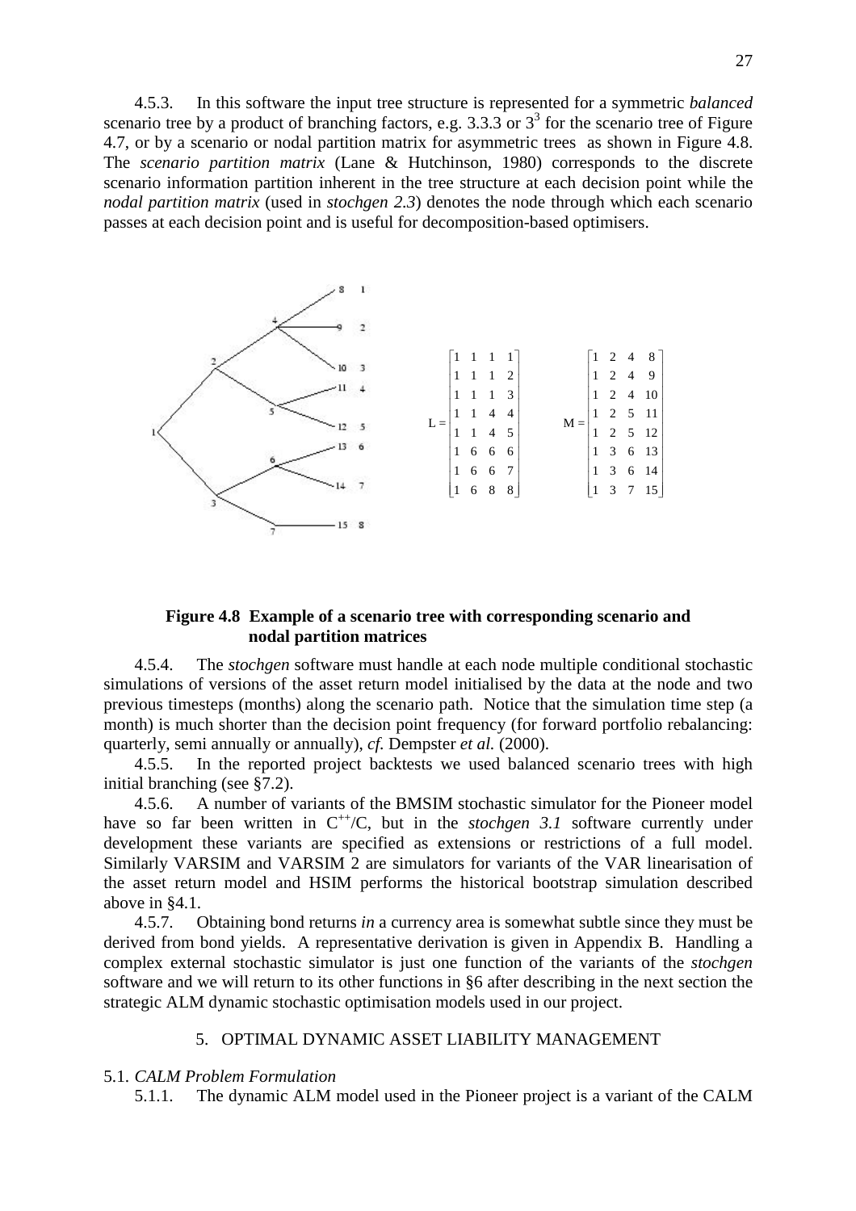4.5.3. In this software the input tree structure is represented for a symmetric *balanced* scenario tree by a product of branching factors, e.g. 3.3.3 or $3^3$ for the scenario tree of Figure 4.7, or by a scenario or nodal partition matrix for asymmetric trees as shown in Figure 4.8. The *scenario partition matrix* (Lane & Hutchinson, 1980) corresponds to the discrete scenario information partition inherent in the tree structure at each decision point while the *nodal partition matrix* (used in *stochgen 2.3*) denotes the node through which each scenario passes at each decision point and is useful for decomposition-based optimisers.

$$
L = \begin{bmatrix} 1 & 1 & 1 & 1 \\ 1 & 1 & 1 & 2 \\ 1 & 1 & 1 & 3 \\ 1 & 1 & 4 & 4 \\ 1 & 1 & 4 & 5 \\ 1 & 6 & 6 & 6 \\ 1 & 6 & 6 & 7 \\ 1 & 6 & 8 & 8 \end{bmatrix} \qquad M = \begin{bmatrix} 1 & 2 & 4 & 8 \\ 1 & 2 & 4 & 9 \\ 1 & 2 & 4 & 10 \\ 1 & 2 & 5 & 11 \\ 1 & 2 & 5 & 12 \\ 1 & 3 & 6 & 13 \\ 1 & 3 & 6 & 14 \\ 1 & 3 & 7 & 15 \end{bmatrix}
$$

**Figure 4.8 Example of a scenario tree with corresponding scenario and nodal partition matrices**

4.5.4. The *stochgen* software must handle at each node multiple conditional stochastic simulations of versions of the asset return model initialised by the data at the node and two previous timesteps (months) along the scenario path. Notice that the simulation time step (a month) is much shorter than the decision point frequency (for forward portfolio rebalancing: quarterly, semi annually or annually), *cf.* Dempster *et al.* (2000).

4.5.5. In the reported project backtests we used balanced scenario trees with high initial branching (see §7.2).

4.5.6. A number of variants of the BMSIM stochastic simulator for the Pioneer model have so far been written in C++/C, but in the *stochgen 3.1* software currently under development these variants are specified as extensions or restrictions of a full model. Similarly VARSIM and VARSIM 2 are simulators for variants of the VAR linearisation of the asset return model and HSIM performs the historical bootstrap simulation described above in §4.1.

4.5.7. Obtaining bond returns *in* a currency area is somewhat subtle since they must be derived from bond yields. A representative derivation is given in Appendix B. Handling a complex external stochastic simulator is just one function of the variants of the *stochgen* software and we will return to its other functions in §6 after describing in the next section the strategic ALM dynamic stochastic optimisation models used in our project.

## 5. OPTIMAL DYNAMIC ASSET LIABILITY MANAGEMENT

### 5.1. *CALM Problem Formulation*

5.1.1. The dynamic ALM model used in the Pioneer project is a variant of the CALM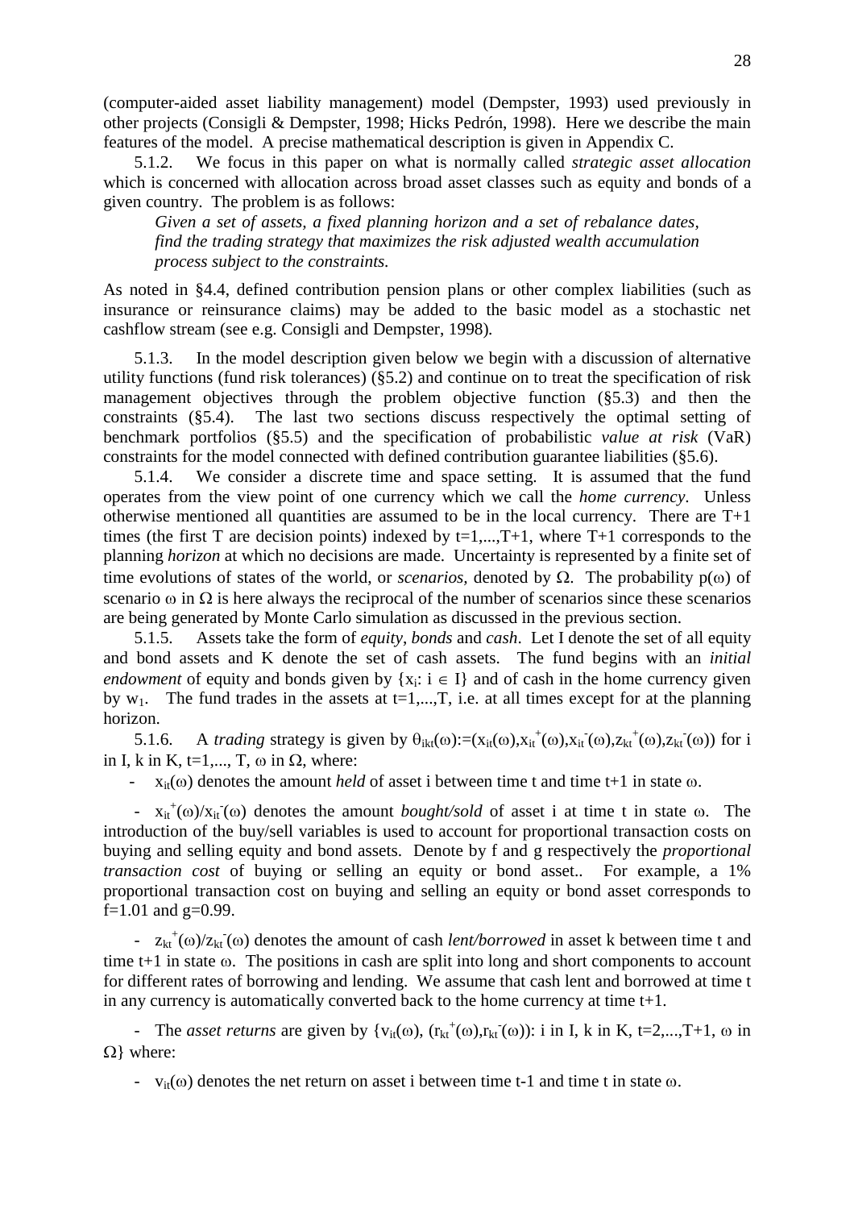(computer-aided asset liability management) model (Dempster, 1993) used previously in other projects (Consigli & Dempster, 1998; Hicks Pedrón, 1998). Here we describe the main features of the model. A precise mathematical description is given in Appendix C.

5.1.2. We focus in this paper on what is normally called *strategic asset allocation* which is concerned with allocation across broad asset classes such as equity and bonds of a given country. The problem is as follows:

> *Given a set of assets, a fixed planning horizon and a set of rebalance dates, find the trading strategy that maximizes the risk adjusted wealth accumulation process subject to the constraints.*

As noted in §4.4, defined contribution pension plans or other complex liabilities (such as insurance or reinsurance claims) may be added to the basic model as a stochastic net cashflow stream (see e.g. Consigli and Dempster, 1998).

5.1.3. In the model description given below we begin with a discussion of alternative utility functions (fund risk tolerances) (§5.2) and continue on to treat the specification of risk management objectives through the problem objective function (§5.3) and then the constraints (§5.4). The last two sections discuss respectively the optimal setting of benchmark portfolios (§5.5) and the specification of probabilistic *value at risk* (VaR) constraints for the model connected with defined contribution guarantee liabilities (§5.6).

5.1.4. We consider a discrete time and space setting. It is assumed that the fund operates from the view point of one currency which we call the *home currency*. Unless otherwise mentioned all quantities are assumed to be in the local currency. There are T+1 times (the first T are decision points) indexed by $t=1,...,T+1$, where T+1 corresponds to the planning *horizon* at which no decisions are made. Uncertainty is represented by a finite set of time evolutions of states of the world, or *scenarios*, denoted by $\Omega$. The probability $p(\omega)$ of scenario $\omega$ in $\Omega$ is here always the reciprocal of the number of scenarios since these scenarios are being generated by Monte Carlo simulation as discussed in the previous section.

5.1.5. Assets take the form of *equity*, *bonds* and *cash*. Let I denote the set of all equity and bond assets and K denote the set of cash assets. The fund begins with an *initial endowment* of equity and bonds given by $\{x_i: i \in I\}$ and of cash in the home currency given by $w_1$. The fund trades in the assets at $t=1,...,T$, i.e. at all times except for at the planning horizon.

5.1.6. A *trading* strategy is given by $\theta_{ikt}(\omega):=(x_{it}(\omega),x_{it}^{+}(\omega),x_{it}^{-}(\omega),z_{kt}^{+}(\omega),z_{kt}^{-}(\omega))$ for i in I, k in K, $t=1,..., T$, $\omega$ in $\Omega$, where:

- $x_{it}(\omega)$ denotes the amount *held* of asset i between time t and time t+1 in state $\omega$.

- $x_{it}^{+}(\omega)/x_{it}^{-}(\omega)$ denotes the amount *bought/sold* of asset i at time t in state $\omega$. The introduction of the buy/sell variables is used to account for proportional transaction costs on buying and selling equity and bond assets. Denote by f and g respectively the *proportional transaction cost* of buying or selling an equity or bond asset.. For example, a 1% proportional transaction cost on buying and selling an equity or bond asset corresponds to $f=1.01$ and $g=0.99$.

- $z_{kt}^{+}(\omega)/z_{kt}^{-}(\omega)$ denotes the amount of cash *lent/borrowed* in asset k between time t and time t+1 in state $\omega$. The positions in cash are split into long and short components to account for different rates of borrowing and lending. We assume that cash lent and borrowed at time t in any currency is automatically converted back to the home currency at time t+1.

- The *asset returns* are given by $\{v_{it}(\omega), (r_{kt}^{+}(\omega),r_{kt}^{-}(\omega))$: i in I, k in K, $t=2,...,T+1$, $\omega$ in $\Omega\}$ where:

- $v_{it}(\omega)$ denotes the net return on asset i between time t-1 and time t in state $\omega$.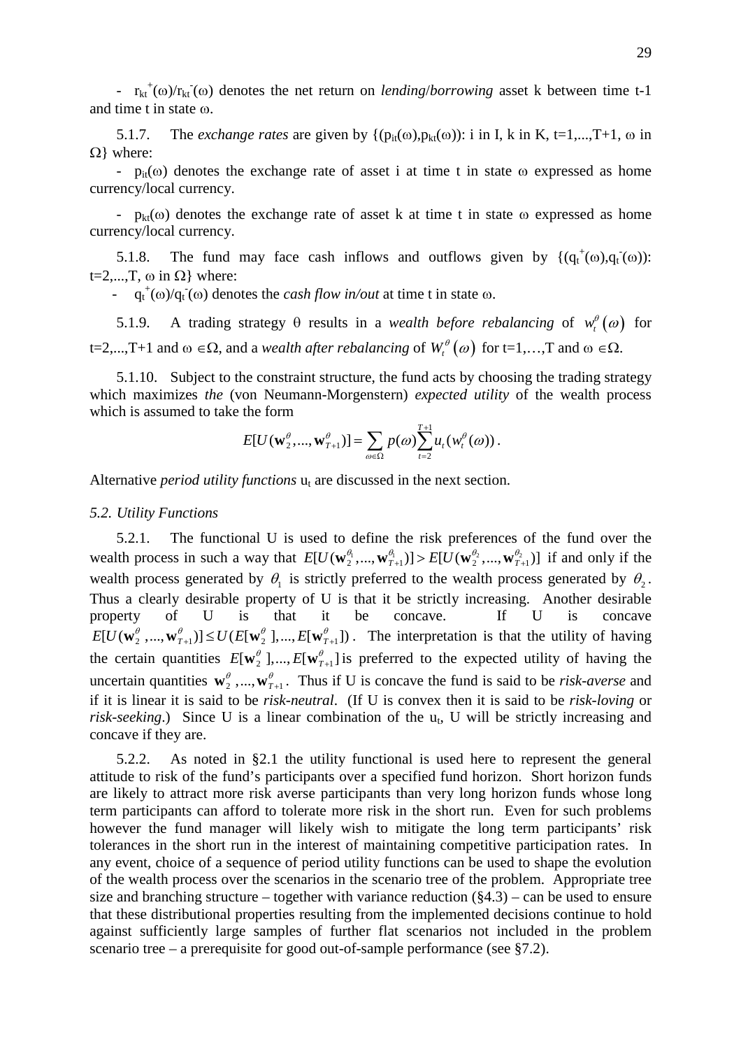- $r_{kt}^+(\omega)/r_{kt}^-(\omega)$ denotes the net return on *lending*/*borrowing* asset k between time t-1 and time t in state ω.

5.1.7. The *exchange rates* are given by $\{(p_{it}(\omega),p_{kt}(\omega))$: i in I, k in K, t=1,...,T+1, ω in Ω} where:

- $p_{it}(\omega)$ denotes the exchange rate of asset i at time t in state ω expressed as home currency/local currency.

- $p_{kt}(\omega)$ denotes the exchange rate of asset k at time t in state ω expressed as home currency/local currency.

5.1.8. The fund may face cash inflows and outflows given by $\{(q_t^+(\omega),q_t^-(\omega))$: t=2,...,T, ω in Ω} where:

- $q_t^+(\omega)/q_t^-(\omega)$ denotes the *cash flow in/out* at time t in state ω.

5.1.9. A trading strategy θ results in a *wealth before rebalancing* of $w_t^\theta(\omega)$ for t=2,...,T+1 and $\omega \in \Omega$, and a *wealth after rebalancing* of $W_t^\theta(\omega)$ for t=1,…,T and $\omega \in \Omega$.

5.1.10. Subject to the constraint structure, the fund acts by choosing the trading strategy which maximizes *the* (von Neumann-Morgenstern) *expected utility* of the wealth process which is assumed to take the form

$$E[U(\mathbf{w}_2^\theta,...,\mathbf{w}_{T+1}^\theta)] = \sum_{\omega\in\Omega} p(\omega) \sum_{t=2}^{T+1} u_t(w_t^\theta(\omega)) .$$

Alternative *period utility functions* $u_t$ are discussed in the next section.

*5.2. Utility Functions*

5.2.1. The functional U is used to define the risk preferences of the fund over the wealth process in such a way that $E[U(\mathbf{w}_2^{\theta_1},...,\mathbf{w}_{T+1}^{\theta_1})] > E[U(\mathbf{w}_2^{\theta_2},...,\mathbf{w}_{T+1}^{\theta_2})]$ if and only if the wealth process generated by $\theta_1$ is strictly preferred to the wealth process generated by $\theta_2$. Thus a clearly desirable property of U is that it be strictly increasing. Another desirable property of U is that it be concave. If U is concave $E[U(\mathbf{w}_2^\theta,...,\mathbf{w}_{T+1}^\theta)] \le U(E[\mathbf{w}_2^\theta],...,E[\mathbf{w}_{T+1}^\theta])$. The interpretation is that the utility of having the certain quantities $E[\mathbf{w}_2^\theta],...,E[\mathbf{w}_{T+1}^\theta]$ is preferred to the expected utility of having the uncertain quantities $\mathbf{w}_2^\theta,...,\mathbf{w}_{T+1}^\theta$. Thus if U is concave the fund is said to be *risk-averse* and if it is linear it is said to be *risk-neutral*. (If U is convex then it is said to be *risk-loving* or *risk-seeking*.) Since U is a linear combination of the $u_t$, U will be strictly increasing and concave if they are.

5.2.2. As noted in §2.1 the utility functional is used here to represent the general attitude to risk of the fund's participants over a specified fund horizon. Short horizon funds are likely to attract more risk averse participants than very long horizon funds whose long term participants can afford to tolerate more risk in the short run. Even for such problems however the fund manager will likely wish to mitigate the long term participants' risk tolerances in the short run in the interest of maintaining competitive participation rates. In any event, choice of a sequence of period utility functions can be used to shape the evolution of the wealth process over the scenarios in the scenario tree of the problem. Appropriate tree size and branching structure – together with variance reduction (§4.3) – can be used to ensure that these distributional properties resulting from the implemented decisions continue to hold against sufficiently large samples of further flat scenarios not included in the problem scenario tree – a prerequisite for good out-of-sample performance (see §7.2).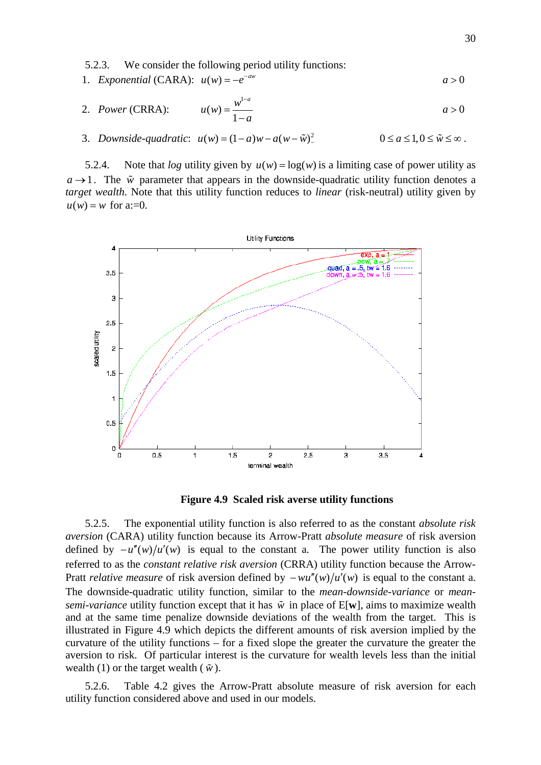5.2.3. We consider the following period utility functions:

1. *Exponential* (CARA): $u(w) = -e^{-aw}$ $\quad a > 0$

2. *Power* (CRRA): $u(w) = \dfrac{w^{1-a}}{1-a}$ $\quad a > 0$

3. *Downside-quadratic*: $u(w) = (1-a)w - a(w - \tilde{w})_{-}^{2}$ $\quad 0 \le a \le 1, 0 \le \tilde{w} \le \infty$.

5.2.4. Note that *log* utility given by $u(w) = \log(w)$ is a limiting case of power utility as $a \to 1$. The $\tilde{w}$ parameter that appears in the downside-quadratic utility function denotes a *target wealth*. Note that this utility function reduces to *linear* (risk-neutral) utility given by $u(w) = w$ for a:=0.

**Figure 4.9 Scaled risk averse utility functions**

5.2.5. The exponential utility function is also referred to as the constant *absolute risk aversion* (CARA) utility function because its Arrow-Pratt *absolute measure* of risk aversion defined by $-u''(w)/u'(w)$ is equal to the constant a. The power utility function is also referred to as the *constant relative risk aversion* (CRRA) utility function because the Arrow-Pratt *relative measure* of risk aversion defined by $-wu''(w)/u'(w)$ is equal to the constant a. The downside-quadratic utility function, similar to the *mean-downside-variance* or *mean-semi-variance* utility function except that it has $\tilde{w}$ in place of E[**w**], aims to maximize wealth and at the same time penalize downside deviations of the wealth from the target. This is illustrated in Figure 4.9 which depicts the different amounts of risk aversion implied by the curvature of the utility functions – for a fixed slope the greater the curvature the greater the aversion to risk. Of particular interest is the curvature for wealth levels less than the initial wealth (1) or the target wealth ($\tilde{w}$).

5.2.6. Table 4.2 gives the Arrow-Pratt absolute measure of risk aversion for each utility function considered above and used in our models.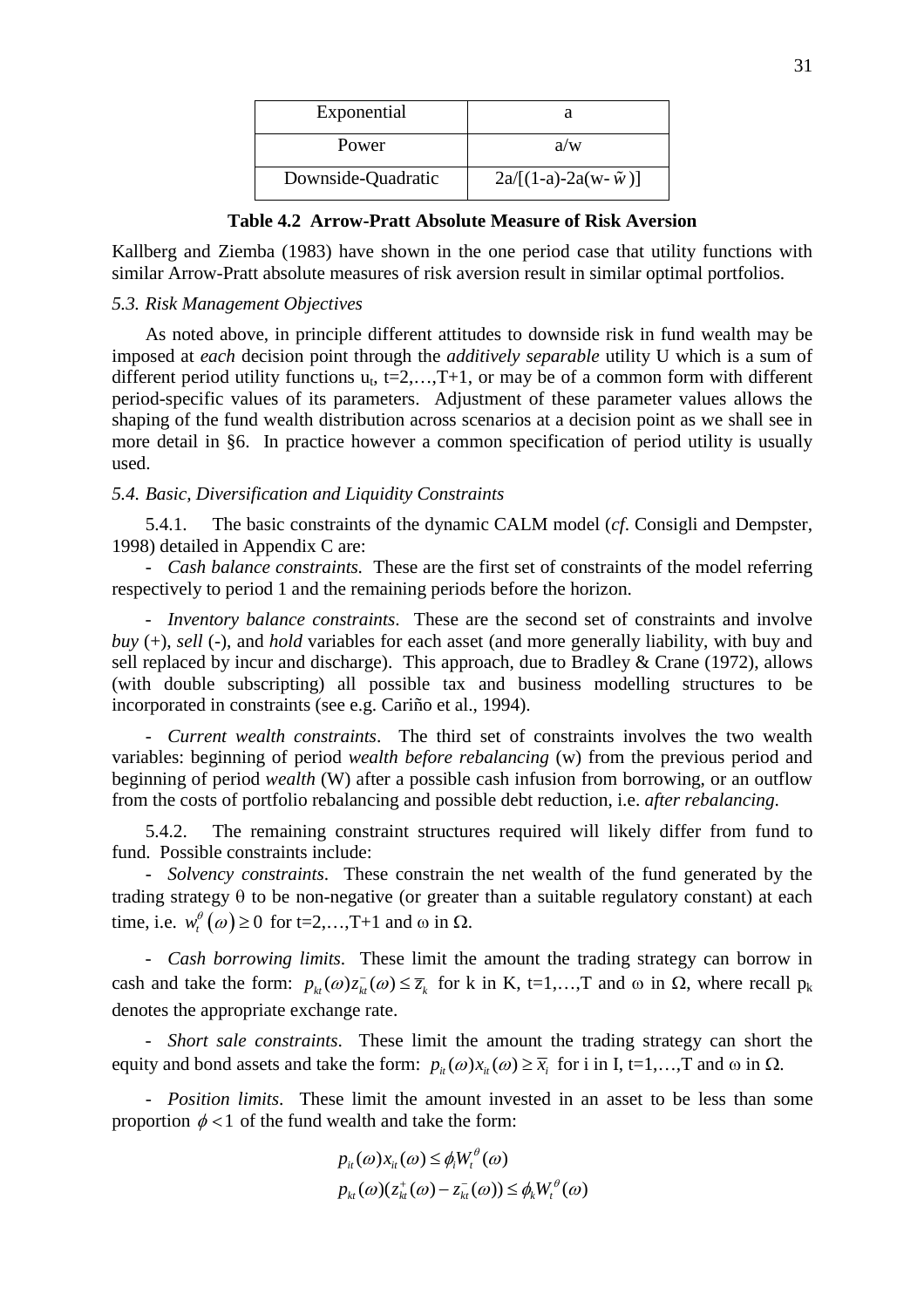| Exponential | a |
|---|---|
| Power | a/w |
| Downside-Quadratic | $2a/[(1-a)-2a(w-\tilde{w})]$ |

**Table 4.2 Arrow-Pratt Absolute Measure of Risk Aversion**

Kallberg and Ziemba (1983) have shown in the one period case that utility functions with similar Arrow-Pratt absolute measures of risk aversion result in similar optimal portfolios.

*5.3. Risk Management Objectives*

As noted above, in principle different attitudes to downside risk in fund wealth may be imposed at *each* decision point through the *additively separable* utility U which is a sum of different period utility functions $u_t$, t=2,…,T+1, or may be of a common form with different period-specific values of its parameters. Adjustment of these parameter values allows the shaping of the fund wealth distribution across scenarios at a decision point as we shall see in more detail in §6. In practice however a common specification of period utility is usually used.

*5.4. Basic, Diversification and Liquidity Constraints*

5.4.1. The basic constraints of the dynamic CALM model (*cf*. Consigli and Dempster, 1998) detailed in Appendix C are:

- *Cash balance constraints.* These are the first set of constraints of the model referring respectively to period 1 and the remaining periods before the horizon.

- *Inventory balance constraints*. These are the second set of constraints and involve *buy* (+), *sell* (-), and *hold* variables for each asset (and more generally liability, with buy and sell replaced by incur and discharge). This approach, due to Bradley & Crane (1972), allows (with double subscripting) all possible tax and business modelling structures to be incorporated in constraints (see e.g. Cariño et al., 1994).

- *Current wealth constraints*. The third set of constraints involves the two wealth variables: beginning of period *wealth before rebalancing* (w) from the previous period and beginning of period *wealth* (W) after a possible cash infusion from borrowing, or an outflow from the costs of portfolio rebalancing and possible debt reduction, i.e. *after rebalancing*.

5.4.2. The remaining constraint structures required will likely differ from fund to fund. Possible constraints include:

- *Solvency constraints*. These constrain the net wealth of the fund generated by the trading strategy θ to be non-negative (or greater than a suitable regulatory constant) at each time, i.e. $w_t^{\theta}(\omega) \geq 0$ for t=2,…,T+1 and ω in Ω.

- *Cash borrowing limits*. These limit the amount the trading strategy can borrow in cash and take the form: $p_{kt}(\omega)z_{kt}^{-}(\omega) \leq \overline{z}_k$ for k in K, t=1,…,T and ω in Ω, where recall $p_k$ denotes the appropriate exchange rate.

- *Short sale constraints*. These limit the amount the trading strategy can short the equity and bond assets and take the form: $p_{it}(\omega)x_{it}(\omega) \geq \overline{x}_i$ for i in I, t=1,…,T and ω in Ω.

- *Position limits*. These limit the amount invested in an asset to be less than some proportion $\phi < 1$ of the fund wealth and take the form:

$$p_{it}(\omega)x_{it}(\omega) \leq \phi_i W_t^{\theta}(\omega)$$

$$p_{kt}(\omega)(z_{kt}^{+}(\omega) - z_{kt}^{-}(\omega)) \leq \phi_k W_t^{\theta}(\omega)$$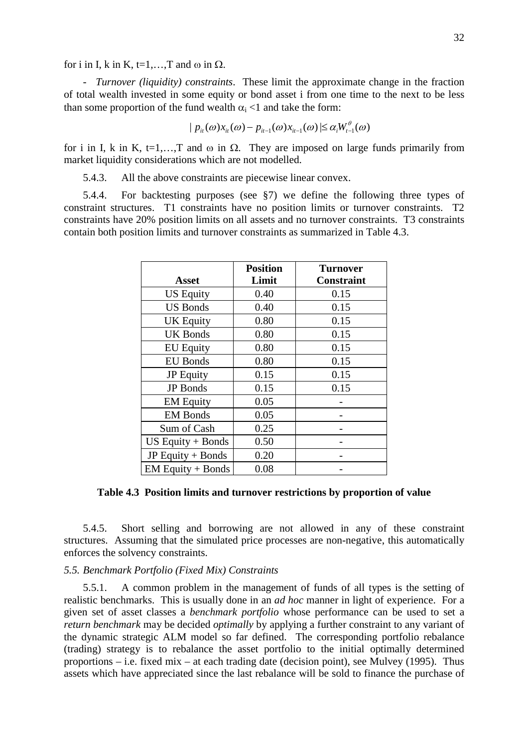for i in I, k in K, t=1,…,T and ω in Ω.

- *Turnover (liquidity) constraints*. These limit the approximate change in the fraction of total wealth invested in some equity or bond asset i from one time to the next to be less than some proportion of the fund wealth $\alpha_i < 1$ and take the form:

$$| p_{it}(\omega)x_{it}(\omega) - p_{it-1}(\omega)x_{it-1}(\omega) | \le \alpha_i W_{t-1}^{\theta}(\omega)$$

for i in I, k in K, t=1,…,T and ω in Ω. They are imposed on large funds primarily from market liquidity considerations which are not modelled.

5.4.3. All the above constraints are piecewise linear convex.

5.4.4. For backtesting purposes (see §7) we define the following three types of constraint structures. T1 constraints have no position limits or turnover constraints. T2 constraints have 20% position limits on all assets and no turnover constraints. T3 constraints contain both position limits and turnover constraints as summarized in Table 4.3.

| Asset | Position Limit | Turnover Constraint |
|---|---|---|
| US Equity | 0.40 | 0.15 |
| US Bonds | 0.40 | 0.15 |
| UK Equity | 0.80 | 0.15 |
| UK Bonds | 0.80 | 0.15 |
| EU Equity | 0.80 | 0.15 |
| EU Bonds | 0.80 | 0.15 |
| JP Equity | 0.15 | 0.15 |
| JP Bonds | 0.15 | 0.15 |
| EM Equity | 0.05 | - |
| EM Bonds | 0.05 | - |
| Sum of Cash | 0.25 | - |
| US Equity + Bonds | 0.50 | - |
| JP Equity + Bonds | 0.20 | - |
| EM Equity + Bonds | 0.08 | - |

**Table 4.3 Position limits and turnover restrictions by proportion of value**

5.4.5. Short selling and borrowing are not allowed in any of these constraint structures. Assuming that the simulated price processes are non-negative, this automatically enforces the solvency constraints.

*5.5. Benchmark Portfolio (Fixed Mix) Constraints*

5.5.1. A common problem in the management of funds of all types is the setting of realistic benchmarks. This is usually done in an *ad hoc* manner in light of experience. For a given set of asset classes a *benchmark portfolio* whose performance can be used to set a *return benchmark* may be decided *optimally* by applying a further constraint to any variant of the dynamic strategic ALM model so far defined. The corresponding portfolio rebalance (trading) strategy is to rebalance the asset portfolio to the initial optimally determined proportions – i.e. fixed mix – at each trading date (decision point), see Mulvey (1995). Thus assets which have appreciated since the last rebalance will be sold to finance the purchase of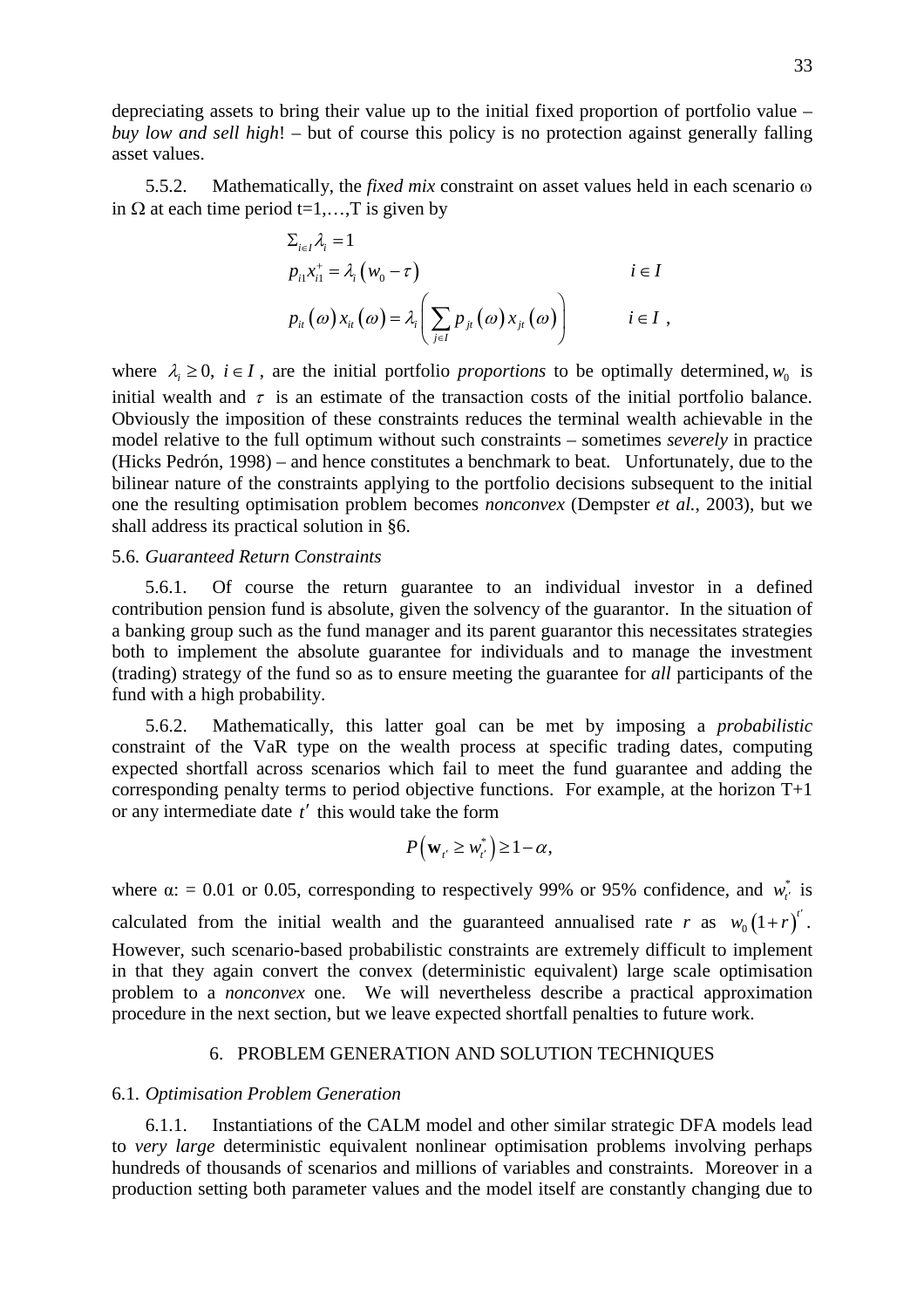depreciating assets to bring their value up to the initial fixed proportion of portfolio value – *buy low and sell high*! – but of course this policy is no protection against generally falling asset values.

5.5.2. Mathematically, the *fixed mix* constraint on asset values held in each scenario ω in Ω at each time period t=1,…,T is given by

$$
\begin{aligned}
&\Sigma_{i \in I} \lambda_i = 1 \\
&p_{i1} x_{i1}^{+} = \lambda_i \left( w_0 - \tau \right) && i \in I \\
&p_{it}(\omega) x_{it}(\omega) = \lambda_i \left( \sum_{j \in I} p_{jt}(\omega) x_{jt}(\omega) \right) && i \in I \;,
\end{aligned}
$$

where $\lambda_i \geq 0,\ i \in I$, are the initial portfolio *proportions* to be optimally determined, $w_0$ is initial wealth and $\tau$ is an estimate of the transaction costs of the initial portfolio balance. Obviously the imposition of these constraints reduces the terminal wealth achievable in the model relative to the full optimum without such constraints – sometimes *severely* in practice (Hicks Pedrón, 1998) – and hence constitutes a benchmark to beat. Unfortunately, due to the bilinear nature of the constraints applying to the portfolio decisions subsequent to the initial one the resulting optimisation problem becomes *nonconvex* (Dempster *et al.*, 2003), but we shall address its practical solution in §6.

5.6. *Guaranteed Return Constraints*

5.6.1. Of course the return guarantee to an individual investor in a defined contribution pension fund is absolute, given the solvency of the guarantor. In the situation of a banking group such as the fund manager and its parent guarantor this necessitates strategies both to implement the absolute guarantee for individuals and to manage the investment (trading) strategy of the fund so as to ensure meeting the guarantee for *all* participants of the fund with a high probability.

5.6.2. Mathematically, this latter goal can be met by imposing a *probabilistic* constraint of the VaR type on the wealth process at specific trading dates, computing expected shortfall across scenarios which fail to meet the fund guarantee and adding the corresponding penalty terms to period objective functions. For example, at the horizon T+1 or any intermediate date $t'$ this would take the form

$$
P\left( \mathbf{w}_{t'} \geq w_{t'}^{*} \right) \geq 1 - \alpha,
$$

where α: = 0.01 or 0.05, corresponding to respectively 99% or 95% confidence, and $w_{t'}^{*}$ is calculated from the initial wealth and the guaranteed annualised rate $r$ as $w_0 \left(1+r\right)^{t'}$. However, such scenario-based probabilistic constraints are extremely difficult to implement in that they again convert the convex (deterministic equivalent) large scale optimisation problem to a *nonconvex* one. We will nevertheless describe a practical approximation procedure in the next section, but we leave expected shortfall penalties to future work.

## 6. PROBLEM GENERATION AND SOLUTION TECHNIQUES

6.1. *Optimisation Problem Generation*

6.1.1. Instantiations of the CALM model and other similar strategic DFA models lead to *very large* deterministic equivalent nonlinear optimisation problems involving perhaps hundreds of thousands of scenarios and millions of variables and constraints. Moreover in a production setting both parameter values and the model itself are constantly changing due to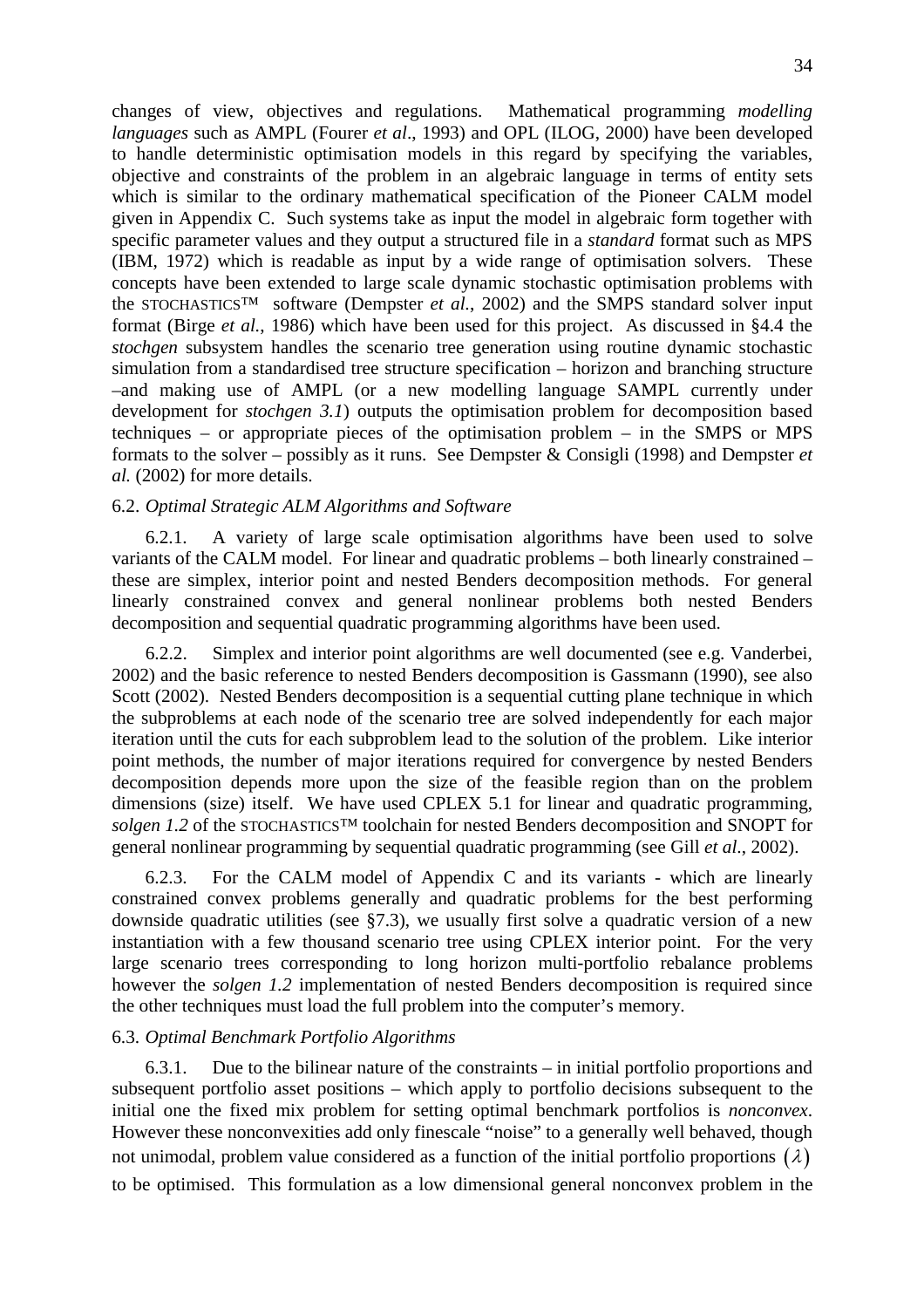changes of view, objectives and regulations. Mathematical programming *modelling languages* such as AMPL (Fourer *et al*., 1993) and OPL (ILOG, 2000) have been developed to handle deterministic optimisation models in this regard by specifying the variables, objective and constraints of the problem in an algebraic language in terms of entity sets which is similar to the ordinary mathematical specification of the Pioneer CALM model given in Appendix C. Such systems take as input the model in algebraic form together with specific parameter values and they output a structured file in a *standard* format such as MPS (IBM, 1972) which is readable as input by a wide range of optimisation solvers. These concepts have been extended to large scale dynamic stochastic optimisation problems with the STOCHASTICS™ software (Dempster *et al.*, 2002) and the SMPS standard solver input format (Birge *et al.*, 1986) which have been used for this project. As discussed in §4.4 the *stochgen* subsystem handles the scenario tree generation using routine dynamic stochastic simulation from a standardised tree structure specification – horizon and branching structure –and making use of AMPL (or a new modelling language SAMPL currently under development for *stochgen 3.1*) outputs the optimisation problem for decomposition based techniques – or appropriate pieces of the optimisation problem – in the SMPS or MPS formats to the solver – possibly as it runs. See Dempster & Consigli (1998) and Dempster *et al.* (2002) for more details.

## 6.2. *Optimal Strategic ALM Algorithms and Software*

6.2.1. A variety of large scale optimisation algorithms have been used to solve variants of the CALM model. For linear and quadratic problems – both linearly constrained – these are simplex, interior point and nested Benders decomposition methods. For general linearly constrained convex and general nonlinear problems both nested Benders decomposition and sequential quadratic programming algorithms have been used.

6.2.2. Simplex and interior point algorithms are well documented (see e.g. Vanderbei, 2002) and the basic reference to nested Benders decomposition is Gassmann (1990), see also Scott (2002). Nested Benders decomposition is a sequential cutting plane technique in which the subproblems at each node of the scenario tree are solved independently for each major iteration until the cuts for each subproblem lead to the solution of the problem. Like interior point methods, the number of major iterations required for convergence by nested Benders decomposition depends more upon the size of the feasible region than on the problem dimensions (size) itself. We have used CPLEX 5.1 for linear and quadratic programming, *solgen 1.2* of the STOCHASTICS™ toolchain for nested Benders decomposition and SNOPT for general nonlinear programming by sequential quadratic programming (see Gill *et al*., 2002).

6.2.3. For the CALM model of Appendix C and its variants - which are linearly constrained convex problems generally and quadratic problems for the best performing downside quadratic utilities (see §7.3), we usually first solve a quadratic version of a new instantiation with a few thousand scenario tree using CPLEX interior point. For the very large scenario trees corresponding to long horizon multi-portfolio rebalance problems however the *solgen 1.2* implementation of nested Benders decomposition is required since the other techniques must load the full problem into the computer's memory.

## 6.3. *Optimal Benchmark Portfolio Algorithms*

6.3.1. Due to the bilinear nature of the constraints – in initial portfolio proportions and subsequent portfolio asset positions – which apply to portfolio decisions subsequent to the initial one the fixed mix problem for setting optimal benchmark portfolios is *nonconvex*. However these nonconvexities add only finescale "noise" to a generally well behaved, though not unimodal, problem value considered as a function of the initial portfolio proportions $(\lambda)$ to be optimised. This formulation as a low dimensional general nonconvex problem in the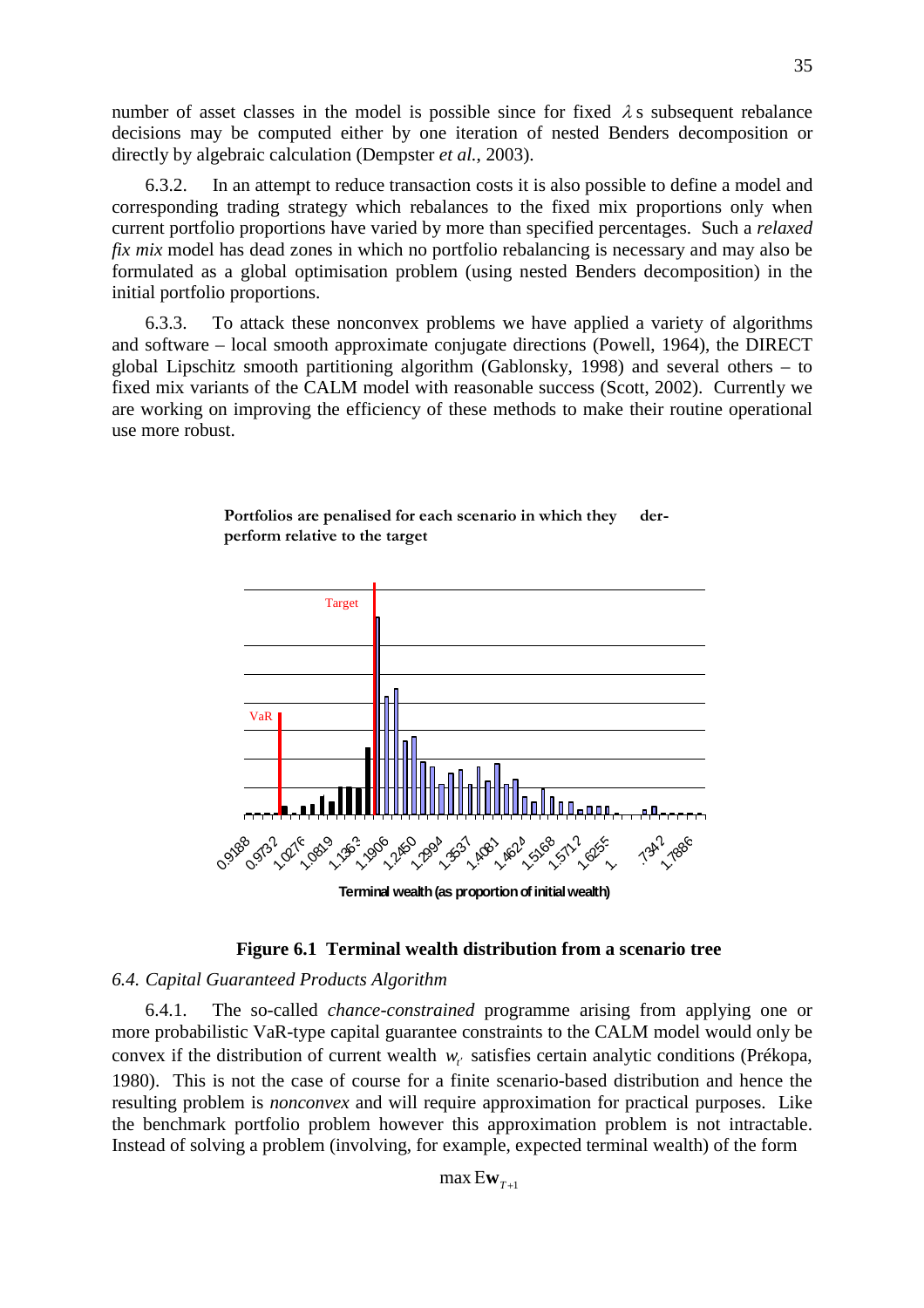number of asset classes in the model is possible since for fixed $\lambda$s subsequent rebalance decisions may be computed either by one iteration of nested Benders decomposition or directly by algebraic calculation (Dempster *et al.*, 2003).

6.3.2. In an attempt to reduce transaction costs it is also possible to define a model and corresponding trading strategy which rebalances to the fixed mix proportions only when current portfolio proportions have varied by more than specified percentages. Such a *relaxed fix mix* model has dead zones in which no portfolio rebalancing is necessary and may also be formulated as a global optimisation problem (using nested Benders decomposition) in the initial portfolio proportions.

6.3.3. To attack these nonconvex problems we have applied a variety of algorithms and software – local smooth approximate conjugate directions (Powell, 1964), the DIRECT global Lipschitz smooth partitioning algorithm (Gablonsky, 1998) and several others – to fixed mix variants of the CALM model with reasonable success (Scott, 2002). Currently we are working on improving the efficiency of these methods to make their routine operational use more robust.

**Portfolios are penalised for each scenario in which they der-perform relative to the target**

Target

VaR

0.9188 0.9732 1.0276 1.0819 1.1363 1.1906 1.2450 1.2994 1.3537 1.4081 1.4624 1.5168 1.5712 1.6255 1. .7342 1.7886

**Terminal wealth (as proportion of initial wealth)**

**Figure 6.1 Terminal wealth distribution from a scenario tree**

*6.4. Capital Guaranteed Products Algorithm*

6.4.1. The so-called *chance-constrained* programme arising from applying one or more probabilistic VaR-type capital guarantee constraints to the CALM model would only be convex if the distribution of current wealth $w_{t'}$ satisfies certain analytic conditions (Prékopa, 1980). This is not the case of course for a finite scenario-based distribution and hence the resulting problem is *nonconvex* and will require approximation for practical purposes. Like the benchmark portfolio problem however this approximation problem is not intractable. Instead of solving a problem (involving, for example, expected terminal wealth) of the form

$$\max \mathrm{E}\mathbf{w}_{T+1}$$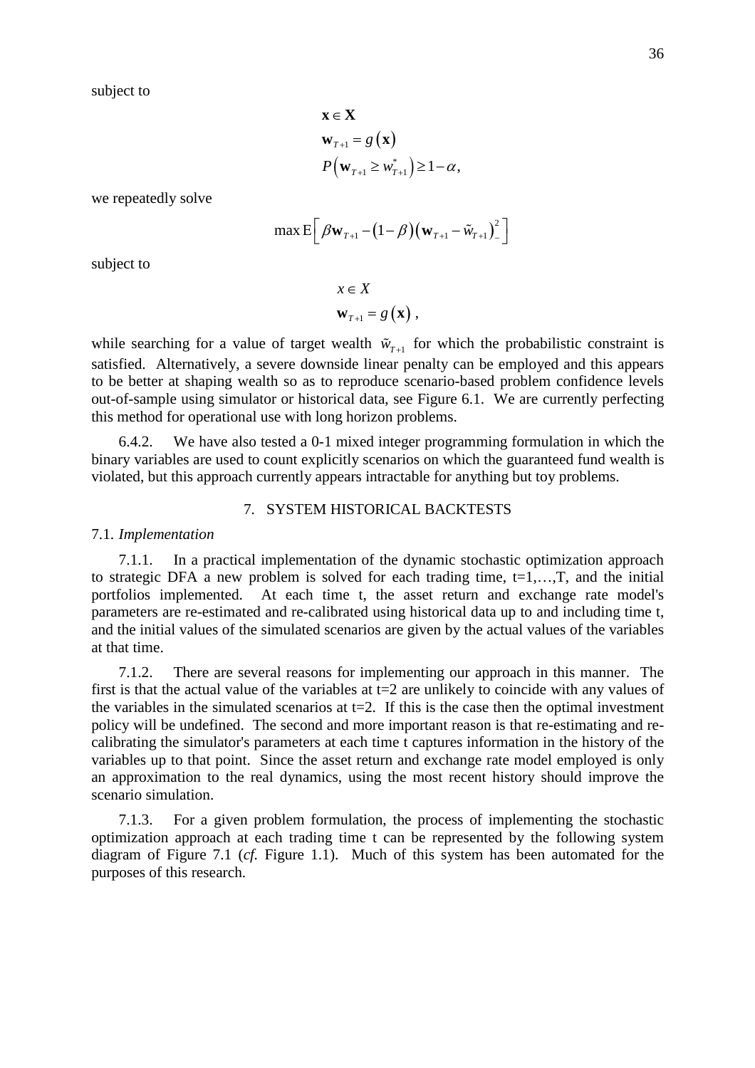subject to

$$
\begin{aligned}
&\mathbf{x} \in \mathbf{X} \\
&\mathbf{w}_{T+1} = g(\mathbf{x}) \\
&P\left(\mathbf{w}_{T+1} \geq w_{T+1}^{*}\right) \geq 1-\alpha,
\end{aligned}
$$

we repeatedly solve

$$
\max \mathrm{E}\left[\beta \mathbf{w}_{T+1} - (1-\beta)\left(\mathbf{w}_{T+1} - \tilde{w}_{T+1}\right)_{-}^{2}\right]
$$

subject to

$$
\begin{aligned}
&x \in X \\
&\mathbf{w}_{T+1} = g(\mathbf{x}),
\end{aligned}
$$

while searching for a value of target wealth $\tilde{w}_{T+1}$ for which the probabilistic constraint is satisfied. Alternatively, a severe downside linear penalty can be employed and this appears to be better at shaping wealth so as to reproduce scenario-based problem confidence levels out-of-sample using simulator or historical data, see Figure 6.1. We are currently perfecting this method for operational use with long horizon problems.

6.4.2. We have also tested a 0-1 mixed integer programming formulation in which the binary variables are used to count explicitly scenarios on which the guaranteed fund wealth is violated, but this approach currently appears intractable for anything but toy problems.

## 7. SYSTEM HISTORICAL BACKTESTS

### 7.1. *Implementation*

7.1.1. In a practical implementation of the dynamic stochastic optimization approach to strategic DFA a new problem is solved for each trading time, t=1,…,T, and the initial portfolios implemented. At each time t, the asset return and exchange rate model's parameters are re-estimated and re-calibrated using historical data up to and including time t, and the initial values of the simulated scenarios are given by the actual values of the variables at that time.

7.1.2. There are several reasons for implementing our approach in this manner. The first is that the actual value of the variables at t=2 are unlikely to coincide with any values of the variables in the simulated scenarios at t=2. If this is the case then the optimal investment policy will be undefined. The second and more important reason is that re-estimating and re-calibrating the simulator's parameters at each time t captures information in the history of the variables up to that point. Since the asset return and exchange rate model employed is only an approximation to the real dynamics, using the most recent history should improve the scenario simulation.

7.1.3. For a given problem formulation, the process of implementing the stochastic optimization approach at each trading time t can be represented by the following system diagram of Figure 7.1 (*cf.* Figure 1.1). Much of this system has been automated for the purposes of this research.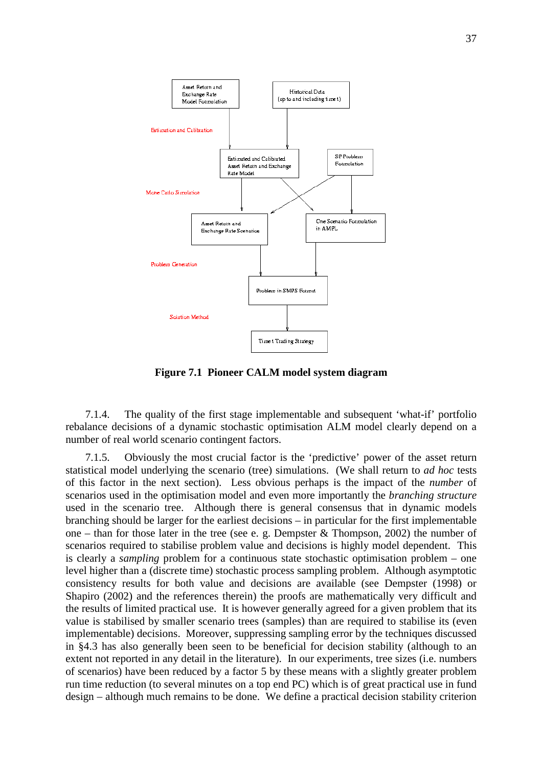**Figure 7.1 Pioneer CALM model system diagram**

7.1.4. The quality of the first stage implementable and subsequent 'what-if' portfolio rebalance decisions of a dynamic stochastic optimisation ALM model clearly depend on a number of real world scenario contingent factors.

7.1.5. Obviously the most crucial factor is the 'predictive' power of the asset return statistical model underlying the scenario (tree) simulations. (We shall return to *ad hoc* tests of this factor in the next section). Less obvious perhaps is the impact of the *number* of scenarios used in the optimisation model and even more importantly the *branching structure* used in the scenario tree. Although there is general consensus that in dynamic models branching should be larger for the earliest decisions – in particular for the first implementable one – than for those later in the tree (see e. g. Dempster & Thompson, 2002) the number of scenarios required to stabilise problem value and decisions is highly model dependent. This is clearly a *sampling* problem for a continuous state stochastic optimisation problem – one level higher than a (discrete time) stochastic process sampling problem. Although asymptotic consistency results for both value and decisions are available (see Dempster (1998) or Shapiro (2002) and the references therein) the proofs are mathematically very difficult and the results of limited practical use. It is however generally agreed for a given problem that its value is stabilised by smaller scenario trees (samples) than are required to stabilise its (even implementable) decisions. Moreover, suppressing sampling error by the techniques discussed in §4.3 has also generally been seen to be beneficial for decision stability (although to an extent not reported in any detail in the literature). In our experiments, tree sizes (i.e. numbers of scenarios) have been reduced by a factor 5 by these means with a slightly greater problem run time reduction (to several minutes on a top end PC) which is of great practical use in fund design – although much remains to be done. We define a practical decision stability criterion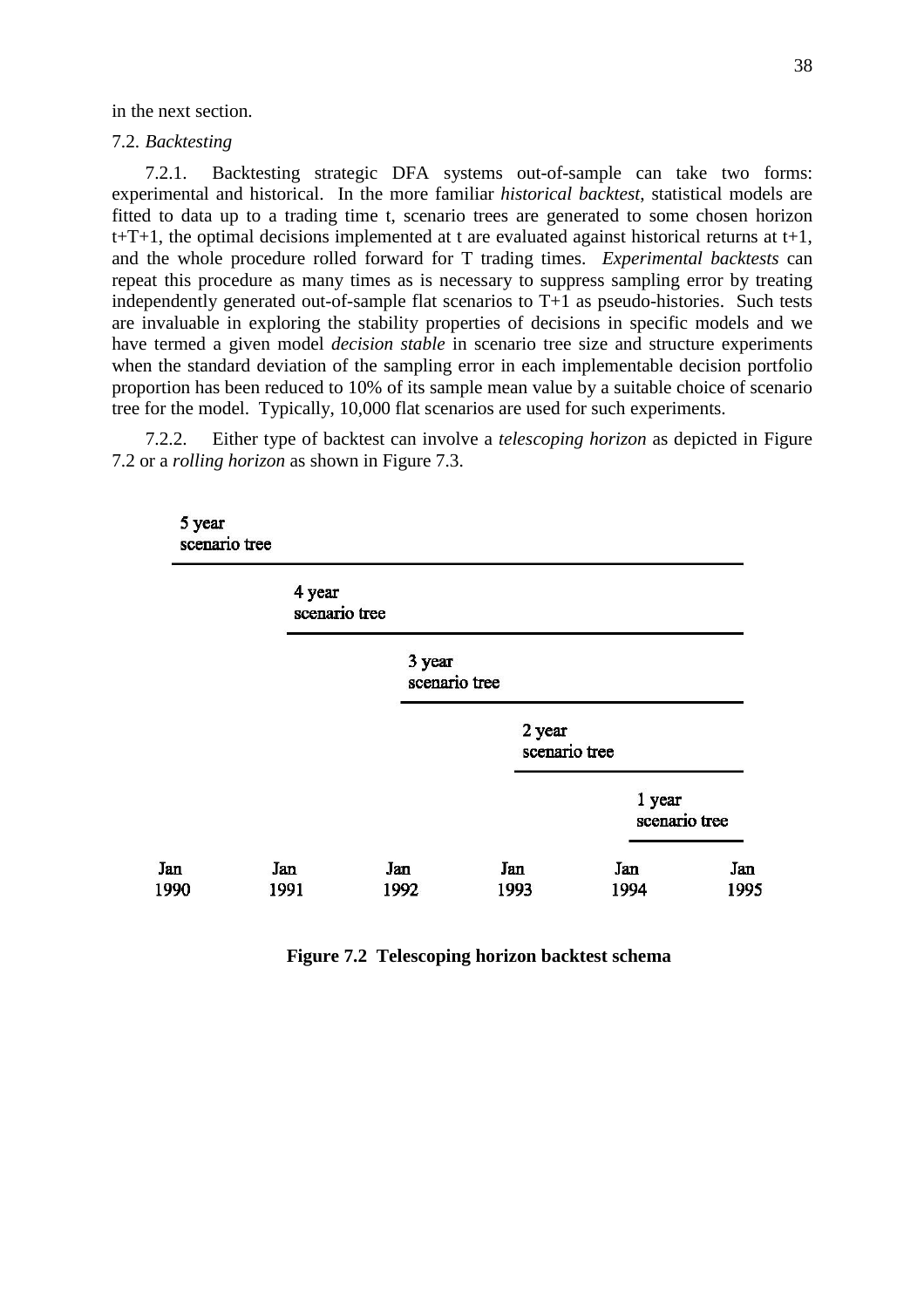in the next section.

## 7.2. *Backtesting*

7.2.1. Backtesting strategic DFA systems out-of-sample can take two forms: experimental and historical. In the more familiar *historical backtest*, statistical models are fitted to data up to a trading time t, scenario trees are generated to some chosen horizon t+T+1, the optimal decisions implemented at t are evaluated against historical returns at t+1, and the whole procedure rolled forward for T trading times. *Experimental backtests* can repeat this procedure as many times as is necessary to suppress sampling error by treating independently generated out-of-sample flat scenarios to T+1 as pseudo-histories. Such tests are invaluable in exploring the stability properties of decisions in specific models and we have termed a given model *decision stable* in scenario tree size and structure experiments when the standard deviation of the sampling error in each implementable decision portfolio proportion has been reduced to 10% of its sample mean value by a suitable choice of scenario tree for the model. Typically, 10,000 flat scenarios are used for such experiments.

7.2.2. Either type of backtest can involve a *telescoping horizon* as depicted in Figure 7.2 or a *rolling horizon* as shown in Figure 7.3.

5 year scenario tree

4 year scenario tree

3 year scenario tree

2 year scenario tree

1 year scenario tree

Jan 1990 | Jan 1991 | Jan 1992 | Jan 1993 | Jan 1994 | Jan 1995

**Figure 7.2 Telescoping horizon backtest schema**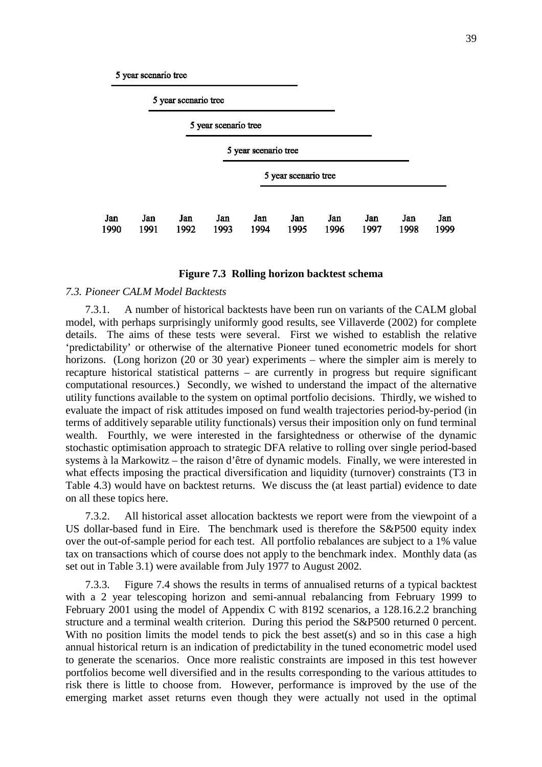5 year scenario tree

5 year scenario tree

5 year scenario tree

5 year scenario tree

5 year scenario tree

Jan 1990 Jan 1991 Jan 1992 Jan 1993 Jan 1994 Jan 1995 Jan 1996 Jan 1997 Jan 1998 Jan 1999

**Figure 7.3 Rolling horizon backtest schema**

*7.3. Pioneer CALM Model Backtests*

7.3.1. A number of historical backtests have been run on variants of the CALM global model, with perhaps surprisingly uniformly good results, see Villaverde (2002) for complete details. The aims of these tests were several. First we wished to establish the relative 'predictability' or otherwise of the alternative Pioneer tuned econometric models for short horizons. (Long horizon (20 or 30 year) experiments – where the simpler aim is merely to recapture historical statistical patterns – are currently in progress but require significant computational resources.) Secondly, we wished to understand the impact of the alternative utility functions available to the system on optimal portfolio decisions. Thirdly, we wished to evaluate the impact of risk attitudes imposed on fund wealth trajectories period-by-period (in terms of additively separable utility functionals) versus their imposition only on fund terminal wealth. Fourthly, we were interested in the farsightedness or otherwise of the dynamic stochastic optimisation approach to strategic DFA relative to rolling over single period-based systems à la Markowitz – the raison d'être of dynamic models. Finally, we were interested in what effects imposing the practical diversification and liquidity (turnover) constraints (T3 in Table 4.3) would have on backtest returns. We discuss the (at least partial) evidence to date on all these topics here.

7.3.2. All historical asset allocation backtests we report were from the viewpoint of a US dollar-based fund in Eire. The benchmark used is therefore the S&P500 equity index over the out-of-sample period for each test. All portfolio rebalances are subject to a 1% value tax on transactions which of course does not apply to the benchmark index. Monthly data (as set out in Table 3.1) were available from July 1977 to August 2002.

7.3.3. Figure 7.4 shows the results in terms of annualised returns of a typical backtest with a 2 year telescoping horizon and semi-annual rebalancing from February 1999 to February 2001 using the model of Appendix C with 8192 scenarios, a 128.16.2.2 branching structure and a terminal wealth criterion. During this period the S&P500 returned 0 percent. With no position limits the model tends to pick the best asset(s) and so in this case a high annual historical return is an indication of predictability in the tuned econometric model used to generate the scenarios. Once more realistic constraints are imposed in this test however portfolios become well diversified and in the results corresponding to the various attitudes to risk there is little to choose from. However, performance is improved by the use of the emerging market asset returns even though they were actually not used in the optimal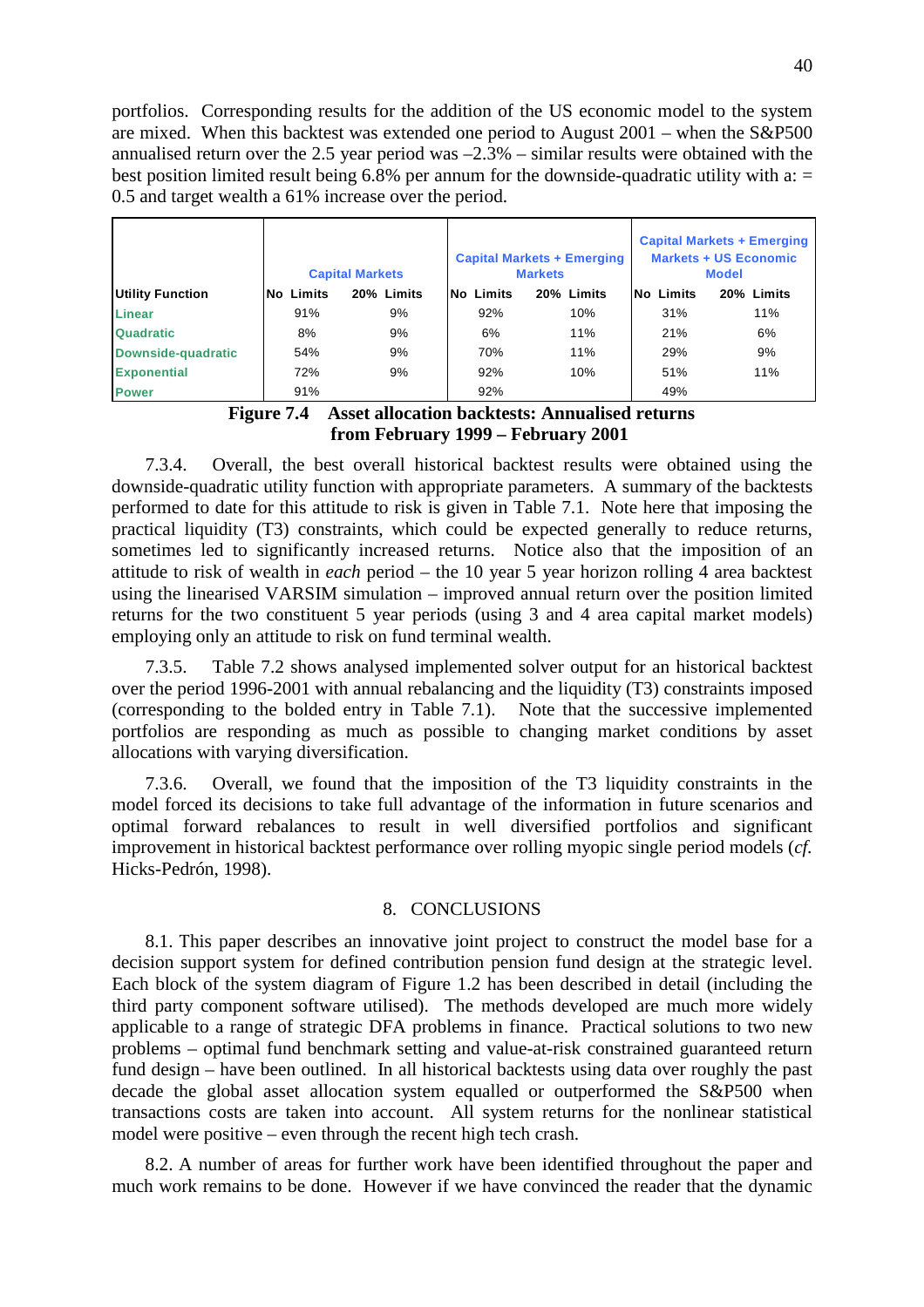portfolios. Corresponding results for the addition of the US economic model to the system are mixed. When this backtest was extended one period to August 2001 – when the S&P500 annualised return over the 2.5 year period was –2.3% – similar results were obtained with the best position limited result being 6.8% per annum for the downside-quadratic utility with a: = 0.5 and target wealth a 61% increase over the period.

| | Capital Markets | | Capital Markets + Emerging Markets | | Capital Markets + Emerging Markets + US Economic Model | |
|---|---|---|---|---|---|---|
| **Utility Function** | **No Limits** | **20% Limits** | **No Limits** | **20% Limits** | **No Limits** | **20% Limits** |
| Linear | 91% | 9% | 92% | 10% | 31% | 11% |
| Quadratic | 8% | 9% | 6% | 11% | 21% | 6% |
| Downside-quadratic | 54% | 9% | 70% | 11% | 29% | 9% |
| Exponential | 72% | 9% | 92% | 10% | 51% | 11% |
| Power | 91% | | 92% | | 49% | |

**Figure 7.4 Asset allocation backtests: Annualised returns from February 1999 – February 2001**

7.3.4. Overall, the best overall historical backtest results were obtained using the downside-quadratic utility function with appropriate parameters. A summary of the backtests performed to date for this attitude to risk is given in Table 7.1. Note here that imposing the practical liquidity (T3) constraints, which could be expected generally to reduce returns, sometimes led to significantly increased returns. Notice also that the imposition of an attitude to risk of wealth in *each* period – the 10 year 5 year horizon rolling 4 area backtest using the linearised VARSIM simulation – improved annual return over the position limited returns for the two constituent 5 year periods (using 3 and 4 area capital market models) employing only an attitude to risk on fund terminal wealth.

7.3.5. Table 7.2 shows analysed implemented solver output for an historical backtest over the period 1996-2001 with annual rebalancing and the liquidity (T3) constraints imposed (corresponding to the bolded entry in Table 7.1). Note that the successive implemented portfolios are responding as much as possible to changing market conditions by asset allocations with varying diversification.

7.3.6. Overall, we found that the imposition of the T3 liquidity constraints in the model forced its decisions to take full advantage of the information in future scenarios and optimal forward rebalances to result in well diversified portfolios and significant improvement in historical backtest performance over rolling myopic single period models (*cf.* Hicks-Pedrón, 1998).

## 8. CONCLUSIONS

8.1. This paper describes an innovative joint project to construct the model base for a decision support system for defined contribution pension fund design at the strategic level. Each block of the system diagram of Figure 1.2 has been described in detail (including the third party component software utilised). The methods developed are much more widely applicable to a range of strategic DFA problems in finance. Practical solutions to two new problems – optimal fund benchmark setting and value-at-risk constrained guaranteed return fund design – have been outlined. In all historical backtests using data over roughly the past decade the global asset allocation system equalled or outperformed the S&P500 when transactions costs are taken into account. All system returns for the nonlinear statistical model were positive – even through the recent high tech crash.

8.2. A number of areas for further work have been identified throughout the paper and much work remains to be done. However if we have convinced the reader that the dynamic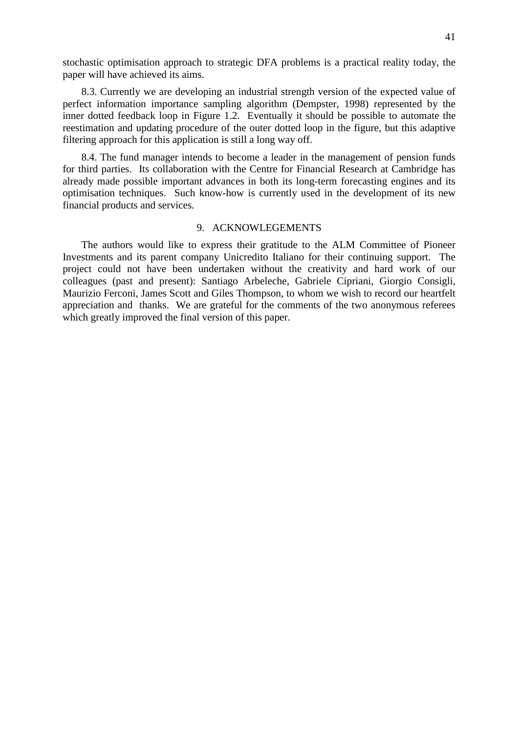stochastic optimisation approach to strategic DFA problems is a practical reality today, the paper will have achieved its aims.

8.3. Currently we are developing an industrial strength version of the expected value of perfect information importance sampling algorithm (Dempster, 1998) represented by the inner dotted feedback loop in Figure 1.2. Eventually it should be possible to automate the reestimation and updating procedure of the outer dotted loop in the figure, but this adaptive filtering approach for this application is still a long way off.

8.4. The fund manager intends to become a leader in the management of pension funds for third parties. Its collaboration with the Centre for Financial Research at Cambridge has already made possible important advances in both its long-term forecasting engines and its optimisation techniques. Such know-how is currently used in the development of its new financial products and services.

## 9. ACKNOWLEGEMENTS

The authors would like to express their gratitude to the ALM Committee of Pioneer Investments and its parent company Unicredito Italiano for their continuing support. The project could not have been undertaken without the creativity and hard work of our colleagues (past and present): Santiago Arbeleche, Gabriele Cipriani, Giorgio Consigli, Maurizio Ferconi, James Scott and Giles Thompson, to whom we wish to record our heartfelt appreciation and thanks. We are grateful for the comments of the two anonymous referees which greatly improved the final version of this paper.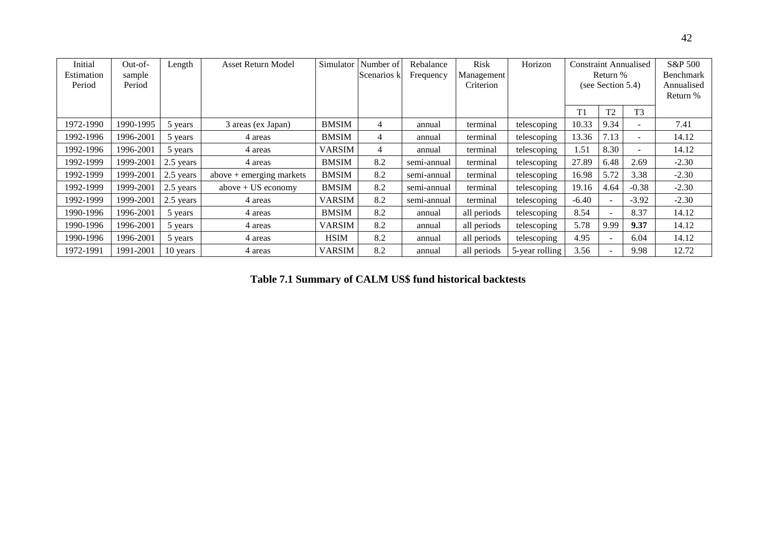| Initial Estimation Period | Out-of-sample Period | Length | Asset Return Model | Simulator | Number of Scenarios k | Rebalance Frequency | Risk Management Criterion | Horizon | Constraint Annualised Return % (see Section 5.4) | | | S&P 500 Benchmark Annualised Return % |
|---|---|---|---|---|---|---|---|---|---|---|---|---|
| | | | | | | | | | T1 | T2 | T3 | |
| 1972-1990 | 1990-1995 | 5 years | 3 areas (ex Japan) | BMSIM | 4 | annual | terminal | telescoping | 10.33 | 9.34 | - | 7.41 |
| 1992-1996 | 1996-2001 | 5 years | 4 areas | BMSIM | 4 | annual | terminal | telescoping | 13.36 | 7.13 | - | 14.12 |
| 1992-1996 | 1996-2001 | 5 years | 4 areas | VARSIM | 4 | annual | terminal | telescoping | 1.51 | 8.30 | - | 14.12 |
| 1992-1999 | 1999-2001 | 2.5 years | 4 areas | BMSIM | 8.2 | semi-annual | terminal | telescoping | 27.89 | 6.48 | 2.69 | -2.30 |
| 1992-1999 | 1999-2001 | 2.5 years | above + emerging markets | BMSIM | 8.2 | semi-annual | terminal | telescoping | 16.98 | 5.72 | 3.38 | -2.30 |
| 1992-1999 | 1999-2001 | 2.5 years | above + US economy | BMSIM | 8.2 | semi-annual | terminal | telescoping | 19.16 | 4.64 | -0.38 | -2.30 |
| 1992-1999 | 1999-2001 | 2.5 years | 4 areas | VARSIM | 8.2 | semi-annual | terminal | telescoping | -6.40 | - | -3.92 | -2.30 |
| 1990-1996 | 1996-2001 | 5 years | 4 areas | BMSIM | 8.2 | annual | all periods | telescoping | 8.54 | - | 8.37 | 14.12 |
| 1990-1996 | 1996-2001 | 5 years | 4 areas | VARSIM | 8.2 | annual | all periods | telescoping | 5.78 | 9.99 | **9.37** | 14.12 |
| 1990-1996 | 1996-2001 | 5 years | 4 areas | HSIM | 8.2 | annual | all periods | telescoping | 4.95 | - | 6.04 | 14.12 |
| 1972-1991 | 1991-2001 | 10 years | 4 areas | VARSIM | 8.2 | annual | all periods | 5-year rolling | 3.56 | - | 9.98 | 12.72 |

**Table 7.1 Summary of CALM US$ fund historical backtests**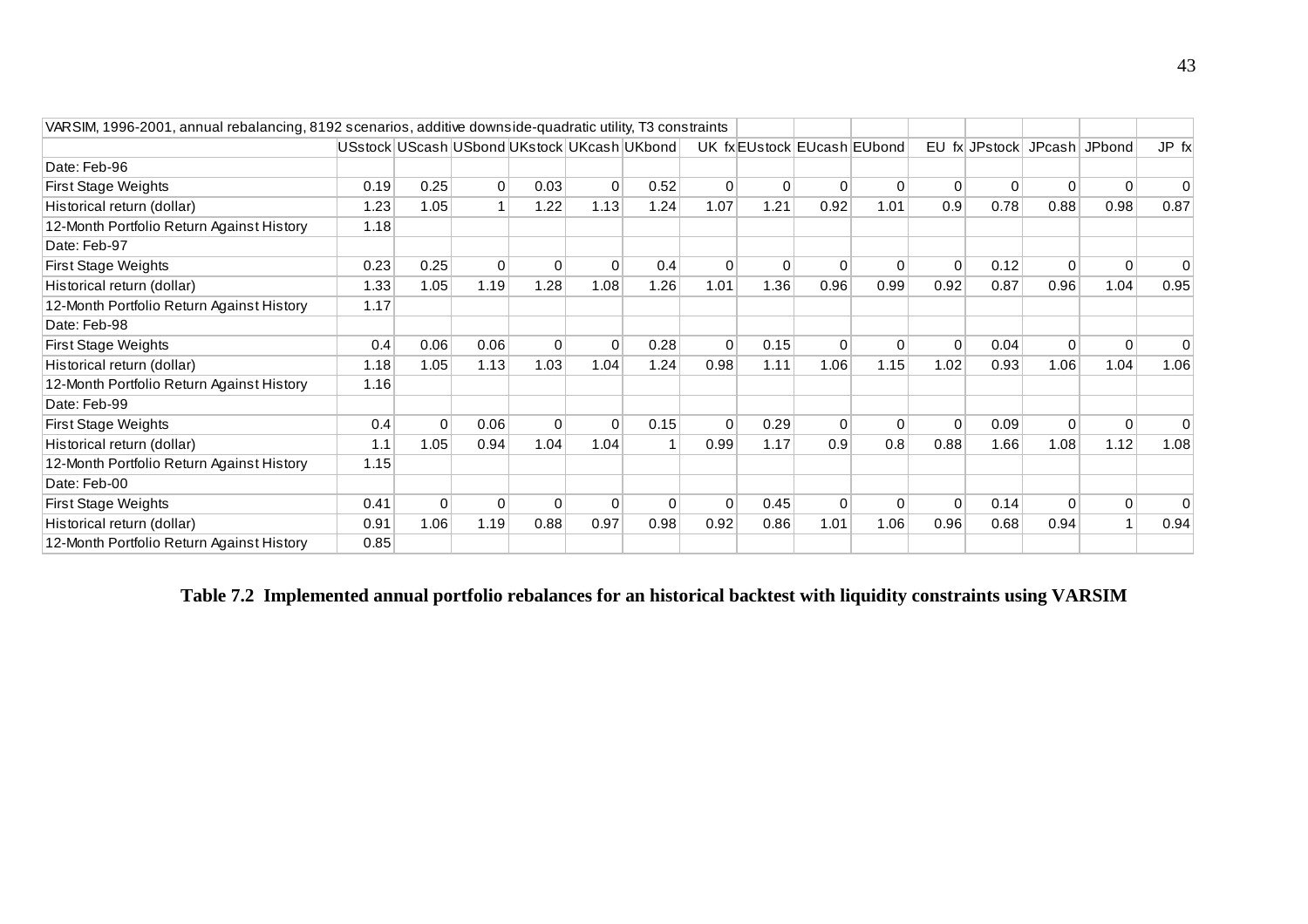| VARSIM, 1996-2001, annual rebalancing, 8192 scenarios, additive downside-quadratic utility, T3 constraints | | | | | | | | | | | | | | | |
|---|---|---|---|---|---|---|---|---|---|---|---|---|---|---|---|
| | USstock | UScash | USbond | UKstock | UKcash | UKbond | UK fx | EUstock | EUcash | EUbond | EU fx | JPstock | JPcash | JPbond | JP fx |
| Date: Feb-96 | | | | | | | | | | | | | | | |
| First Stage Weights | 0.19 | 0.25 | 0 | 0.03 | 0 | 0.52 | 0 | 0 | 0 | 0 | 0 | 0 | 0 | 0 | 0 |
| Historical return (dollar) | 1.23 | 1.05 | 1 | 1.22 | 1.13 | 1.24 | 1.07 | 1.21 | 0.92 | 1.01 | 0.9 | 0.78 | 0.88 | 0.98 | 0.87 |
| 12-Month Portfolio Return Against History | 1.18 | | | | | | | | | | | | | | |
| Date: Feb-97 | | | | | | | | | | | | | | | |
| First Stage Weights | 0.23 | 0.25 | 0 | 0 | 0 | 0.4 | 0 | 0 | 0 | 0 | 0 | 0.12 | 0 | 0 | 0 |
| Historical return (dollar) | 1.33 | 1.05 | 1.19 | 1.28 | 1.08 | 1.26 | 1.01 | 1.36 | 0.96 | 0.99 | 0.92 | 0.87 | 0.96 | 1.04 | 0.95 |
| 12-Month Portfolio Return Against History | 1.17 | | | | | | | | | | | | | | |
| Date: Feb-98 | | | | | | | | | | | | | | | |
| First Stage Weights | 0.4 | 0.06 | 0.06 | 0 | 0 | 0.28 | 0 | 0.15 | 0 | 0 | 0 | 0.04 | 0 | 0 | 0 |
| Historical return (dollar) | 1.18 | 1.05 | 1.13 | 1.03 | 1.04 | 1.24 | 0.98 | 1.11 | 1.06 | 1.15 | 1.02 | 0.93 | 1.06 | 1.04 | 1.06 |
| 12-Month Portfolio Return Against History | 1.16 | | | | | | | | | | | | | | |
| Date: Feb-99 | | | | | | | | | | | | | | | |
| First Stage Weights | 0.4 | 0 | 0.06 | 0 | 0 | 0.15 | 0 | 0.29 | 0 | 0 | 0 | 0.09 | 0 | 0 | 0 |
| Historical return (dollar) | 1.1 | 1.05 | 0.94 | 1.04 | 1.04 | 1 | 0.99 | 1.17 | 0.9 | 0.8 | 0.88 | 1.66 | 1.08 | 1.12 | 1.08 |
| 12-Month Portfolio Return Against History | 1.15 | | | | | | | | | | | | | | |
| Date: Feb-00 | | | | | | | | | | | | | | | |
| First Stage Weights | 0.41 | 0 | 0 | 0 | 0 | 0 | 0 | 0.45 | 0 | 0 | 0 | 0.14 | 0 | 0 | 0 |
| Historical return (dollar) | 0.91 | 1.06 | 1.19 | 0.88 | 0.97 | 0.98 | 0.92 | 0.86 | 1.01 | 1.06 | 0.96 | 0.68 | 0.94 | 1 | 0.94 |
| 12-Month Portfolio Return Against History | 0.85 | | | | | | | | | | | | | | |

**Table 7.2 Implemented annual portfolio rebalances for an historical backtest with liquidity constraints using VARSIM**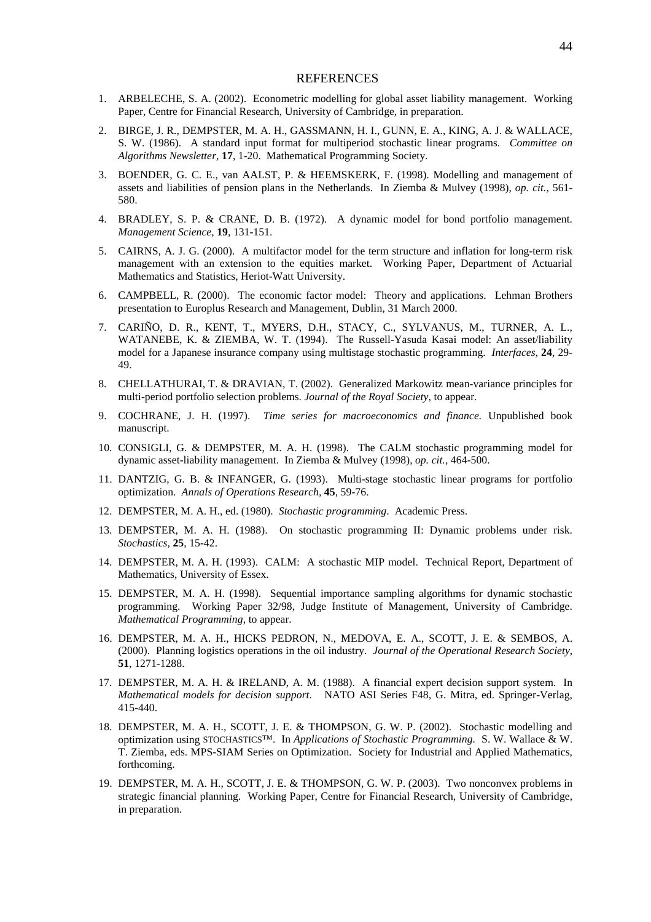## REFERENCES

1. ARBELECHE, S. A. (2002). Econometric modelling for global asset liability management. Working Paper, Centre for Financial Research, University of Cambridge, in preparation.

2. BIRGE, J. R., DEMPSTER, M. A. H., GASSMANN, H. I., GUNN, E. A., KING, A. J. & WALLACE, S. W. (1986). A standard input format for multiperiod stochastic linear programs. *Committee on Algorithms Newsletter*, **17**, 1-20. Mathematical Programming Society.

3. BOENDER, G. C. E., van AALST, P. & HEEMSKERK, F. (1998). Modelling and management of assets and liabilities of pension plans in the Netherlands. In Ziemba & Mulvey (1998), *op. cit.*, 561-580.

4. BRADLEY, S. P. & CRANE, D. B. (1972). A dynamic model for bond portfolio management. *Management Science*, **19**, 131-151.

5. CAIRNS, A. J. G. (2000). A multifactor model for the term structure and inflation for long-term risk management with an extension to the equities market. Working Paper, Department of Actuarial Mathematics and Statistics, Heriot-Watt University.

6. CAMPBELL, R. (2000). The economic factor model: Theory and applications. Lehman Brothers presentation to Europlus Research and Management, Dublin, 31 March 2000.

7. CARIÑO, D. R., KENT, T., MYERS, D.H., STACY, C., SYLVANUS, M., TURNER, A. L., WATANEBE, K. & ZIEMBA, W. T. (1994). The Russell-Yasuda Kasai model: An asset/liability model for a Japanese insurance company using multistage stochastic programming. *Interfaces*, **24**, 29-49.

8. CHELLATHURAI, T. & DRAVIAN, T. (2002). Generalized Markowitz mean-variance principles for multi-period portfolio selection problems. *Journal of the Royal Society*, to appear.

9. COCHRANE, J. H. (1997). *Time series for macroeconomics and finance.* Unpublished book manuscript.

10. CONSIGLI, G. & DEMPSTER, M. A. H. (1998). The CALM stochastic programming model for dynamic asset-liability management. In Ziemba & Mulvey (1998), *op. cit.*, 464-500.

11. DANTZIG, G. B. & INFANGER, G. (1993). Multi-stage stochastic linear programs for portfolio optimization. *Annals of Operations Research*, **45**, 59-76.

12. DEMPSTER, M. A. H., ed. (1980). *Stochastic programming*. Academic Press.

13. DEMPSTER, M. A. H. (1988). On stochastic programming II: Dynamic problems under risk. *Stochastics*, **25**, 15-42.

14. DEMPSTER, M. A. H. (1993). CALM: A stochastic MIP model. Technical Report, Department of Mathematics, University of Essex.

15. DEMPSTER, M. A. H. (1998). Sequential importance sampling algorithms for dynamic stochastic programming. Working Paper 32/98, Judge Institute of Management, University of Cambridge. *Mathematical Programming*, to appear.

16. DEMPSTER, M. A. H., HICKS PEDRON, N., MEDOVA, E. A., SCOTT, J. E. & SEMBOS, A. (2000). Planning logistics operations in the oil industry. *Journal of the Operational Research Society*, **51**, 1271-1288.

17. DEMPSTER, M. A. H. & IRELAND, A. M. (1988). A financial expert decision support system. In *Mathematical models for decision support*. NATO ASI Series F48, G. Mitra, ed. Springer-Verlag, 415-440.

18. DEMPSTER, M. A. H., SCOTT, J. E. & THOMPSON, G. W. P. (2002). Stochastic modelling and optimization using STOCHASTICS™. In *Applications of Stochastic Programming.* S. W. Wallace & W. T. Ziemba, eds. MPS-SIAM Series on Optimization. Society for Industrial and Applied Mathematics, forthcoming.

19. DEMPSTER, M. A. H., SCOTT, J. E. & THOMPSON, G. W. P. (2003). Two nonconvex problems in strategic financial planning. Working Paper, Centre for Financial Research, University of Cambridge, in preparation.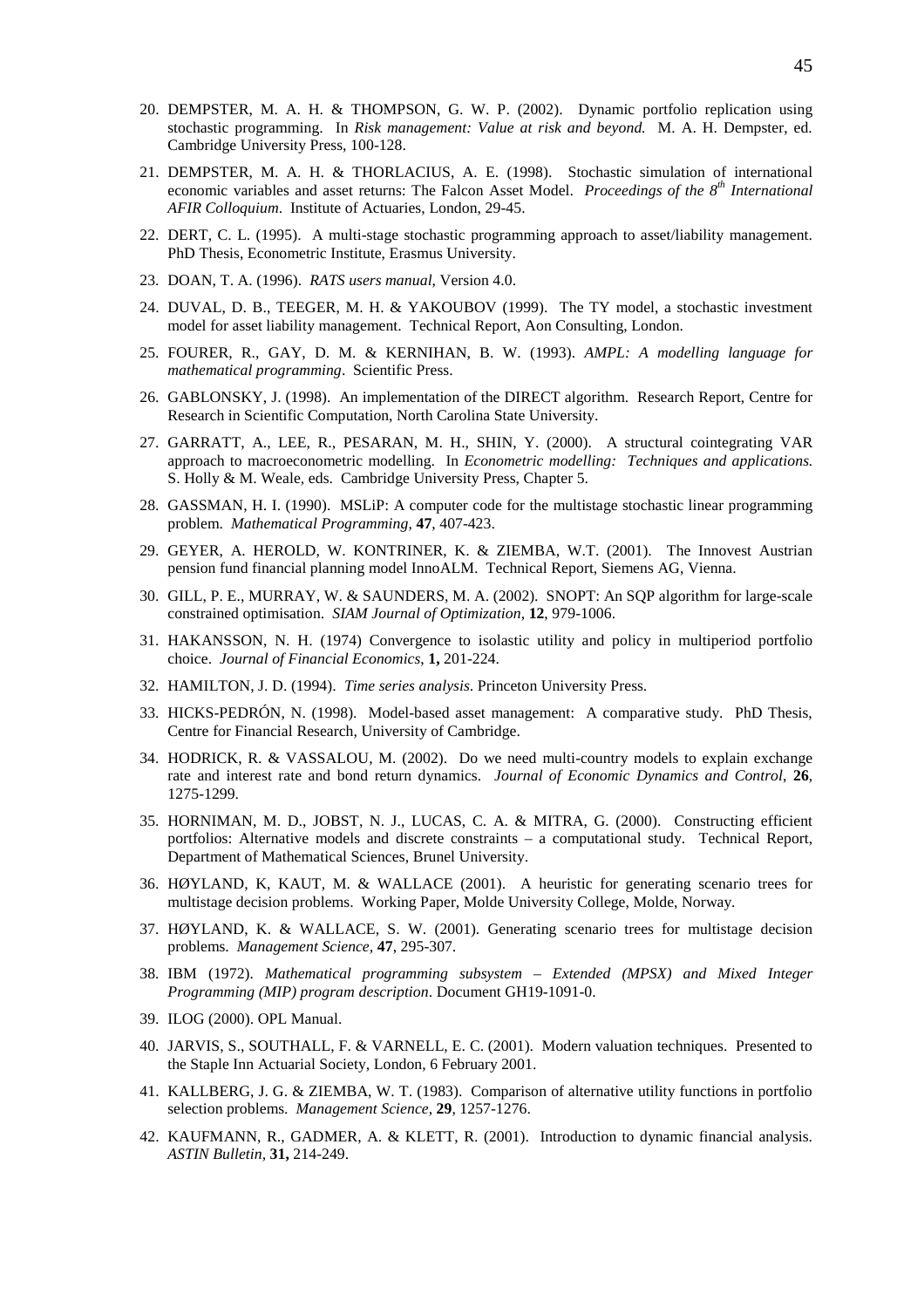20. DEMPSTER, M. A. H. & THOMPSON, G. W. P. (2002). Dynamic portfolio replication using stochastic programming. In *Risk management: Value at risk and beyond.* M. A. H. Dempster, ed. Cambridge University Press, 100-128.

21. DEMPSTER, M. A. H. & THORLACIUS, A. E. (1998). Stochastic simulation of international economic variables and asset returns: The Falcon Asset Model. *Proceedings of the 8th International AFIR Colloquium*. Institute of Actuaries, London, 29-45.

22. DERT, C. L. (1995). A multi-stage stochastic programming approach to asset/liability management. PhD Thesis, Econometric Institute, Erasmus University.

23. DOAN, T. A. (1996). *RATS users manual*, Version 4.0.

24. DUVAL, D. B., TEEGER, M. H. & YAKOUBOV (1999). The TY model, a stochastic investment model for asset liability management. Technical Report, Aon Consulting, London.

25. FOURER, R., GAY, D. M. & KERNIHAN, B. W. (1993). *AMPL: A modelling language for mathematical programming*. Scientific Press.

26. GABLONSKY, J. (1998). An implementation of the DIRECT algorithm. Research Report, Centre for Research in Scientific Computation, North Carolina State University.

27. GARRATT, A., LEE, R., PESARAN, M. H., SHIN, Y. (2000). A structural cointegrating VAR approach to macroeconometric modelling. In *Econometric modelling: Techniques and applications.* S. Holly & M. Weale, eds. Cambridge University Press, Chapter 5.

28. GASSMAN, H. I. (1990). MSLiP: A computer code for the multistage stochastic linear programming problem. *Mathematical Programming*, **47**, 407-423.

29. GEYER, A. HEROLD, W. KONTRINER, K. & ZIEMBA, W.T. (2001). The Innovest Austrian pension fund financial planning model InnoALM. Technical Report, Siemens AG, Vienna.

30. GILL, P. E., MURRAY, W. & SAUNDERS, M. A. (2002). SNOPT: An SQP algorithm for large-scale constrained optimisation. *SIAM Journal of Optimization*, **12**, 979-1006.

31. HAKANSSON, N. H. (1974) Convergence to isolastic utility and policy in multiperiod portfolio choice. *Journal of Financial Economics*, **1,** 201-224.

32. HAMILTON, J. D. (1994). *Time series analysis*. Princeton University Press.

33. HICKS-PEDRÓN, N. (1998). Model-based asset management: A comparative study. PhD Thesis, Centre for Financial Research, University of Cambridge.

34. HODRICK, R. & VASSALOU, M. (2002). Do we need multi-country models to explain exchange rate and interest rate and bond return dynamics. *Journal of Economic Dynamics and Control*, **26**, 1275-1299.

35. HORNIMAN, M. D., JOBST, N. J., LUCAS, C. A. & MITRA, G. (2000). Constructing efficient portfolios: Alternative models and discrete constraints – a computational study. Technical Report, Department of Mathematical Sciences, Brunel University.

36. HØYLAND, K, KAUT, M. & WALLACE (2001). A heuristic for generating scenario trees for multistage decision problems. Working Paper, Molde University College, Molde, Norway.

37. HØYLAND, K. & WALLACE, S. W. (2001). Generating scenario trees for multistage decision problems. *Management Science*, **47**, 295-307.

38. IBM (1972). *Mathematical programming subsystem – Extended (MPSX) and Mixed Integer Programming (MIP) program description*. Document GH19-1091-0.

39. ILOG (2000). OPL Manual.

40. JARVIS, S., SOUTHALL, F. & VARNELL, E. C. (2001). Modern valuation techniques. Presented to the Staple Inn Actuarial Society, London, 6 February 2001.

41. KALLBERG, J. G. & ZIEMBA, W. T. (1983). Comparison of alternative utility functions in portfolio selection problems. *Management Science*, **29**, 1257-1276.

42. KAUFMANN, R., GADMER, A. & KLETT, R. (2001). Introduction to dynamic financial analysis. *ASTIN Bulletin*, **31,** 214-249.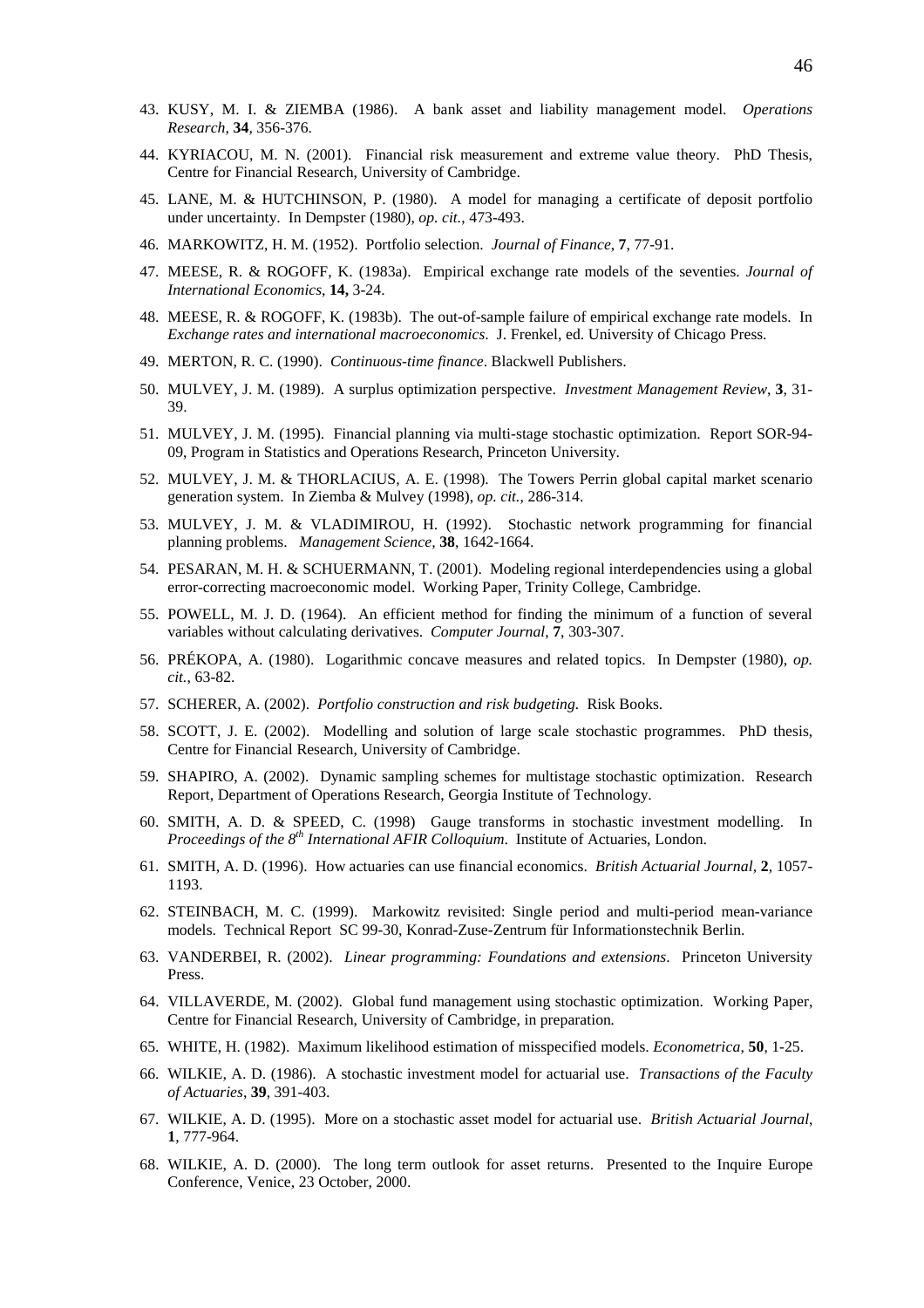43. KUSY, M. I. & ZIEMBA (1986). A bank asset and liability management model. *Operations Research*, **34**, 356-376.

44. KYRIACOU, M. N. (2001). Financial risk measurement and extreme value theory. PhD Thesis, Centre for Financial Research, University of Cambridge.

45. LANE, M. & HUTCHINSON, P. (1980). A model for managing a certificate of deposit portfolio under uncertainty. In Dempster (1980), *op. cit.*, 473-493.

46. MARKOWITZ, H. M. (1952). Portfolio selection. *Journal of Finance*, **7**, 77-91.

47. MEESE, R. & ROGOFF, K. (1983a). Empirical exchange rate models of the seventies. *Journal of International Economics*, **14,** 3-24.

48. MEESE, R. & ROGOFF, K. (1983b). The out-of-sample failure of empirical exchange rate models. In *Exchange rates and international macroeconomics*. J. Frenkel, ed. University of Chicago Press.

49. MERTON, R. C. (1990). *Continuous-time finance*. Blackwell Publishers.

50. MULVEY, J. M. (1989). A surplus optimization perspective. *Investment Management Review*, **3**, 31-39.

51. MULVEY, J. M. (1995). Financial planning via multi-stage stochastic optimization. Report SOR-94-09, Program in Statistics and Operations Research, Princeton University.

52. MULVEY, J. M. & THORLACIUS, A. E. (1998). The Towers Perrin global capital market scenario generation system. In Ziemba & Mulvey (1998), *op. cit.*, 286-314.

53. MULVEY, J. M. & VLADIMIROU, H. (1992). Stochastic network programming for financial planning problems. *Management Science*, **38**, 1642-1664.

54. PESARAN, M. H. & SCHUERMANN, T. (2001). Modeling regional interdependencies using a global error-correcting macroeconomic model. Working Paper, Trinity College, Cambridge.

55. POWELL, M. J. D. (1964). An efficient method for finding the minimum of a function of several variables without calculating derivatives. *Computer Journal*, **7**, 303-307.

56. PRÉKOPA, A. (1980). Logarithmic concave measures and related topics. In Dempster (1980), *op. cit.*, 63-82.

57. SCHERER, A. (2002). *Portfolio construction and risk budgeting.* Risk Books.

58. SCOTT, J. E. (2002). Modelling and solution of large scale stochastic programmes. PhD thesis, Centre for Financial Research, University of Cambridge.

59. SHAPIRO, A. (2002). Dynamic sampling schemes for multistage stochastic optimization. Research Report, Department of Operations Research, Georgia Institute of Technology.

60. SMITH, A. D. & SPEED, C. (1998) Gauge transforms in stochastic investment modelling. In *Proceedings of the 8th International AFIR Colloquium*. Institute of Actuaries, London.

61. SMITH, A. D. (1996). How actuaries can use financial economics. *British Actuarial Journal*, **2**, 1057-1193.

62. STEINBACH, M. C. (1999). Markowitz revisited: Single period and multi-period mean-variance models. Technical Report SC 99-30, Konrad-Zuse-Zentrum für Informationstechnik Berlin.

63. VANDERBEI, R. (2002). *Linear programming: Foundations and extensions*. Princeton University Press.

64. VILLAVERDE, M. (2002). Global fund management using stochastic optimization. Working Paper, Centre for Financial Research, University of Cambridge, in preparation.

65. WHITE, H. (1982). Maximum likelihood estimation of misspecified models. *Econometrica*, **50**, 1-25.

66. WILKIE, A. D. (1986). A stochastic investment model for actuarial use. *Transactions of the Faculty of Actuaries*, **39**, 391-403.

67. WILKIE, A. D. (1995). More on a stochastic asset model for actuarial use. *British Actuarial Journal*, **1**, 777-964.

68. WILKIE, A. D. (2000). The long term outlook for asset returns. Presented to the Inquire Europe Conference, Venice, 23 October, 2000.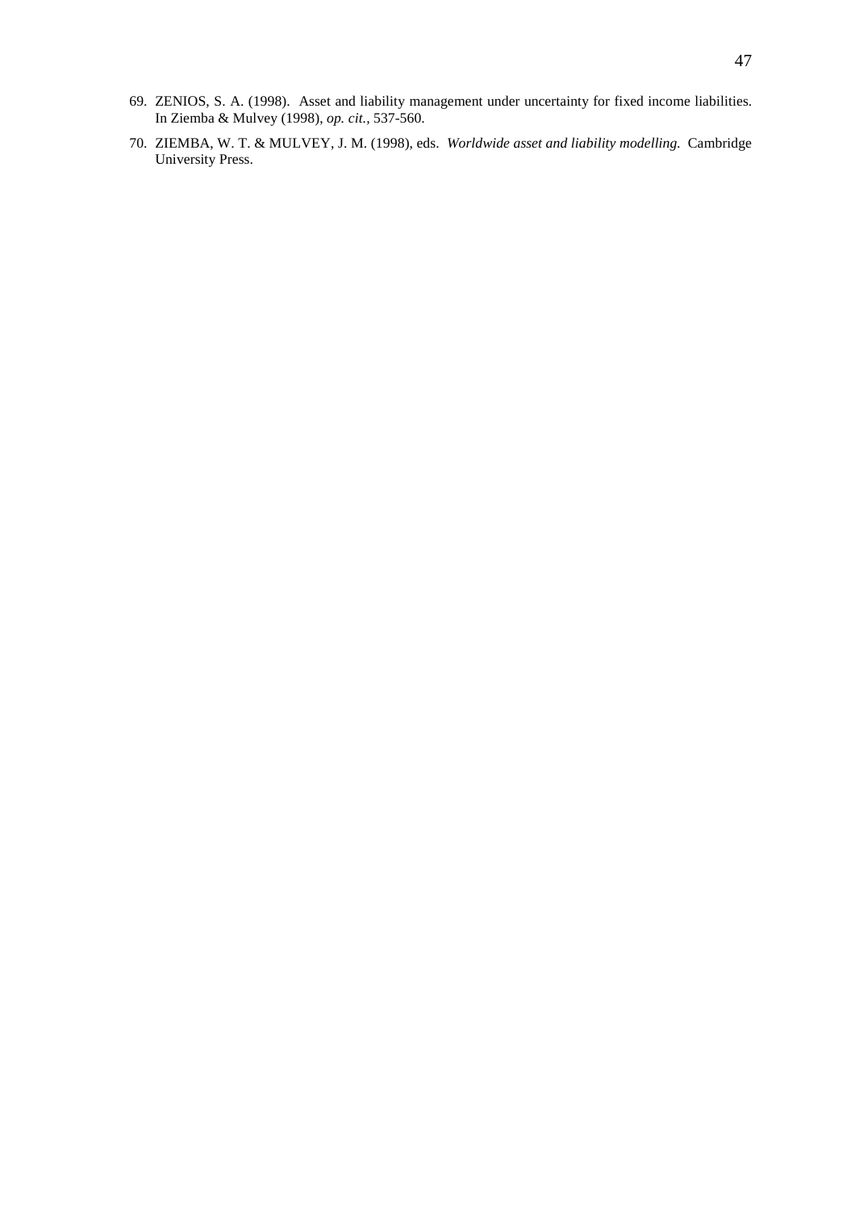69. ZENIOS, S. A. (1998). Asset and liability management under uncertainty for fixed income liabilities. In Ziemba & Mulvey (1998), *op. cit.*, 537-560.

70. ZIEMBA, W. T. & MULVEY, J. M. (1998), eds. *Worldwide asset and liability modelling.* Cambridge University Press.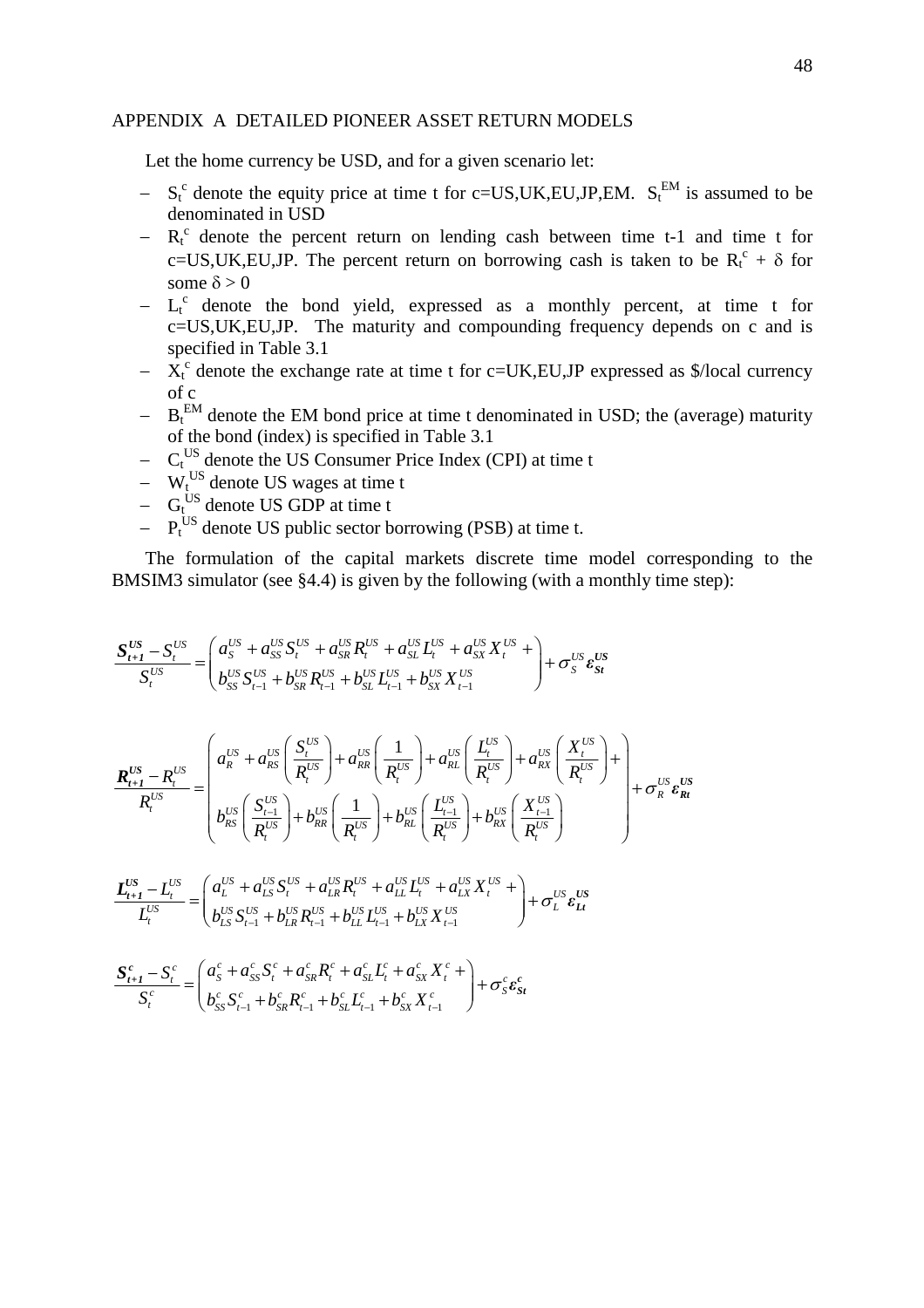## APPENDIX A DETAILED PIONEER ASSET RETURN MODELS

Let the home currency be USD, and for a given scenario let:

- $S_t^c$ denote the equity price at time t for c=US,UK,EU,JP,EM. $S_t^{EM}$ is assumed to be denominated in USD
- $R_t^c$ denote the percent return on lending cash between time t-1 and time t for c=US,UK,EU,JP. The percent return on borrowing cash is taken to be $R_t^c + \delta$ for some $\delta > 0$
- $L_t^c$ denote the bond yield, expressed as a monthly percent, at time t for c=US,UK,EU,JP. The maturity and compounding frequency depends on c and is specified in Table 3.1
- $X_t^c$ denote the exchange rate at time t for c=UK,EU,JP expressed as \$/local currency of c
- $B_t^{EM}$ denote the EM bond price at time t denominated in USD; the (average) maturity of the bond (index) is specified in Table 3.1
- $C_t^{US}$ denote the US Consumer Price Index (CPI) at time t
- $W_t^{US}$ denote US wages at time t
- $G_t^{US}$ denote US GDP at time t
- $P_t^{US}$ denote US public sector borrowing (PSB) at time t.

The formulation of the capital markets discrete time model corresponding to the BMSIM3 simulator (see §4.4) is given by the following (with a monthly time step):

$$\frac{\boldsymbol{S_{t+1}^{US}} - S_t^{US}}{S_t^{US}} = \begin{pmatrix} a_S^{US} + a_{SS}^{US} S_t^{US} + a_{SR}^{US} R_t^{US} + a_{SL}^{US} L_t^{US} + a_{SX}^{US} X_t^{US} + \\ b_{SS}^{US} S_{t-1}^{US} + b_{SR}^{US} R_{t-1}^{US} + b_{SL}^{US} L_{t-1}^{US} + b_{SX}^{US} X_{t-1}^{US} \end{pmatrix} + \sigma_S^{US} \boldsymbol{\varepsilon_{St}^{US}}$$

$$\frac{\boldsymbol{R_{t+1}^{US}} - R_t^{US}}{R_t^{US}} = \begin{pmatrix} a_R^{US} + a_{RS}^{US}\left(\frac{S_t^{US}}{R_t^{US}}\right) + a_{RR}^{US}\left(\frac{1}{R_t^{US}}\right) + a_{RL}^{US}\left(\frac{L_t^{US}}{R_t^{US}}\right) + a_{RX}^{US}\left(\frac{X_t^{US}}{R_t^{US}}\right) + \\ b_{RS}^{US}\left(\frac{S_{t-1}^{US}}{R_t^{US}}\right) + b_{RR}^{US}\left(\frac{1}{R_t^{US}}\right) + b_{RL}^{US}\left(\frac{L_{t-1}^{US}}{R_t^{US}}\right) + b_{RX}^{US}\left(\frac{X_{t-1}^{US}}{R_t^{US}}\right) \end{pmatrix} + \sigma_R^{US} \boldsymbol{\varepsilon_{Rt}^{US}}$$

$$\frac{\boldsymbol{L_{t+1}^{US}} - L_t^{US}}{L_t^{US}} = \begin{pmatrix} a_L^{US} + a_{LS}^{US} S_t^{US} + a_{LR}^{US} R_t^{US} + a_{LL}^{US} L_t^{US} + a_{LX}^{US} X_t^{US} + \\ b_{LS}^{US} S_{t-1}^{US} + b_{LR}^{US} R_{t-1}^{US} + b_{LL}^{US} L_{t-1}^{US} + b_{LX}^{US} X_{t-1}^{US} \end{pmatrix} + \sigma_L^{US} \boldsymbol{\varepsilon_{Lt}^{US}}$$

$$\frac{\boldsymbol{S_{t+1}^{c}} - S_t^{c}}{S_t^{c}} = \begin{pmatrix} a_S^{c} + a_{SS}^{c} S_t^{c} + a_{SR}^{c} R_t^{c} + a_{SL}^{c} L_t^{c} + a_{SX}^{c} X_t^{c} + \\ b_{SS}^{c} S_{t-1}^{c} + b_{SR}^{c} R_{t-1}^{c} + b_{SL}^{c} L_{t-1}^{c} + b_{SX}^{c} X_{t-1}^{c} \end{pmatrix} + \sigma_S^{c} \boldsymbol{\varepsilon_{St}^{c}}$$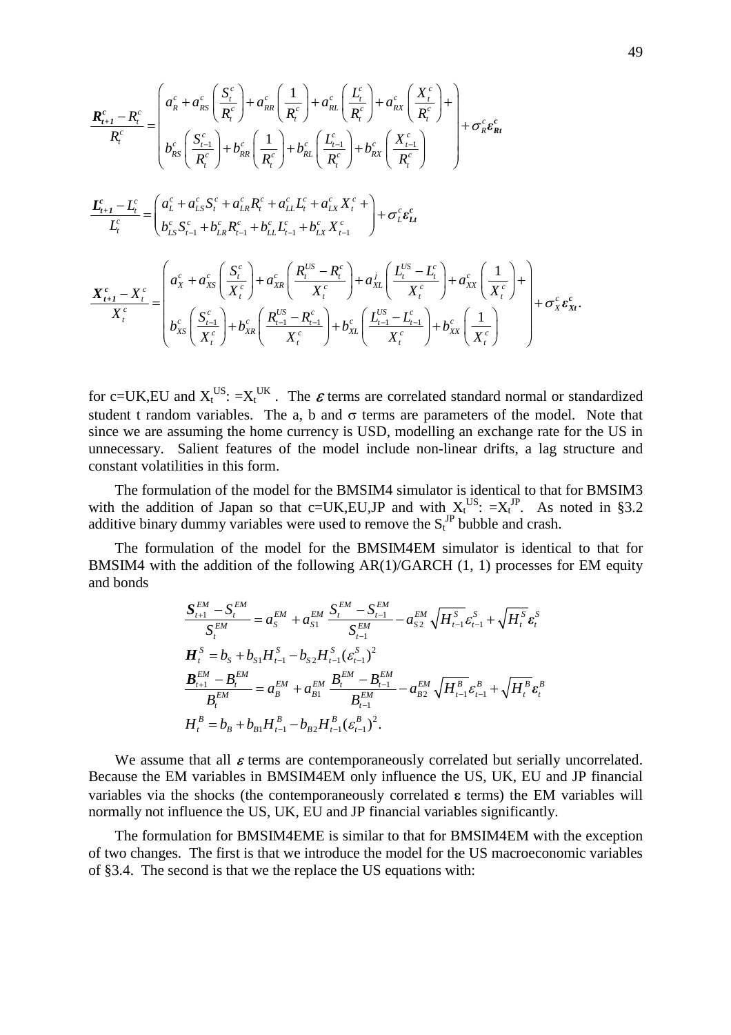$$\frac{\boldsymbol{R_{t+1}^c} - R_t^c}{R_t^c} = \begin{pmatrix} a_R^c + a_{RS}^c \left(\frac{S_t^c}{R_t^c}\right) + a_{RR}^c \left(\frac{1}{R_t^c}\right) + a_{RL}^c \left(\frac{L_t^c}{R_t^c}\right) + a_{RX}^c \left(\frac{X_t^c}{R_t^c}\right) + \\ b_{RS}^c \left(\frac{S_{t-1}^c}{R_t^c}\right) + b_{RR}^c \left(\frac{1}{R_t^c}\right) + b_{RL}^c \left(\frac{L_{t-1}^c}{R_t^c}\right) + b_{RX}^c \left(\frac{X_{t-1}^c}{R_t^c}\right) \end{pmatrix} + \sigma_R^c \boldsymbol{\varepsilon_{Rt}^c}$$

$$\frac{\boldsymbol{L_{t+1}^c} - L_t^c}{L_t^c} = \begin{pmatrix} a_L^c + a_{LS}^c S_t^c + a_{LR}^c R_t^c + a_{LL}^c L_t^c + a_{LX}^c X_t^c + \\ b_{LS}^c S_{t-1}^c + b_{LR}^c R_{t-1}^c + b_{LL}^c L_{t-1}^c + b_{LX}^c X_{t-1}^c \end{pmatrix} + \sigma_L^c \boldsymbol{\varepsilon_{Lt}^c}$$

$$\frac{\boldsymbol{X_{t+1}^c} - X_t^c}{X_t^c} = \begin{pmatrix} a_X^c + a_{XS}^c \left(\frac{S_t^c}{X_t^c}\right) + a_{XR}^c \left(\frac{R_t^{US} - R_t^c}{X_t^c}\right) + a_{XL}^j \left(\frac{L_t^{US} - L_t^c}{X_t^c}\right) + a_{XX}^c \left(\frac{1}{X_t^c}\right) + \\ b_{XS}^c \left(\frac{S_{t-1}^c}{X_t^c}\right) + b_{XR}^c \left(\frac{R_{t-1}^{US} - R_{t-1}^c}{X_t^c}\right) + b_{XL}^c \left(\frac{L_{t-1}^{US} - L_{t-1}^c}{X_t^c}\right) + b_{XX}^c \left(\frac{1}{X_t^c}\right) \end{pmatrix} + \sigma_X^c \boldsymbol{\varepsilon_{Xt}^c}.$$

for c=UK,EU and $X_t^{US} := X_t^{UK}$. The $\varepsilon$ terms are correlated standard normal or standardized student t random variables. The a, b and $\sigma$ terms are parameters of the model. Note that since we are assuming the home currency is USD, modelling an exchange rate for the US in unnecessary. Salient features of the model include non-linear drifts, a lag structure and constant volatilities in this form.

The formulation of the model for the BMSIM4 simulator is identical to that for BMSIM3 with the addition of Japan so that c=UK,EU,JP and with $X_t^{US} := X_t^{JP}$. As noted in §3.2 additive binary dummy variables were used to remove the $S_t^{JP}$ bubble and crash.

The formulation of the model for the BMSIM4EM simulator is identical to that for BMSIM4 with the addition of the following AR(1)/GARCH (1, 1) processes for EM equity and bonds

$$\begin{aligned}
&\frac{\boldsymbol{S}_{t+1}^{EM} - S_t^{EM}}{S_t^{EM}} = a_S^{EM} + a_{S1}^{EM} \frac{S_t^{EM} - S_{t-1}^{EM}}{S_{t-1}^{EM}} - a_{S2}^{EM} \sqrt{H_{t-1}^S} \varepsilon_{t-1}^S + \sqrt{H_t^S} \boldsymbol{\varepsilon}_t^S \\
&\boldsymbol{H}_t^S = b_S + b_{S1} H_{t-1}^S - b_{S2} H_{t-1}^S (\varepsilon_{t-1}^S)^2 \\
&\frac{\boldsymbol{B}_{t+1}^{EM} - B_t^{EM}}{B_t^{EM}} = a_B^{EM} + a_{B1}^{EM} \frac{B_t^{EM} - B_{t-1}^{EM}}{B_{t-1}^{EM}} - a_{B2}^{EM} \sqrt{H_{t-1}^B} \varepsilon_{t-1}^B + \sqrt{H_t^B} \boldsymbol{\varepsilon}_t^B \\
&H_t^B = b_B + b_{B1} H_{t-1}^B - b_{B2} H_{t-1}^B (\varepsilon_{t-1}^B)^2.
\end{aligned}$$

We assume that all $\varepsilon$ terms are contemporaneously correlated but serially uncorrelated. Because the EM variables in BMSIM4EM only influence the US, UK, EU and JP financial variables via the shocks (the contemporaneously correlated $\varepsilon$ terms) the EM variables will normally not influence the US, UK, EU and JP financial variables significantly.

The formulation for BMSIM4EME is similar to that for BMSIM4EM with the exception of two changes. The first is that we introduce the model for the US macroeconomic variables of §3.4. The second is that we the replace the US equations with: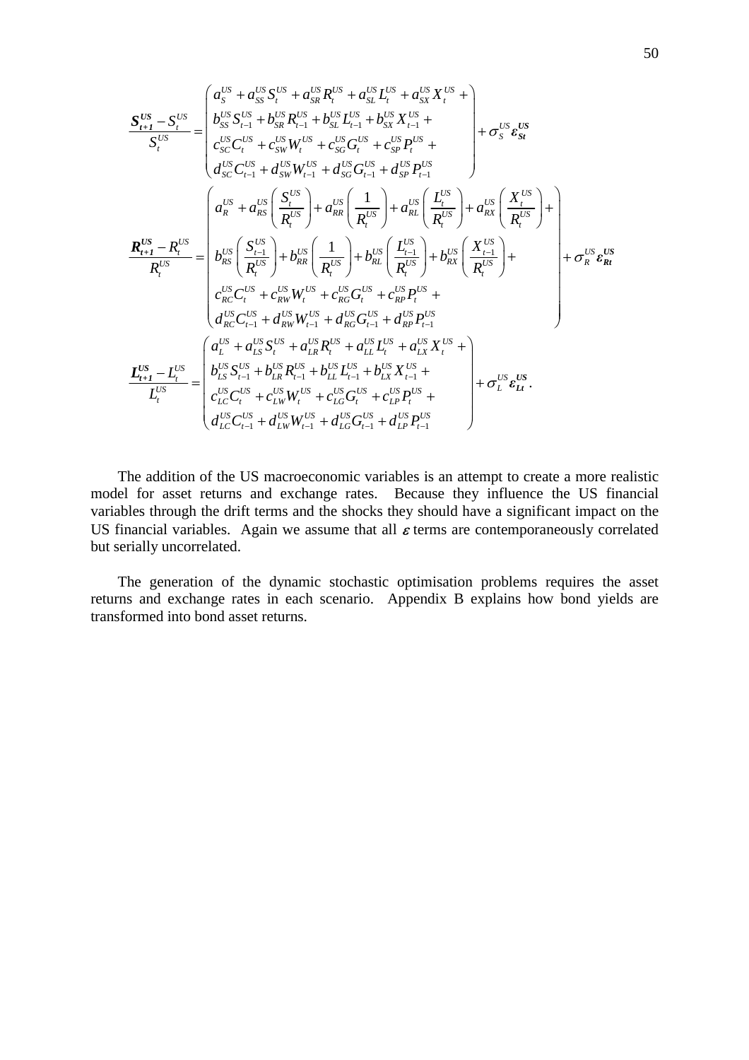$$\frac{\boldsymbol{S_{t+1}^{US}} - S_t^{US}}{S_t^{US}} = \begin{pmatrix} a_S^{US} + a_{SS}^{US} S_t^{US} + a_{SR}^{US} R_t^{US} + a_{SL}^{US} L_t^{US} + a_{SX}^{US} X_t^{US} + \\ b_{SS}^{US} S_{t-1}^{US} + b_{SR}^{US} R_{t-1}^{US} + b_{SL}^{US} L_{t-1}^{US} + b_{SX}^{US} X_{t-1}^{US} + \\ c_{SC}^{US} C_t^{US} + c_{SW}^{US} W_t^{US} + c_{SG}^{US} G_t^{US} + c_{SP}^{US} P_t^{US} + \\ d_{SC}^{US} C_{t-1}^{US} + d_{SW}^{US} W_{t-1}^{US} + d_{SG}^{US} G_{t-1}^{US} + d_{SP}^{US} P_{t-1}^{US} \end{pmatrix} + \sigma_S^{US} \boldsymbol{\varepsilon_{St}^{US}}$$

$$\frac{\boldsymbol{R_{t+1}^{US}} - R_t^{US}}{R_t^{US}} = \begin{pmatrix} a_R^{US} + a_{RS}^{US}\left(\frac{S_t^{US}}{R_t^{US}}\right) + a_{RR}^{US}\left(\frac{1}{R_t^{US}}\right) + a_{RL}^{US}\left(\frac{L_t^{US}}{R_t^{US}}\right) + a_{RX}^{US}\left(\frac{X_t^{US}}{R_t^{US}}\right) + \\ b_{RS}^{US}\left(\frac{S_{t-1}^{US}}{R_t^{US}}\right) + b_{RR}^{US}\left(\frac{1}{R_t^{US}}\right) + b_{RL}^{US}\left(\frac{L_{t-1}^{US}}{R_t^{US}}\right) + b_{RX}^{US}\left(\frac{X_{t-1}^{US}}{R_t^{US}}\right) + \\ c_{RC}^{US} C_t^{US} + c_{RW}^{US} W_t^{US} + c_{RG}^{US} G_t^{US} + c_{RP}^{US} P_t^{US} + \\ d_{RC}^{US} C_{t-1}^{US} + d_{RW}^{US} W_{t-1}^{US} + d_{RG}^{US} G_{t-1}^{US} + d_{RP}^{US} P_{t-1}^{US} \end{pmatrix} + \sigma_R^{US} \boldsymbol{\varepsilon_{Rt}^{US}}$$

$$\frac{\boldsymbol{L_{t+1}^{US}} - L_t^{US}}{L_t^{US}} = \begin{pmatrix} a_L^{US} + a_{LS}^{US} S_t^{US} + a_{LR}^{US} R_t^{US} + a_{LL}^{US} L_t^{US} + a_{LX}^{US} X_t^{US} + \\ b_{LS}^{US} S_{t-1}^{US} + b_{LR}^{US} R_{t-1}^{US} + b_{LL}^{US} L_{t-1}^{US} + b_{LX}^{US} X_{t-1}^{US} + \\ c_{LC}^{US} C_t^{US} + c_{LW}^{US} W_t^{US} + c_{LG}^{US} G_t^{US} + c_{LP}^{US} P_t^{US} + \\ d_{LC}^{US} C_{t-1}^{US} + d_{LW}^{US} W_{t-1}^{US} + d_{LG}^{US} G_{t-1}^{US} + d_{LP}^{US} P_{t-1}^{US} \end{pmatrix} + \sigma_L^{US} \boldsymbol{\varepsilon_{Lt}^{US}}.$$

The addition of the US macroeconomic variables is an attempt to create a more realistic model for asset returns and exchange rates. Because they influence the US financial variables through the drift terms and the shocks they should have a significant impact on the US financial variables. Again we assume that all $\varepsilon$ terms are contemporaneously correlated but serially uncorrelated.

The generation of the dynamic stochastic optimisation problems requires the asset returns and exchange rates in each scenario. Appendix B explains how bond yields are transformed into bond asset returns.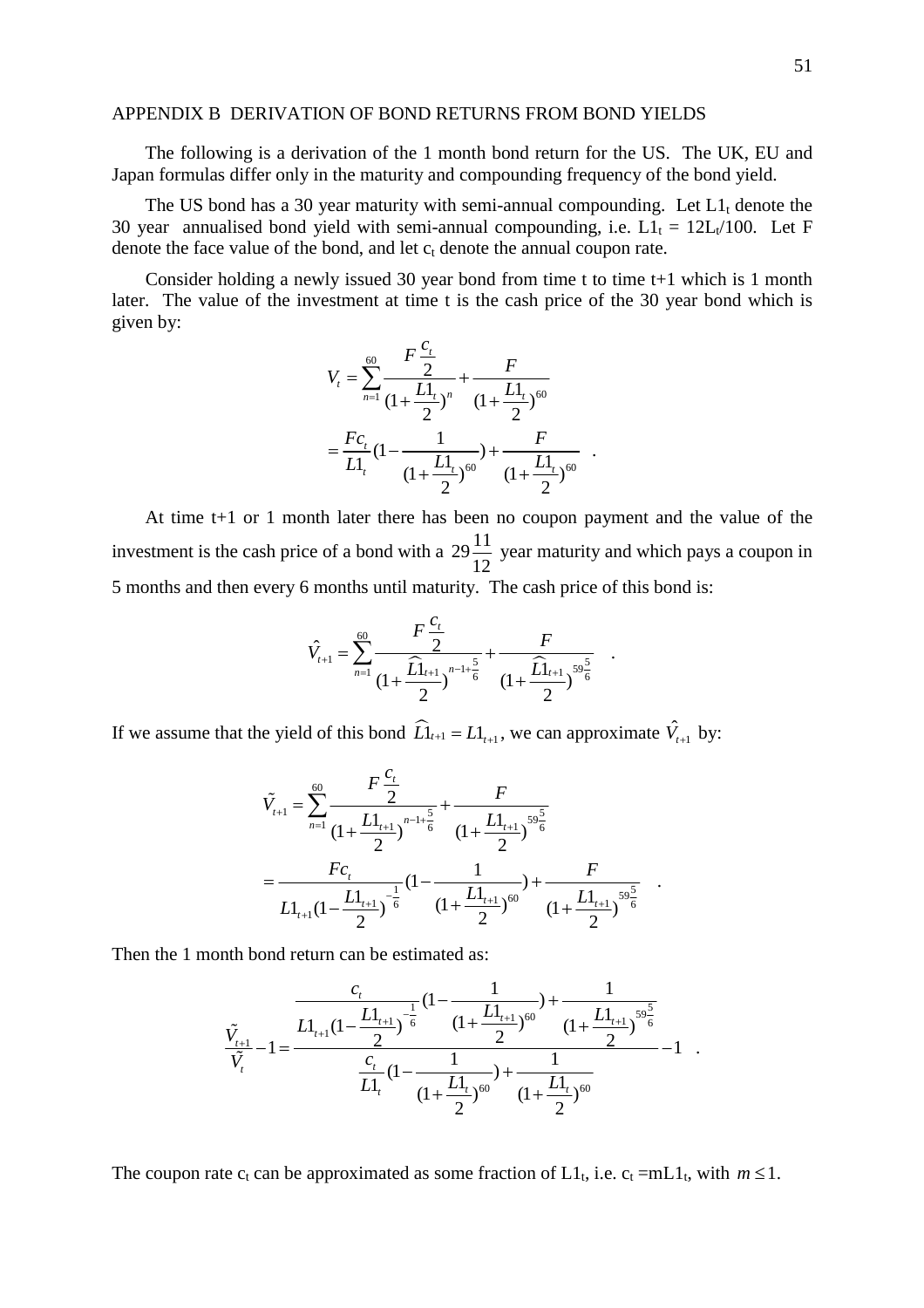## APPENDIX B DERIVATION OF BOND RETURNS FROM BOND YIELDS

The following is a derivation of the 1 month bond return for the US. The UK, EU and Japan formulas differ only in the maturity and compounding frequency of the bond yield.

The US bond has a 30 year maturity with semi-annual compounding. Let $L1_t$ denote the 30 year annualised bond yield with semi-annual compounding, i.e. $L1_t = 12L_t/100$. Let F denote the face value of the bond, and let $c_t$ denote the annual coupon rate.

Consider holding a newly issued 30 year bond from time t to time t+1 which is 1 month later. The value of the investment at time t is the cash price of the 30 year bond which is given by:

$$
\begin{aligned}
V_t &= \sum_{n=1}^{60} \frac{F\frac{c_t}{2}}{(1+\frac{L1_t}{2})^n} + \frac{F}{(1+\frac{L1_t}{2})^{60}} \\
&= \frac{Fc_t}{L1_t}\left(1-\frac{1}{(1+\frac{L1_t}{2})^{60}}\right) + \frac{F}{(1+\frac{L1_t}{2})^{60}} \quad .
\end{aligned}
$$

At time t+1 or 1 month later there has been no coupon payment and the value of the investment is the cash price of a bond with a $29\frac{11}{12}$ year maturity and which pays a coupon in 5 months and then every 6 months until maturity. The cash price of this bond is:

$$
\hat{V}_{t+1} = \sum_{n=1}^{60} \frac{F\frac{c_t}{2}}{(1+\frac{\widehat{L1}_{t+1}}{2})^{n-1+\frac{5}{6}}} + \frac{F}{(1+\frac{\widehat{L1}_{t+1}}{2})^{59\frac{5}{6}}} \quad .
$$

If we assume that the yield of this bond $\widehat{L1}_{t+1} = L1_{t+1}$, we can approximate $\hat{V}_{t+1}$ by:

$$
\begin{aligned}
\tilde{V}_{t+1} &= \sum_{n=1}^{60} \frac{F\frac{c_t}{2}}{(1+\frac{L1_{t+1}}{2})^{n-1+\frac{5}{6}}} + \frac{F}{(1+\frac{L1_{t+1}}{2})^{59\frac{5}{6}}} \\
&= \frac{Fc_t}{L1_{t+1}(1-\frac{L1_{t+1}}{2})^{-\frac{1}{6}}}\left(1-\frac{1}{(1+\frac{L1_{t+1}}{2})^{60}}\right) + \frac{F}{(1+\frac{L1_{t+1}}{2})^{59\frac{5}{6}}} \quad .
\end{aligned}
$$

Then the 1 month bond return can be estimated as:

$$
\frac{\tilde{V}_{t+1}}{\tilde{V}_t} - 1 = \frac{\dfrac{c_t}{L1_{t+1}(1-\frac{L1_{t+1}}{2})^{-\frac{1}{6}}}\left(1-\dfrac{1}{(1+\frac{L1_{t+1}}{2})^{60}}\right) + \dfrac{1}{(1+\frac{L1_{t+1}}{2})^{59\frac{5}{6}}}}{\dfrac{c_t}{L1_t}\left(1-\dfrac{1}{(1+\frac{L1_t}{2})^{60}}\right) + \dfrac{1}{(1+\frac{L1_t}{2})^{60}}} - 1 \quad .
$$

The coupon rate $c_t$ can be approximated as some fraction of $L1_t$, i.e. $c_t = mL1_t$, with $m \le 1$.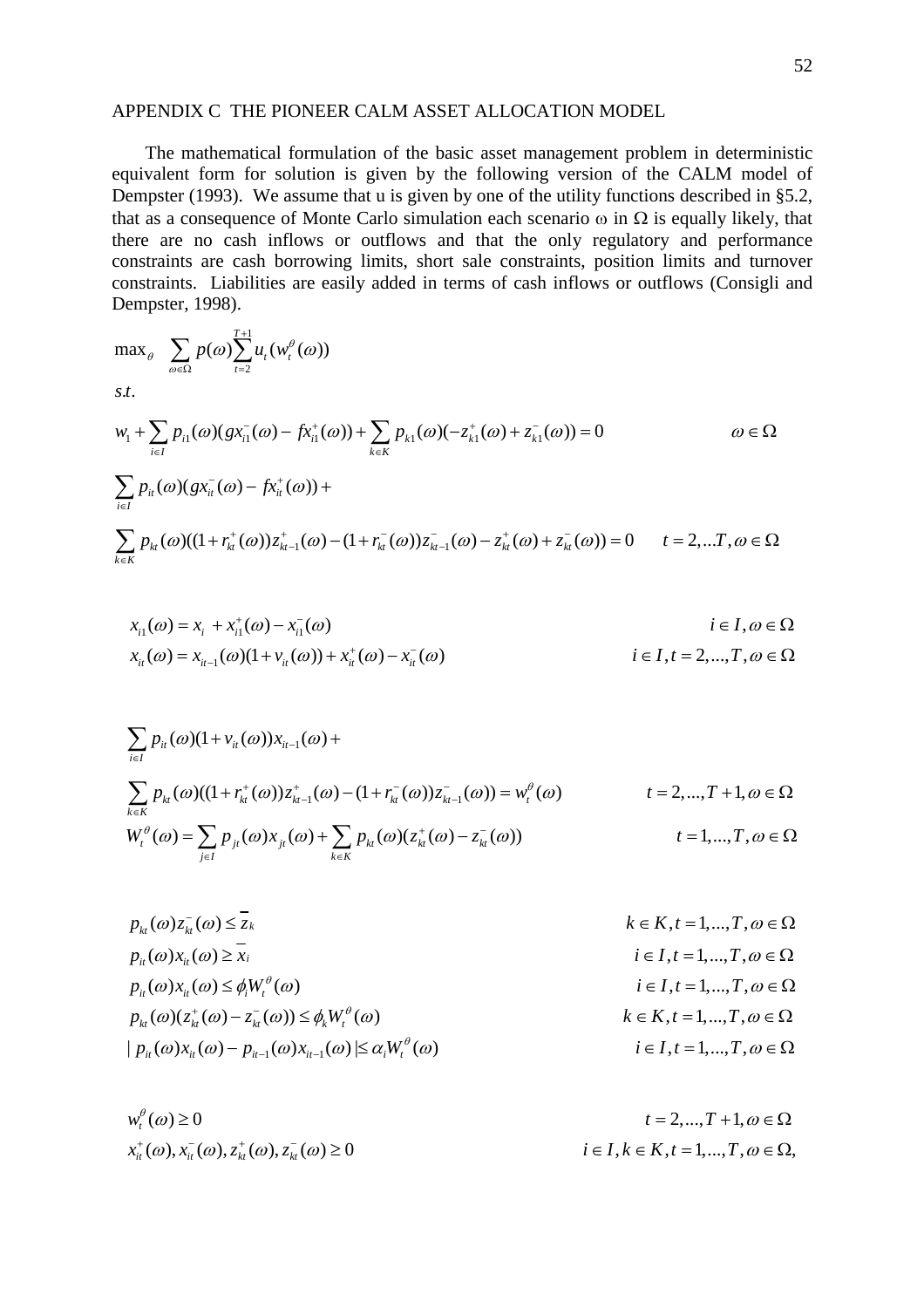## APPENDIX C THE PIONEER CALM ASSET ALLOCATION MODEL

The mathematical formulation of the basic asset management problem in deterministic equivalent form for solution is given by the following version of the CALM model of Dempster (1993). We assume that u is given by one of the utility functions described in §5.2, that as a consequence of Monte Carlo simulation each scenario ω in Ω is equally likely, that there are no cash inflows or outflows and that the only regulatory and performance constraints are cash borrowing limits, short sale constraints, position limits and turnover constraints. Liabilities are easily added in terms of cash inflows or outflows (Consigli and Dempster, 1998).

$$\max_{\theta} \quad \sum_{\omega \in \Omega} p(\omega) \sum_{t=2}^{T+1} u_t(w_t^{\theta}(\omega))$$

$$s.t.$$

$$w_1 + \sum_{i \in I} p_{i1}(\omega)(g x_{i1}^{-}(\omega) - f x_{i1}^{+}(\omega)) + \sum_{k \in K} p_{k1}(\omega)(-z_{k1}^{+}(\omega) + z_{k1}^{-}(\omega)) = 0 \qquad \omega \in \Omega$$

$$\sum_{i \in I} p_{it}(\omega)(g x_{it}^{-}(\omega) - f x_{it}^{+}(\omega)) +$$

$$\sum_{k \in K} p_{kt}(\omega)((1 + r_{kt}^{+}(\omega)) z_{kt-1}^{+}(\omega) - (1 + r_{kt}^{-}(\omega)) z_{kt-1}^{-}(\omega) - z_{kt}^{+}(\omega) + z_{kt}^{-}(\omega)) = 0 \qquad t = 2, \ldots T, \omega \in \Omega$$

$$x_{i1}(\omega) = x_i + x_{i1}^{+}(\omega) - x_{i1}^{-}(\omega) \qquad i \in I, \omega \in \Omega$$

$$x_{it}(\omega) = x_{it-1}(\omega)(1 + v_{it}(\omega)) + x_{it}^{+}(\omega) - x_{it}^{-}(\omega) \qquad i \in I, t = 2, \ldots, T, \omega \in \Omega$$

$$\sum_{i \in I} p_{it}(\omega)(1 + v_{it}(\omega)) x_{it-1}(\omega) +$$

$$\sum_{k \in K} p_{kt}(\omega)((1 + r_{kt}^{+}(\omega)) z_{kt-1}^{+}(\omega) - (1 + r_{kt}^{-}(\omega)) z_{kt-1}^{-}(\omega)) = w_t^{\theta}(\omega) \qquad t = 2, \ldots, T+1, \omega \in \Omega$$

$$W_t^{\theta}(\omega) = \sum_{j \in I} p_{jt}(\omega) x_{jt}(\omega) + \sum_{k \in K} p_{kt}(\omega)(z_{kt}^{+}(\omega) - z_{kt}^{-}(\omega)) \qquad t = 1, \ldots, T, \omega \in \Omega$$

$$p_{kt}(\omega) z_{kt}^{-}(\omega) \leq \overline{z}_k \qquad k \in K, t = 1, \ldots, T, \omega \in \Omega$$

$$p_{it}(\omega) x_{it}(\omega) \geq \overline{x}_i \qquad i \in I, t = 1, \ldots, T, \omega \in \Omega$$

$$p_{it}(\omega) x_{it}(\omega) \leq \phi_i W_t^{\theta}(\omega) \qquad i \in I, t = 1, \ldots, T, \omega \in \Omega$$

$$p_{kt}(\omega)(z_{kt}^{+}(\omega) - z_{kt}^{-}(\omega)) \leq \phi_k W_t^{\theta}(\omega) \qquad k \in K, t = 1, \ldots, T, \omega \in \Omega$$

$$| p_{it}(\omega) x_{it}(\omega) - p_{it-1}(\omega) x_{it-1}(\omega) | \leq \alpha_i W_t^{\theta}(\omega) \qquad i \in I, t = 1, \ldots, T, \omega \in \Omega$$

$$w_t^{\theta}(\omega) \geq 0 \qquad t = 2, \ldots, T+1, \omega \in \Omega$$

$$x_{it}^{+}(\omega), x_{it}^{-}(\omega), z_{kt}^{+}(\omega), z_{kt}^{-}(\omega) \geq 0 \qquad i \in I, k \in K, t = 1, \ldots, T, \omega \in \Omega,$$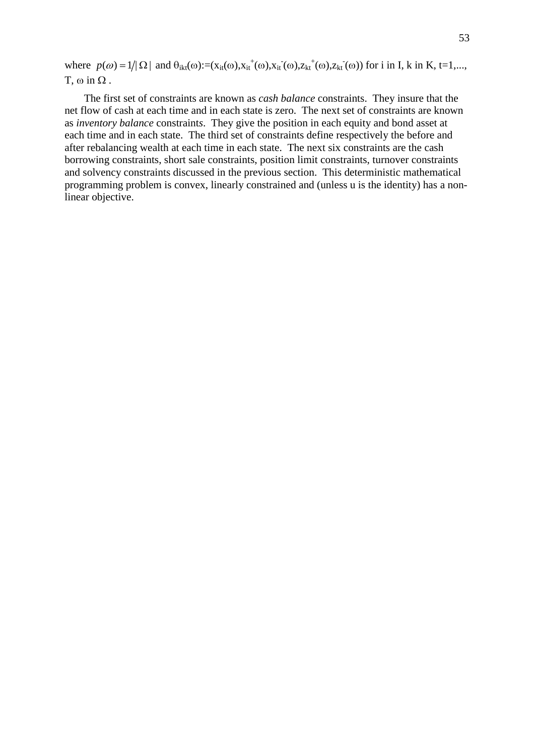where $p(\omega) = 1/|\Omega|$ and $\theta_{ikt}(\omega) := (x_{it}(\omega), x_{it}^{+}(\omega), x_{it}^{-}(\omega), z_{kt}^{+}(\omega), z_{kt}^{-}(\omega))$ for i in I, k in K, t=1,..., T, $\omega$ in $\Omega$ .

The first set of constraints are known as *cash balance* constraints. They insure that the net flow of cash at each time and in each state is zero. The next set of constraints are known as *inventory balance* constraints. They give the position in each equity and bond asset at each time and in each state. The third set of constraints define respectively the before and after rebalancing wealth at each time in each state. The next six constraints are the cash borrowing constraints, short sale constraints, position limit constraints, turnover constraints and solvency constraints discussed in the previous section. This deterministic mathematical programming problem is convex, linearly constrained and (unless u is the identity) has a non-linear objective.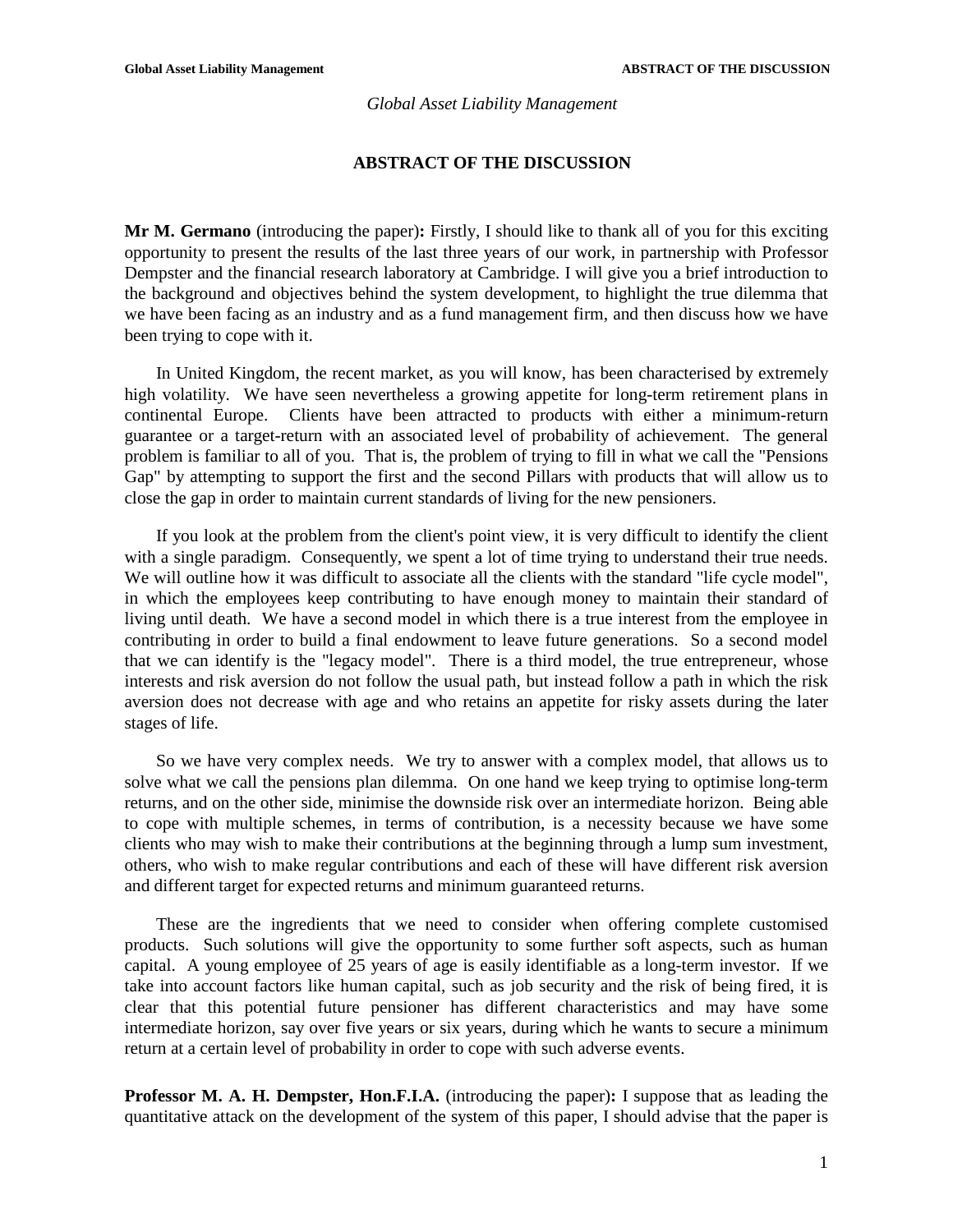*Global Asset Liability Management*

## ABSTRACT OF THE DISCUSSION

**Mr M. Germano** (introducing the paper)**:** Firstly, I should like to thank all of you for this exciting opportunity to present the results of the last three years of our work, in partnership with Professor Dempster and the financial research laboratory at Cambridge. I will give you a brief introduction to the background and objectives behind the system development, to highlight the true dilemma that we have been facing as an industry and as a fund management firm, and then discuss how we have been trying to cope with it.

In United Kingdom, the recent market, as you will know, has been characterised by extremely high volatility. We have seen nevertheless a growing appetite for long-term retirement plans in continental Europe. Clients have been attracted to products with either a minimum-return guarantee or a target-return with an associated level of probability of achievement. The general problem is familiar to all of you. That is, the problem of trying to fill in what we call the "Pensions Gap" by attempting to support the first and the second Pillars with products that will allow us to close the gap in order to maintain current standards of living for the new pensioners.

If you look at the problem from the client's point view, it is very difficult to identify the client with a single paradigm. Consequently, we spent a lot of time trying to understand their true needs. We will outline how it was difficult to associate all the clients with the standard "life cycle model", in which the employees keep contributing to have enough money to maintain their standard of living until death. We have a second model in which there is a true interest from the employee in contributing in order to build a final endowment to leave future generations. So a second model that we can identify is the "legacy model". There is a third model, the true entrepreneur, whose interests and risk aversion do not follow the usual path, but instead follow a path in which the risk aversion does not decrease with age and who retains an appetite for risky assets during the later stages of life.

So we have very complex needs. We try to answer with a complex model, that allows us to solve what we call the pensions plan dilemma. On one hand we keep trying to optimise long-term returns, and on the other side, minimise the downside risk over an intermediate horizon. Being able to cope with multiple schemes, in terms of contribution, is a necessity because we have some clients who may wish to make their contributions at the beginning through a lump sum investment, others, who wish to make regular contributions and each of these will have different risk aversion and different target for expected returns and minimum guaranteed returns.

These are the ingredients that we need to consider when offering complete customised products. Such solutions will give the opportunity to some further soft aspects, such as human capital. A young employee of 25 years of age is easily identifiable as a long-term investor. If we take into account factors like human capital, such as job security and the risk of being fired, it is clear that this potential future pensioner has different characteristics and may have some intermediate horizon, say over five years or six years, during which he wants to secure a minimum return at a certain level of probability in order to cope with such adverse events.

**Professor M. A. H. Dempster, Hon.F.I.A.** (introducing the paper)**:** I suppose that as leading the quantitative attack on the development of the system of this paper, I should advise that the paper is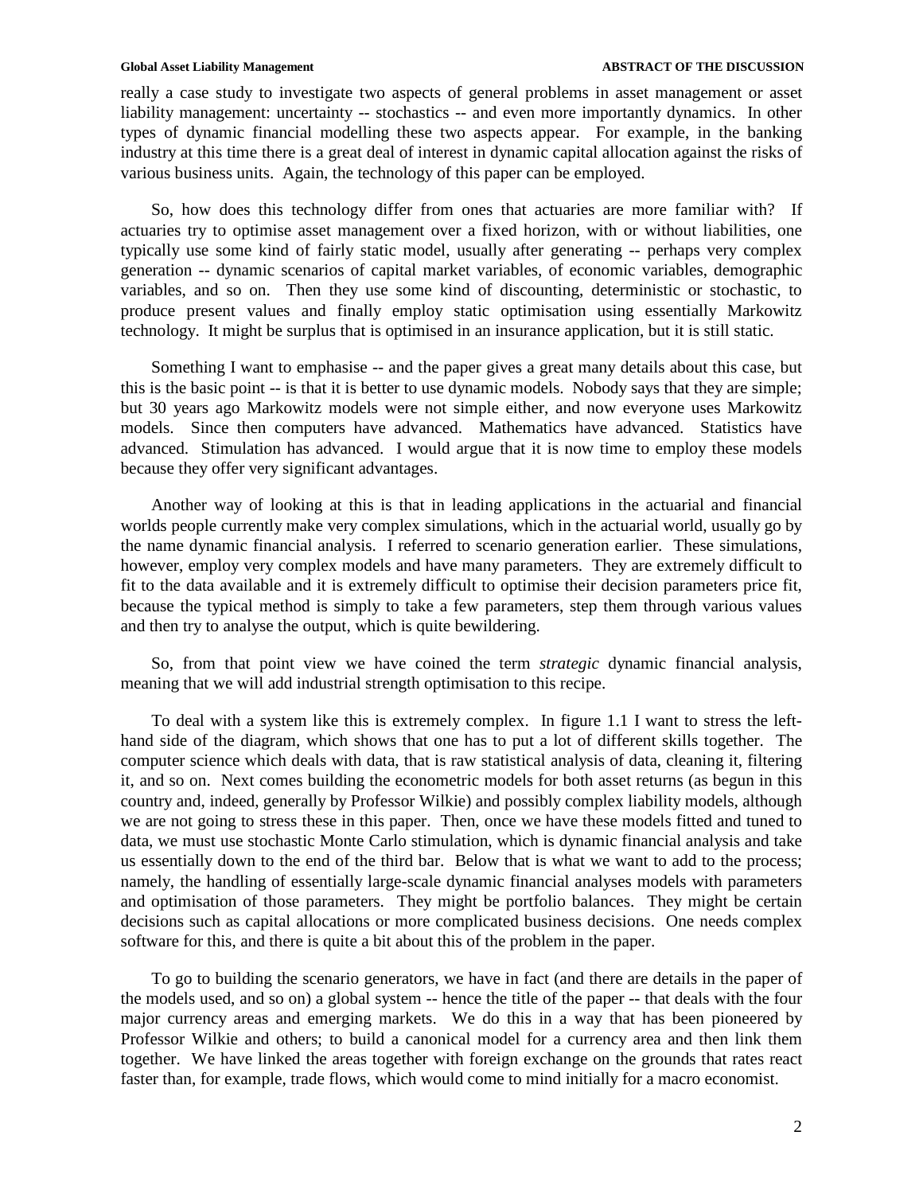really a case study to investigate two aspects of general problems in asset management or asset liability management: uncertainty -- stochastics -- and even more importantly dynamics. In other types of dynamic financial modelling these two aspects appear. For example, in the banking industry at this time there is a great deal of interest in dynamic capital allocation against the risks of various business units. Again, the technology of this paper can be employed.

So, how does this technology differ from ones that actuaries are more familiar with? If actuaries try to optimise asset management over a fixed horizon, with or without liabilities, one typically use some kind of fairly static model, usually after generating -- perhaps very complex generation -- dynamic scenarios of capital market variables, of economic variables, demographic variables, and so on. Then they use some kind of discounting, deterministic or stochastic, to produce present values and finally employ static optimisation using essentially Markowitz technology. It might be surplus that is optimised in an insurance application, but it is still static.

Something I want to emphasise -- and the paper gives a great many details about this case, but this is the basic point -- is that it is better to use dynamic models. Nobody says that they are simple; but 30 years ago Markowitz models were not simple either, and now everyone uses Markowitz models. Since then computers have advanced. Mathematics have advanced. Statistics have advanced. Stimulation has advanced. I would argue that it is now time to employ these models because they offer very significant advantages.

Another way of looking at this is that in leading applications in the actuarial and financial worlds people currently make very complex simulations, which in the actuarial world, usually go by the name dynamic financial analysis. I referred to scenario generation earlier. These simulations, however, employ very complex models and have many parameters. They are extremely difficult to fit to the data available and it is extremely difficult to optimise their decision parameters price fit, because the typical method is simply to take a few parameters, step them through various values and then try to analyse the output, which is quite bewildering.

So, from that point view we have coined the term *strategic* dynamic financial analysis, meaning that we will add industrial strength optimisation to this recipe.

To deal with a system like this is extremely complex. In figure 1.1 I want to stress the left-hand side of the diagram, which shows that one has to put a lot of different skills together. The computer science which deals with data, that is raw statistical analysis of data, cleaning it, filtering it, and so on. Next comes building the econometric models for both asset returns (as begun in this country and, indeed, generally by Professor Wilkie) and possibly complex liability models, although we are not going to stress these in this paper. Then, once we have these models fitted and tuned to data, we must use stochastic Monte Carlo stimulation, which is dynamic financial analysis and take us essentially down to the end of the third bar. Below that is what we want to add to the process; namely, the handling of essentially large-scale dynamic financial analyses models with parameters and optimisation of those parameters. They might be portfolio balances. They might be certain decisions such as capital allocations or more complicated business decisions. One needs complex software for this, and there is quite a bit about this of the problem in the paper.

To go to building the scenario generators, we have in fact (and there are details in the paper of the models used, and so on) a global system -- hence the title of the paper -- that deals with the four major currency areas and emerging markets. We do this in a way that has been pioneered by Professor Wilkie and others; to build a canonical model for a currency area and then link them together. We have linked the areas together with foreign exchange on the grounds that rates react faster than, for example, trade flows, which would come to mind initially for a macro economist.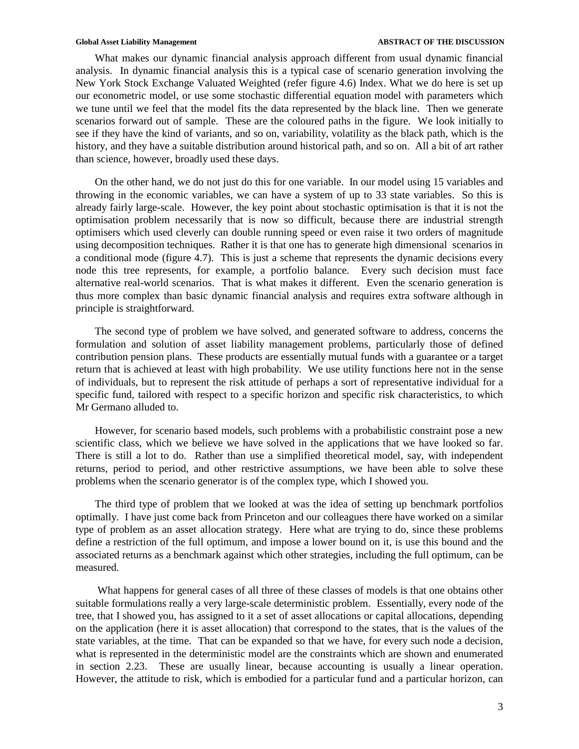What makes our dynamic financial analysis approach different from usual dynamic financial analysis. In dynamic financial analysis this is a typical case of scenario generation involving the New York Stock Exchange Valuated Weighted (refer figure 4.6) Index. What we do here is set up our econometric model, or use some stochastic differential equation model with parameters which we tune until we feel that the model fits the data represented by the black line. Then we generate scenarios forward out of sample. These are the coloured paths in the figure. We look initially to see if they have the kind of variants, and so on, variability, volatility as the black path, which is the history, and they have a suitable distribution around historical path, and so on. All a bit of art rather than science, however, broadly used these days.

On the other hand, we do not just do this for one variable. In our model using 15 variables and throwing in the economic variables, we can have a system of up to 33 state variables. So this is already fairly large-scale. However, the key point about stochastic optimisation is that it is not the optimisation problem necessarily that is now so difficult, because there are industrial strength optimisers which used cleverly can double running speed or even raise it two orders of magnitude using decomposition techniques. Rather it is that one has to generate high dimensional scenarios in a conditional mode (figure 4.7). This is just a scheme that represents the dynamic decisions every node this tree represents, for example, a portfolio balance. Every such decision must face alternative real-world scenarios. That is what makes it different. Even the scenario generation is thus more complex than basic dynamic financial analysis and requires extra software although in principle is straightforward.

The second type of problem we have solved, and generated software to address, concerns the formulation and solution of asset liability management problems, particularly those of defined contribution pension plans. These products are essentially mutual funds with a guarantee or a target return that is achieved at least with high probability. We use utility functions here not in the sense of individuals, but to represent the risk attitude of perhaps a sort of representative individual for a specific fund, tailored with respect to a specific horizon and specific risk characteristics, to which Mr Germano alluded to.

However, for scenario based models, such problems with a probabilistic constraint pose a new scientific class, which we believe we have solved in the applications that we have looked so far. There is still a lot to do. Rather than use a simplified theoretical model, say, with independent returns, period to period, and other restrictive assumptions, we have been able to solve these problems when the scenario generator is of the complex type, which I showed you.

The third type of problem that we looked at was the idea of setting up benchmark portfolios optimally. I have just come back from Princeton and our colleagues there have worked on a similar type of problem as an asset allocation strategy. Here what are trying to do, since these problems define a restriction of the full optimum, and impose a lower bound on it, is use this bound and the associated returns as a benchmark against which other strategies, including the full optimum, can be measured.

What happens for general cases of all three of these classes of models is that one obtains other suitable formulations really a very large-scale deterministic problem. Essentially, every node of the tree, that I showed you, has assigned to it a set of asset allocations or capital allocations, depending on the application (here it is asset allocation) that correspond to the states, that is the values of the state variables, at the time. That can be expanded so that we have, for every such node a decision, what is represented in the deterministic model are the constraints which are shown and enumerated in section 2.23. These are usually linear, because accounting is usually a linear operation. However, the attitude to risk, which is embodied for a particular fund and a particular horizon, can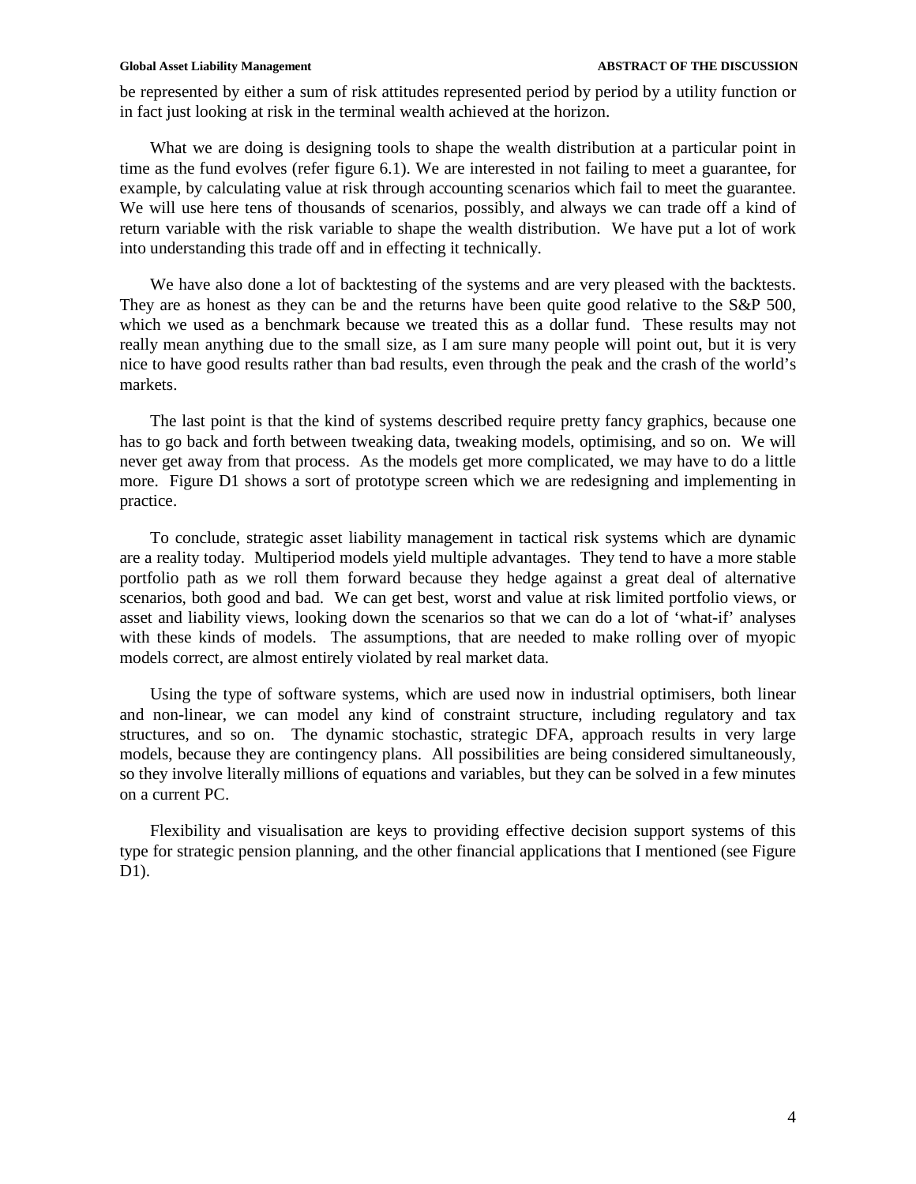be represented by either a sum of risk attitudes represented period by period by a utility function or in fact just looking at risk in the terminal wealth achieved at the horizon.

What we are doing is designing tools to shape the wealth distribution at a particular point in time as the fund evolves (refer figure 6.1). We are interested in not failing to meet a guarantee, for example, by calculating value at risk through accounting scenarios which fail to meet the guarantee. We will use here tens of thousands of scenarios, possibly, and always we can trade off a kind of return variable with the risk variable to shape the wealth distribution. We have put a lot of work into understanding this trade off and in effecting it technically.

We have also done a lot of backtesting of the systems and are very pleased with the backtests. They are as honest as they can be and the returns have been quite good relative to the S&P 500, which we used as a benchmark because we treated this as a dollar fund. These results may not really mean anything due to the small size, as I am sure many people will point out, but it is very nice to have good results rather than bad results, even through the peak and the crash of the world's markets.

The last point is that the kind of systems described require pretty fancy graphics, because one has to go back and forth between tweaking data, tweaking models, optimising, and so on. We will never get away from that process. As the models get more complicated, we may have to do a little more. Figure D1 shows a sort of prototype screen which we are redesigning and implementing in practice.

To conclude, strategic asset liability management in tactical risk systems which are dynamic are a reality today. Multiperiod models yield multiple advantages. They tend to have a more stable portfolio path as we roll them forward because they hedge against a great deal of alternative scenarios, both good and bad. We can get best, worst and value at risk limited portfolio views, or asset and liability views, looking down the scenarios so that we can do a lot of 'what-if' analyses with these kinds of models. The assumptions, that are needed to make rolling over of myopic models correct, are almost entirely violated by real market data.

Using the type of software systems, which are used now in industrial optimisers, both linear and non-linear, we can model any kind of constraint structure, including regulatory and tax structures, and so on. The dynamic stochastic, strategic DFA, approach results in very large models, because they are contingency plans. All possibilities are being considered simultaneously, so they involve literally millions of equations and variables, but they can be solved in a few minutes on a current PC.

Flexibility and visualisation are keys to providing effective decision support systems of this type for strategic pension planning, and the other financial applications that I mentioned (see Figure D1).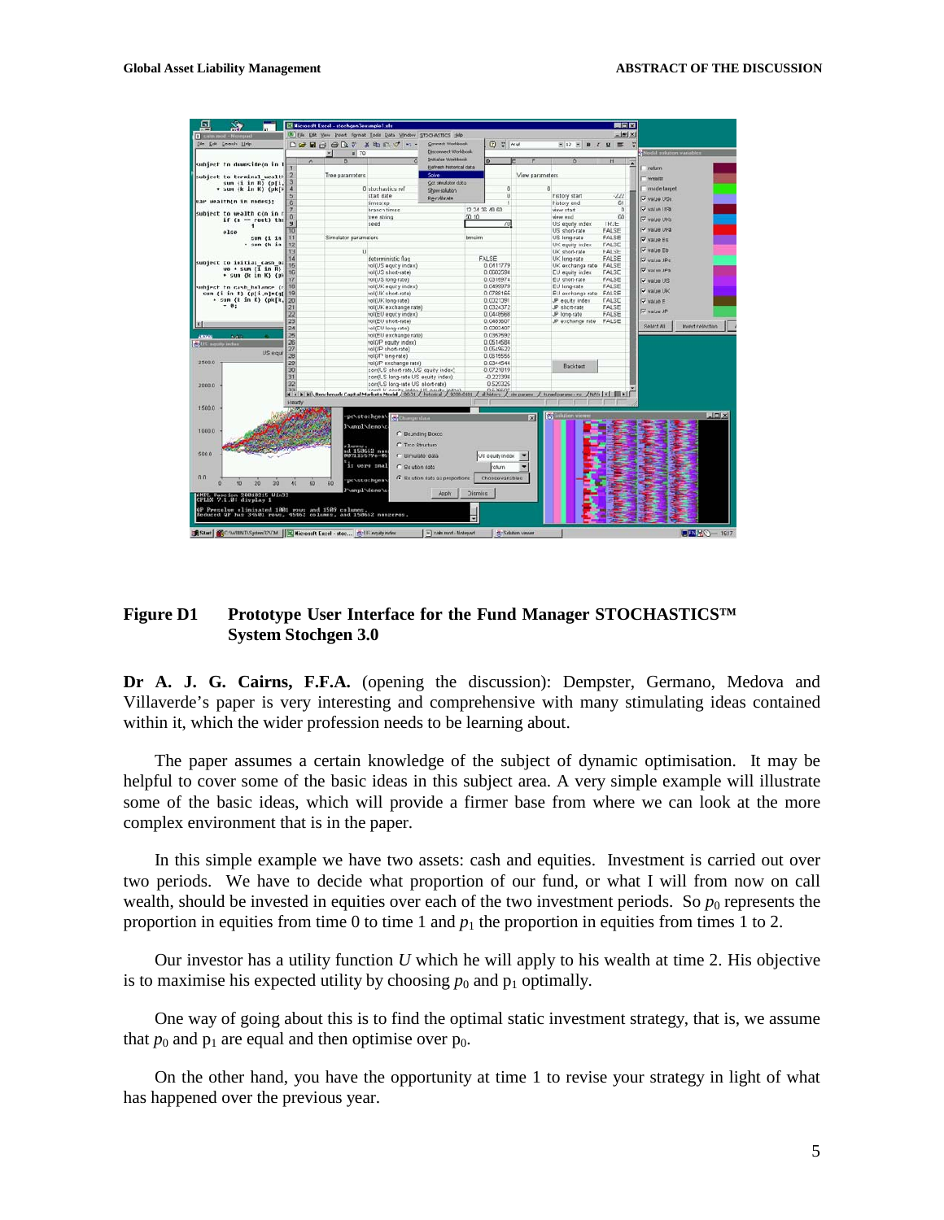**Figure D1 Prototype User Interface for the Fund Manager STOCHASTICS™ System Stochgen 3.0**

**Dr A. J. G. Cairns, F.F.A.** (opening the discussion): Dempster, Germano, Medova and Villaverde's paper is very interesting and comprehensive with many stimulating ideas contained within it, which the wider profession needs to be learning about.

The paper assumes a certain knowledge of the subject of dynamic optimisation. It may be helpful to cover some of the basic ideas in this subject area. A very simple example will illustrate some of the basic ideas, which will provide a firmer base from where we can look at the more complex environment that is in the paper.

In this simple example we have two assets: cash and equities. Investment is carried out over two periods. We have to decide what proportion of our fund, or what I will from now on call wealth, should be invested in equities over each of the two investment periods. So $p_0$ represents the proportion in equities from time 0 to time 1 and $p_1$ the proportion in equities from times 1 to 2.

Our investor has a utility function $U$ which he will apply to his wealth at time 2. His objective is to maximise his expected utility by choosing $p_0$ and $p_1$ optimally.

One way of going about this is to find the optimal static investment strategy, that is, we assume that $p_0$ and $p_1$ are equal and then optimise over $p_0$.

On the other hand, you have the opportunity at time 1 to revise your strategy in light of what has happened over the previous year.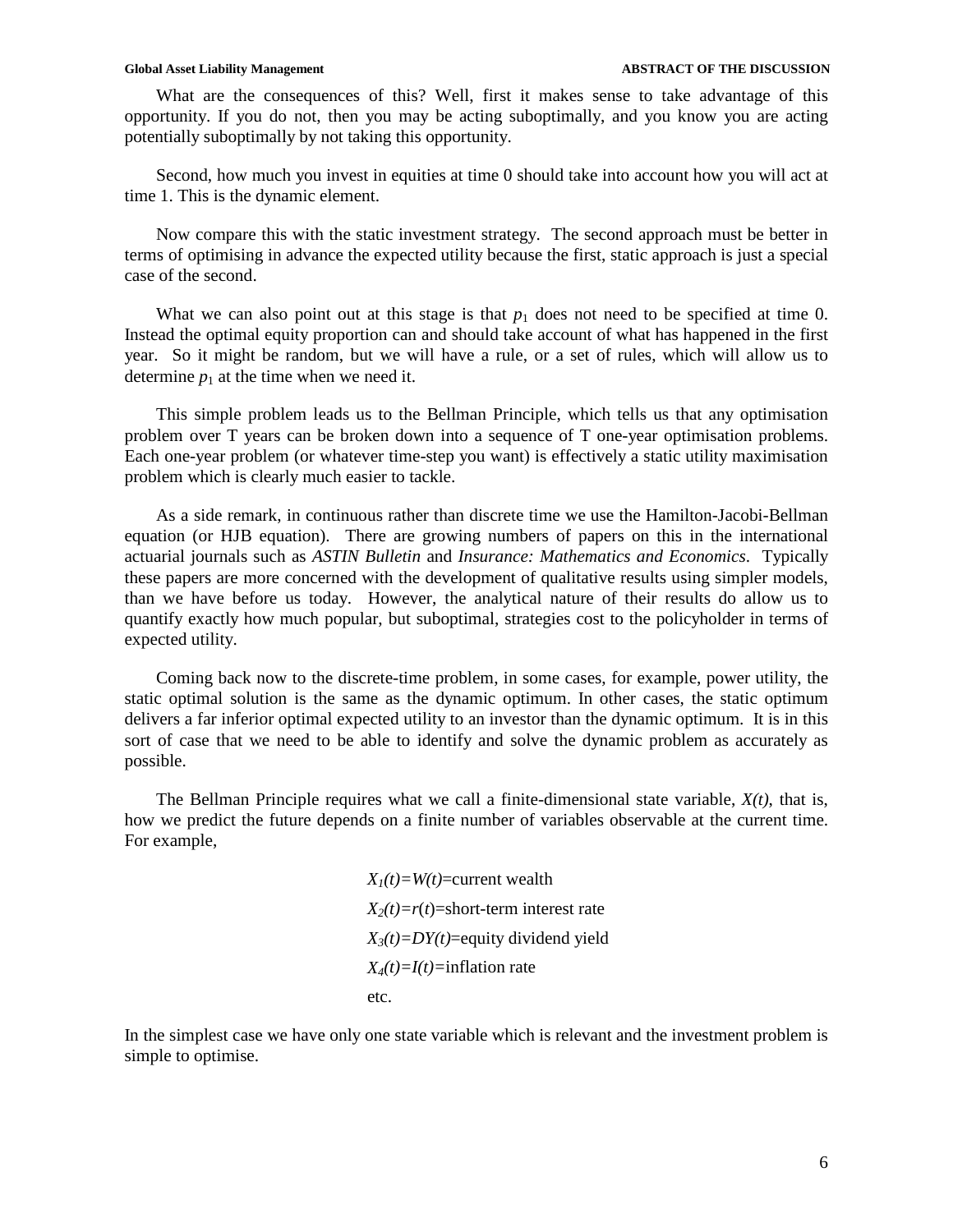What are the consequences of this? Well, first it makes sense to take advantage of this opportunity. If you do not, then you may be acting suboptimally, and you know you are acting potentially suboptimally by not taking this opportunity.

Second, how much you invest in equities at time 0 should take into account how you will act at time 1. This is the dynamic element.

Now compare this with the static investment strategy. The second approach must be better in terms of optimising in advance the expected utility because the first, static approach is just a special case of the second.

What we can also point out at this stage is that $p_1$ does not need to be specified at time 0. Instead the optimal equity proportion can and should take account of what has happened in the first year. So it might be random, but we will have a rule, or a set of rules, which will allow us to determine $p_1$ at the time when we need it.

This simple problem leads us to the Bellman Principle, which tells us that any optimisation problem over T years can be broken down into a sequence of T one-year optimisation problems. Each one-year problem (or whatever time-step you want) is effectively a static utility maximisation problem which is clearly much easier to tackle.

As a side remark, in continuous rather than discrete time we use the Hamilton-Jacobi-Bellman equation (or HJB equation). There are growing numbers of papers on this in the international actuarial journals such as *ASTIN Bulletin* and *Insurance: Mathematics and Economics*. Typically these papers are more concerned with the development of qualitative results using simpler models, than we have before us today. However, the analytical nature of their results do allow us to quantify exactly how much popular, but suboptimal, strategies cost to the policyholder in terms of expected utility.

Coming back now to the discrete-time problem, in some cases, for example, power utility, the static optimal solution is the same as the dynamic optimum. In other cases, the static optimum delivers a far inferior optimal expected utility to an investor than the dynamic optimum. It is in this sort of case that we need to be able to identify and solve the dynamic problem as accurately as possible.

The Bellman Principle requires what we call a finite-dimensional state variable, $X(t)$, that is, how we predict the future depends on a finite number of variables observable at the current time. For example,

$X_1(t)=W(t)$=current wealth

$X_2(t)=r(t)$=short-term interest rate

$X_3(t)=DY(t)$=equity dividend yield

$X_4(t)=I(t)$=inflation rate

etc.

In the simplest case we have only one state variable which is relevant and the investment problem is simple to optimise.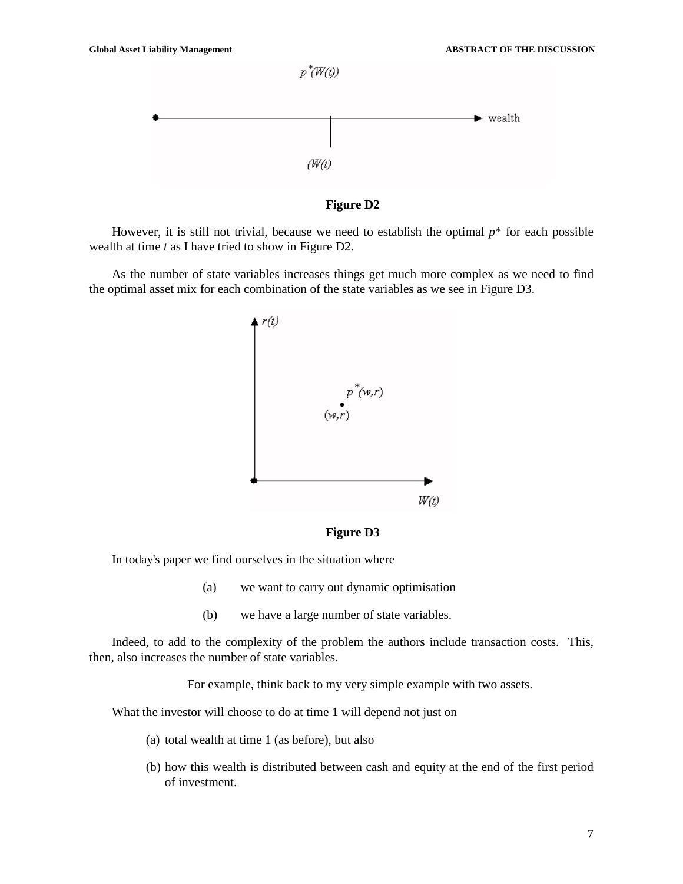Figure D2

However, it is still not trivial, because we need to establish the optimal $p^*$ for each possible wealth at time $t$ as I have tried to show in Figure D2.

As the number of state variables increases things get much more complex as we need to find the optimal asset mix for each combination of the state variables as we see in Figure D3.

Figure D3

In today's paper we find ourselves in the situation where

(a) we want to carry out dynamic optimisation

(b) we have a large number of state variables.

Indeed, to add to the complexity of the problem the authors include transaction costs. This, then, also increases the number of state variables.

For example, think back to my very simple example with two assets.

What the investor will choose to do at time 1 will depend not just on

(a) total wealth at time 1 (as before), but also

(b) how this wealth is distributed between cash and equity at the end of the first period of investment.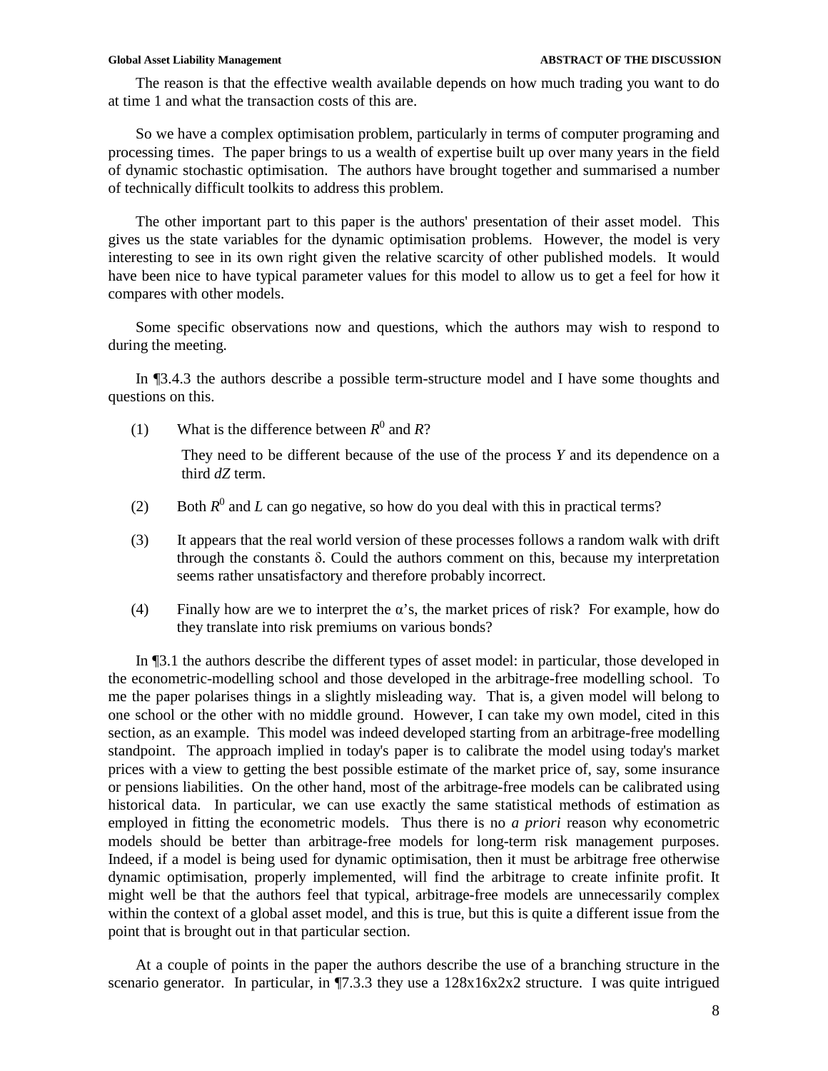The reason is that the effective wealth available depends on how much trading you want to do at time 1 and what the transaction costs of this are.

So we have a complex optimisation problem, particularly in terms of computer programing and processing times. The paper brings to us a wealth of expertise built up over many years in the field of dynamic stochastic optimisation. The authors have brought together and summarised a number of technically difficult toolkits to address this problem.

The other important part to this paper is the authors' presentation of their asset model. This gives us the state variables for the dynamic optimisation problems. However, the model is very interesting to see in its own right given the relative scarcity of other published models. It would have been nice to have typical parameter values for this model to allow us to get a feel for how it compares with other models.

Some specific observations now and questions, which the authors may wish to respond to during the meeting.

In ¶3.4.3 the authors describe a possible term-structure model and I have some thoughts and questions on this.

(1) What is the difference between $R^0$ and $R$?

They need to be different because of the use of the process $Y$ and its dependence on a third $dZ$ term.

(2) Both $R^0$ and $L$ can go negative, so how do you deal with this in practical terms?

(3) It appears that the real world version of these processes follows a random walk with drift through the constants $\delta$. Could the authors comment on this, because my interpretation seems rather unsatisfactory and therefore probably incorrect.

(4) Finally how are we to interpret the $\alpha$'s, the market prices of risk? For example, how do they translate into risk premiums on various bonds?

In ¶3.1 the authors describe the different types of asset model: in particular, those developed in the econometric-modelling school and those developed in the arbitrage-free modelling school. To me the paper polarises things in a slightly misleading way. That is, a given model will belong to one school or the other with no middle ground. However, I can take my own model, cited in this section, as an example. This model was indeed developed starting from an arbitrage-free modelling standpoint. The approach implied in today's paper is to calibrate the model using today's market prices with a view to getting the best possible estimate of the market price of, say, some insurance or pensions liabilities. On the other hand, most of the arbitrage-free models can be calibrated using historical data. In particular, we can use exactly the same statistical methods of estimation as employed in fitting the econometric models. Thus there is no *a priori* reason why econometric models should be better than arbitrage-free models for long-term risk management purposes. Indeed, if a model is being used for dynamic optimisation, then it must be arbitrage free otherwise dynamic optimisation, properly implemented, will find the arbitrage to create infinite profit. It might well be that the authors feel that typical, arbitrage-free models are unnecessarily complex within the context of a global asset model, and this is true, but this is quite a different issue from the point that is brought out in that particular section.

At a couple of points in the paper the authors describe the use of a branching structure in the scenario generator. In particular, in ¶7.3.3 they use a 128x16x2x2 structure. I was quite intrigued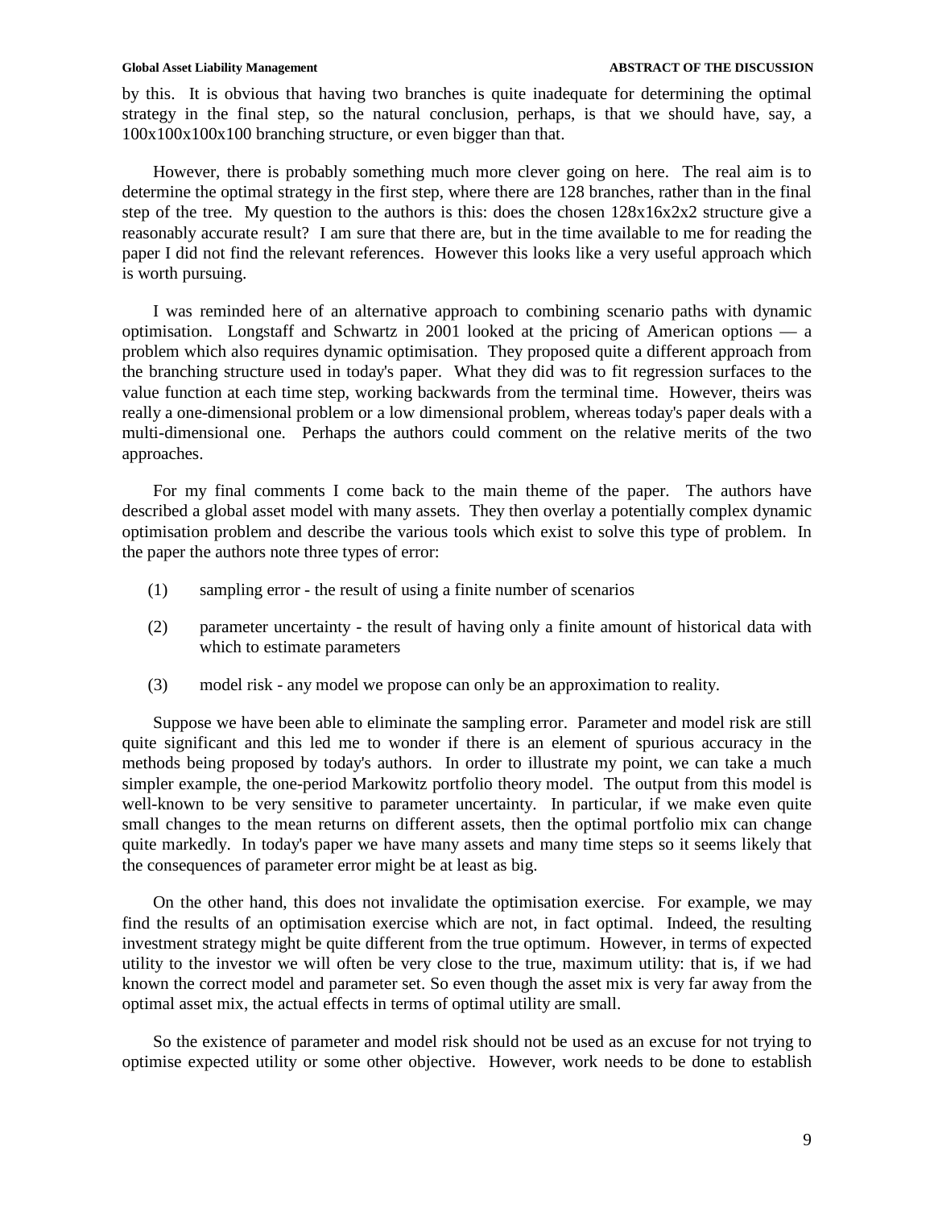by this. It is obvious that having two branches is quite inadequate for determining the optimal strategy in the final step, so the natural conclusion, perhaps, is that we should have, say, a 100x100x100x100 branching structure, or even bigger than that.

However, there is probably something much more clever going on here. The real aim is to determine the optimal strategy in the first step, where there are 128 branches, rather than in the final step of the tree. My question to the authors is this: does the chosen 128x16x2x2 structure give a reasonably accurate result? I am sure that there are, but in the time available to me for reading the paper I did not find the relevant references. However this looks like a very useful approach which is worth pursuing.

I was reminded here of an alternative approach to combining scenario paths with dynamic optimisation. Longstaff and Schwartz in 2001 looked at the pricing of American options — a problem which also requires dynamic optimisation. They proposed quite a different approach from the branching structure used in today's paper. What they did was to fit regression surfaces to the value function at each time step, working backwards from the terminal time. However, theirs was really a one-dimensional problem or a low dimensional problem, whereas today's paper deals with a multi-dimensional one. Perhaps the authors could comment on the relative merits of the two approaches.

For my final comments I come back to the main theme of the paper. The authors have described a global asset model with many assets. They then overlay a potentially complex dynamic optimisation problem and describe the various tools which exist to solve this type of problem. In the paper the authors note three types of error:

(1) sampling error - the result of using a finite number of scenarios

(2) parameter uncertainty - the result of having only a finite amount of historical data with which to estimate parameters

(3) model risk - any model we propose can only be an approximation to reality.

Suppose we have been able to eliminate the sampling error. Parameter and model risk are still quite significant and this led me to wonder if there is an element of spurious accuracy in the methods being proposed by today's authors. In order to illustrate my point, we can take a much simpler example, the one-period Markowitz portfolio theory model. The output from this model is well-known to be very sensitive to parameter uncertainty. In particular, if we make even quite small changes to the mean returns on different assets, then the optimal portfolio mix can change quite markedly. In today's paper we have many assets and many time steps so it seems likely that the consequences of parameter error might be at least as big.

On the other hand, this does not invalidate the optimisation exercise. For example, we may find the results of an optimisation exercise which are not, in fact optimal. Indeed, the resulting investment strategy might be quite different from the true optimum. However, in terms of expected utility to the investor we will often be very close to the true, maximum utility: that is, if we had known the correct model and parameter set. So even though the asset mix is very far away from the optimal asset mix, the actual effects in terms of optimal utility are small.

So the existence of parameter and model risk should not be used as an excuse for not trying to optimise expected utility or some other objective. However, work needs to be done to establish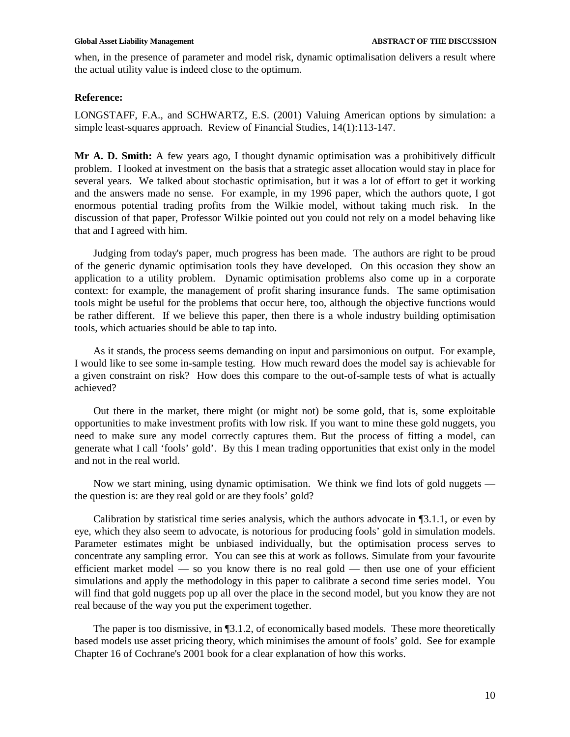when, in the presence of parameter and model risk, dynamic optimalisation delivers a result where the actual utility value is indeed close to the optimum.

**Reference:**

LONGSTAFF, F.A., and SCHWARTZ, E.S. (2001) Valuing American options by simulation: a simple least-squares approach. Review of Financial Studies, 14(1):113-147.

**Mr A. D. Smith:** A few years ago, I thought dynamic optimisation was a prohibitively difficult problem. I looked at investment on the basis that a strategic asset allocation would stay in place for several years. We talked about stochastic optimisation, but it was a lot of effort to get it working and the answers made no sense. For example, in my 1996 paper, which the authors quote, I got enormous potential trading profits from the Wilkie model, without taking much risk. In the discussion of that paper, Professor Wilkie pointed out you could not rely on a model behaving like that and I agreed with him.

Judging from today's paper, much progress has been made. The authors are right to be proud of the generic dynamic optimisation tools they have developed. On this occasion they show an application to a utility problem. Dynamic optimisation problems also come up in a corporate context: for example, the management of profit sharing insurance funds. The same optimisation tools might be useful for the problems that occur here, too, although the objective functions would be rather different. If we believe this paper, then there is a whole industry building optimisation tools, which actuaries should be able to tap into.

As it stands, the process seems demanding on input and parsimonious on output. For example, I would like to see some in-sample testing. How much reward does the model say is achievable for a given constraint on risk? How does this compare to the out-of-sample tests of what is actually achieved?

Out there in the market, there might (or might not) be some gold, that is, some exploitable opportunities to make investment profits with low risk. If you want to mine these gold nuggets, you need to make sure any model correctly captures them. But the process of fitting a model, can generate what I call 'fools' gold'. By this I mean trading opportunities that exist only in the model and not in the real world.

Now we start mining, using dynamic optimisation. We think we find lots of gold nuggets — the question is: are they real gold or are they fools' gold?

Calibration by statistical time series analysis, which the authors advocate in ¶3.1.1, or even by eye, which they also seem to advocate, is notorious for producing fools' gold in simulation models. Parameter estimates might be unbiased individually, but the optimisation process serves to concentrate any sampling error. You can see this at work as follows. Simulate from your favourite efficient market model — so you know there is no real gold — then use one of your efficient simulations and apply the methodology in this paper to calibrate a second time series model. You will find that gold nuggets pop up all over the place in the second model, but you know they are not real because of the way you put the experiment together.

The paper is too dismissive, in ¶3.1.2, of economically based models. These more theoretically based models use asset pricing theory, which minimises the amount of fools' gold. See for example Chapter 16 of Cochrane's 2001 book for a clear explanation of how this works.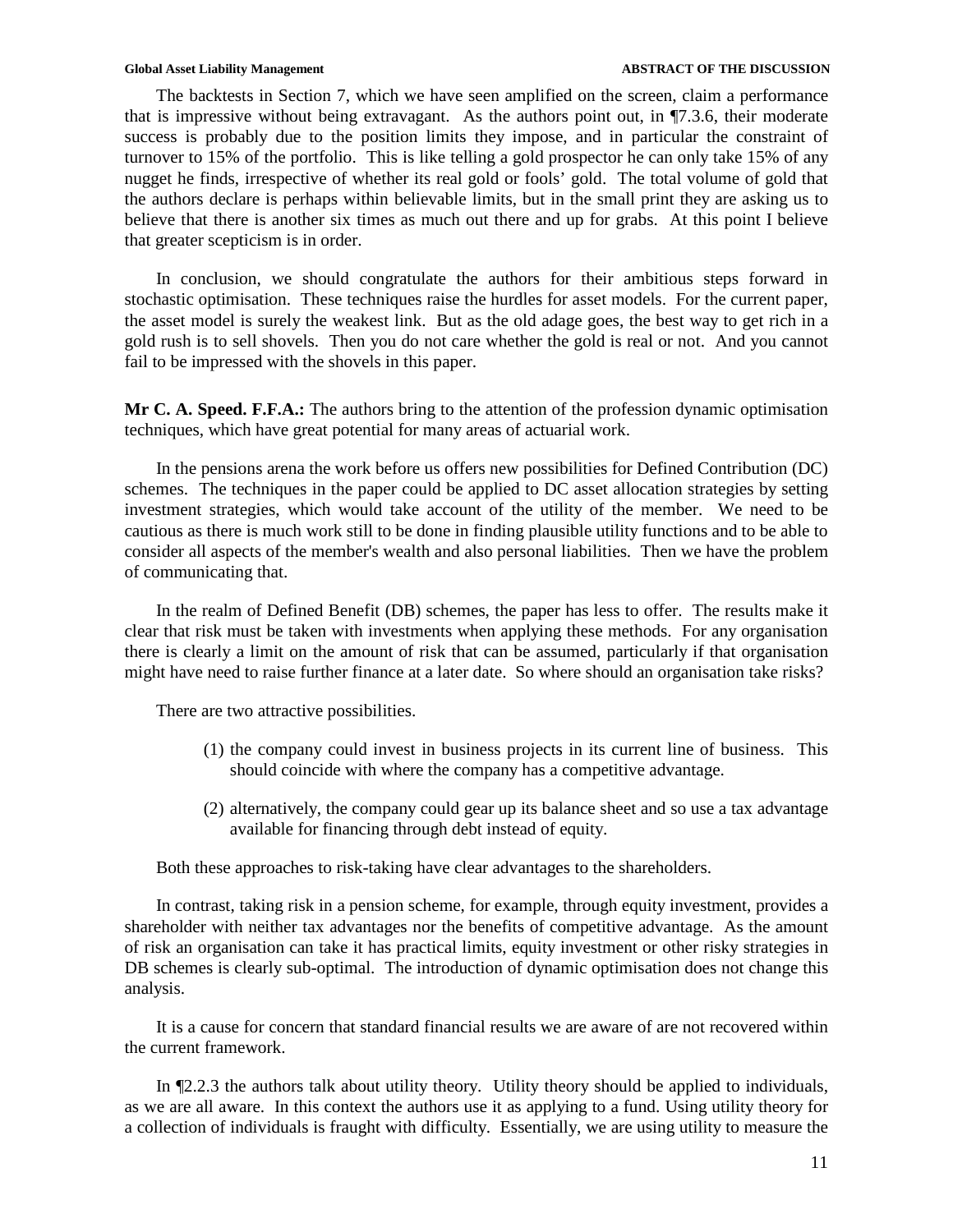The backtests in Section 7, which we have seen amplified on the screen, claim a performance that is impressive without being extravagant. As the authors point out, in ¶7.3.6, their moderate success is probably due to the position limits they impose, and in particular the constraint of turnover to 15% of the portfolio. This is like telling a gold prospector he can only take 15% of any nugget he finds, irrespective of whether its real gold or fools' gold. The total volume of gold that the authors declare is perhaps within believable limits, but in the small print they are asking us to believe that there is another six times as much out there and up for grabs. At this point I believe that greater scepticism is in order.

In conclusion, we should congratulate the authors for their ambitious steps forward in stochastic optimisation. These techniques raise the hurdles for asset models. For the current paper, the asset model is surely the weakest link. But as the old adage goes, the best way to get rich in a gold rush is to sell shovels. Then you do not care whether the gold is real or not. And you cannot fail to be impressed with the shovels in this paper.

**Mr C. A. Speed. F.F.A.:** The authors bring to the attention of the profession dynamic optimisation techniques, which have great potential for many areas of actuarial work.

In the pensions arena the work before us offers new possibilities for Defined Contribution (DC) schemes. The techniques in the paper could be applied to DC asset allocation strategies by setting investment strategies, which would take account of the utility of the member. We need to be cautious as there is much work still to be done in finding plausible utility functions and to be able to consider all aspects of the member's wealth and also personal liabilities. Then we have the problem of communicating that.

In the realm of Defined Benefit (DB) schemes, the paper has less to offer. The results make it clear that risk must be taken with investments when applying these methods. For any organisation there is clearly a limit on the amount of risk that can be assumed, particularly if that organisation might have need to raise further finance at a later date. So where should an organisation take risks?

There are two attractive possibilities.

(1) the company could invest in business projects in its current line of business. This should coincide with where the company has a competitive advantage.

(2) alternatively, the company could gear up its balance sheet and so use a tax advantage available for financing through debt instead of equity.

Both these approaches to risk-taking have clear advantages to the shareholders.

In contrast, taking risk in a pension scheme, for example, through equity investment, provides a shareholder with neither tax advantages nor the benefits of competitive advantage. As the amount of risk an organisation can take it has practical limits, equity investment or other risky strategies in DB schemes is clearly sub-optimal. The introduction of dynamic optimisation does not change this analysis.

It is a cause for concern that standard financial results we are aware of are not recovered within the current framework.

In ¶2.2.3 the authors talk about utility theory. Utility theory should be applied to individuals, as we are all aware. In this context the authors use it as applying to a fund. Using utility theory for a collection of individuals is fraught with difficulty. Essentially, we are using utility to measure the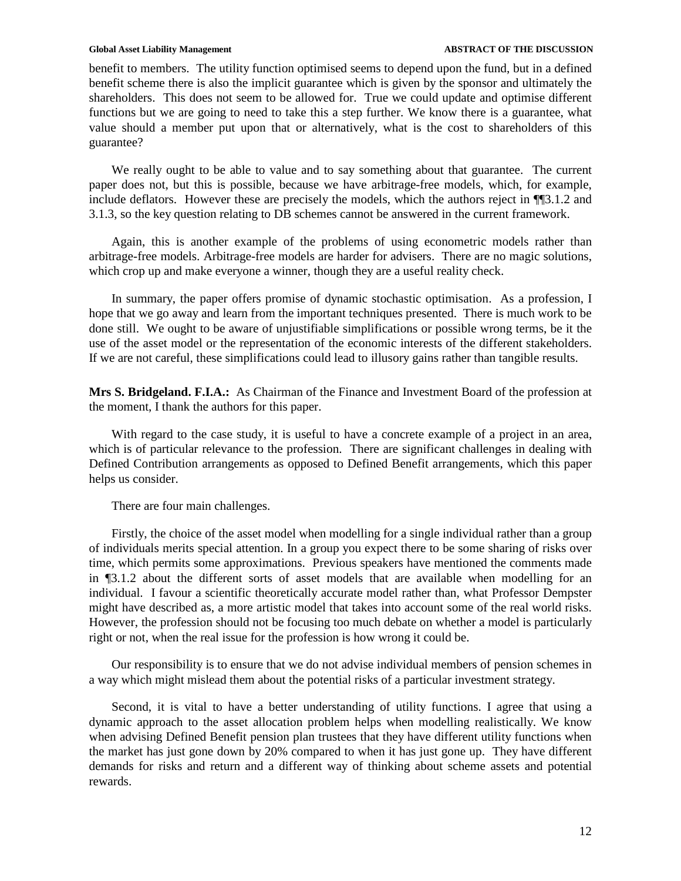benefit to members. The utility function optimised seems to depend upon the fund, but in a defined benefit scheme there is also the implicit guarantee which is given by the sponsor and ultimately the shareholders. This does not seem to be allowed for. True we could update and optimise different functions but we are going to need to take this a step further. We know there is a guarantee, what value should a member put upon that or alternatively, what is the cost to shareholders of this guarantee?

We really ought to be able to value and to say something about that guarantee. The current paper does not, but this is possible, because we have arbitrage-free models, which, for example, include deflators. However these are precisely the models, which the authors reject in ¶¶3.1.2 and 3.1.3, so the key question relating to DB schemes cannot be answered in the current framework.

Again, this is another example of the problems of using econometric models rather than arbitrage-free models. Arbitrage-free models are harder for advisers. There are no magic solutions, which crop up and make everyone a winner, though they are a useful reality check.

In summary, the paper offers promise of dynamic stochastic optimisation. As a profession, I hope that we go away and learn from the important techniques presented. There is much work to be done still. We ought to be aware of unjustifiable simplifications or possible wrong terms, be it the use of the asset model or the representation of the economic interests of the different stakeholders. If we are not careful, these simplifications could lead to illusory gains rather than tangible results.

**Mrs S. Bridgeland. F.I.A.:** As Chairman of the Finance and Investment Board of the profession at the moment, I thank the authors for this paper.

With regard to the case study, it is useful to have a concrete example of a project in an area, which is of particular relevance to the profession. There are significant challenges in dealing with Defined Contribution arrangements as opposed to Defined Benefit arrangements, which this paper helps us consider.

There are four main challenges.

Firstly, the choice of the asset model when modelling for a single individual rather than a group of individuals merits special attention. In a group you expect there to be some sharing of risks over time, which permits some approximations. Previous speakers have mentioned the comments made in ¶3.1.2 about the different sorts of asset models that are available when modelling for an individual. I favour a scientific theoretically accurate model rather than, what Professor Dempster might have described as, a more artistic model that takes into account some of the real world risks. However, the profession should not be focusing too much debate on whether a model is particularly right or not, when the real issue for the profession is how wrong it could be.

Our responsibility is to ensure that we do not advise individual members of pension schemes in a way which might mislead them about the potential risks of a particular investment strategy.

Second, it is vital to have a better understanding of utility functions. I agree that using a dynamic approach to the asset allocation problem helps when modelling realistically. We know when advising Defined Benefit pension plan trustees that they have different utility functions when the market has just gone down by 20% compared to when it has just gone up. They have different demands for risks and return and a different way of thinking about scheme assets and potential rewards.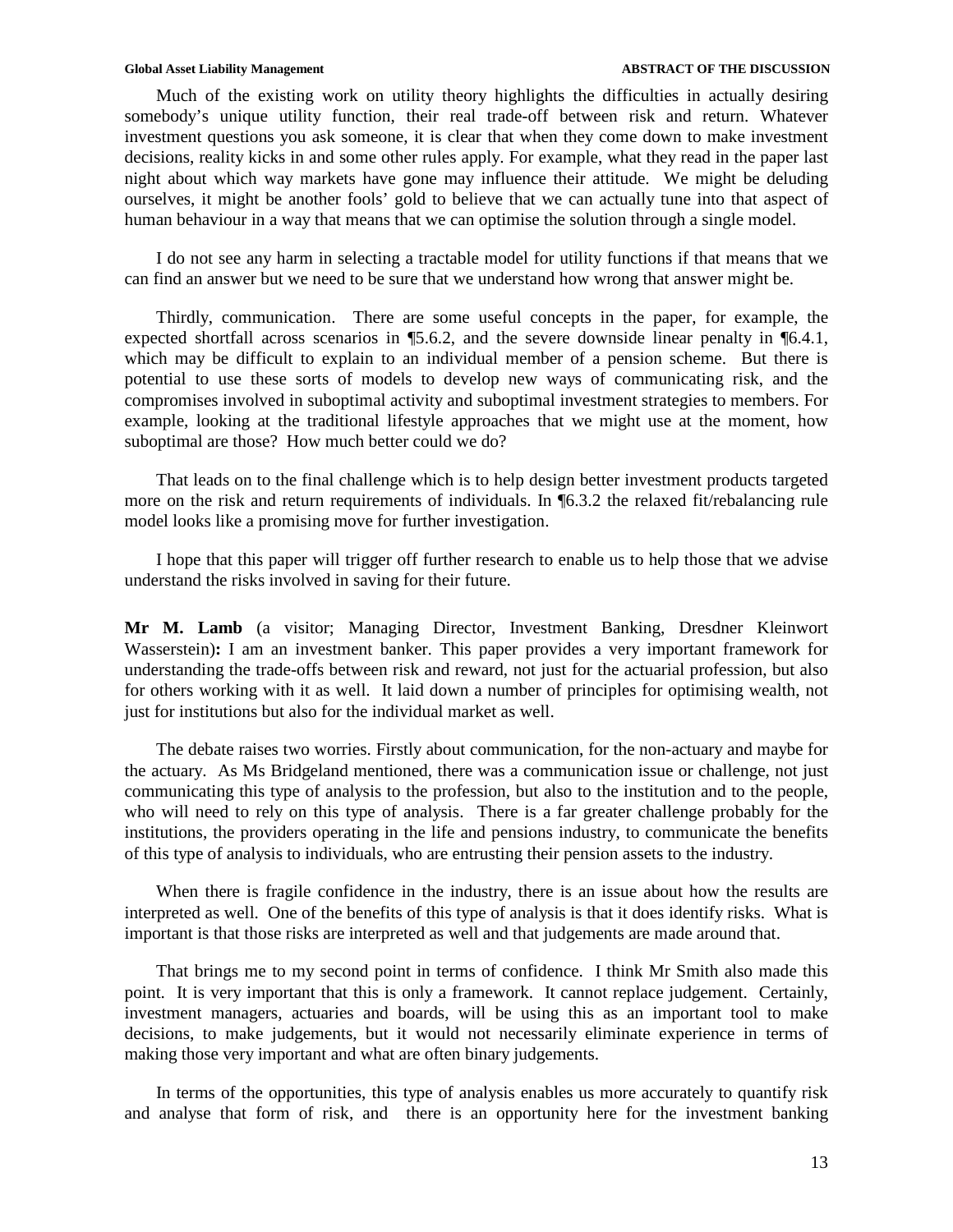Much of the existing work on utility theory highlights the difficulties in actually desiring somebody's unique utility function, their real trade-off between risk and return. Whatever investment questions you ask someone, it is clear that when they come down to make investment decisions, reality kicks in and some other rules apply. For example, what they read in the paper last night about which way markets have gone may influence their attitude. We might be deluding ourselves, it might be another fools' gold to believe that we can actually tune into that aspect of human behaviour in a way that means that we can optimise the solution through a single model.

I do not see any harm in selecting a tractable model for utility functions if that means that we can find an answer but we need to be sure that we understand how wrong that answer might be.

Thirdly, communication. There are some useful concepts in the paper, for example, the expected shortfall across scenarios in ¶5.6.2, and the severe downside linear penalty in ¶6.4.1, which may be difficult to explain to an individual member of a pension scheme. But there is potential to use these sorts of models to develop new ways of communicating risk, and the compromises involved in suboptimal activity and suboptimal investment strategies to members. For example, looking at the traditional lifestyle approaches that we might use at the moment, how suboptimal are those? How much better could we do?

That leads on to the final challenge which is to help design better investment products targeted more on the risk and return requirements of individuals. In ¶6.3.2 the relaxed fit/rebalancing rule model looks like a promising move for further investigation.

I hope that this paper will trigger off further research to enable us to help those that we advise understand the risks involved in saving for their future.

**Mr M. Lamb** (a visitor; Managing Director, Investment Banking, Dresdner Kleinwort Wasserstein)**:** I am an investment banker. This paper provides a very important framework for understanding the trade-offs between risk and reward, not just for the actuarial profession, but also for others working with it as well. It laid down a number of principles for optimising wealth, not just for institutions but also for the individual market as well.

The debate raises two worries. Firstly about communication, for the non-actuary and maybe for the actuary. As Ms Bridgeland mentioned, there was a communication issue or challenge, not just communicating this type of analysis to the profession, but also to the institution and to the people, who will need to rely on this type of analysis. There is a far greater challenge probably for the institutions, the providers operating in the life and pensions industry, to communicate the benefits of this type of analysis to individuals, who are entrusting their pension assets to the industry.

When there is fragile confidence in the industry, there is an issue about how the results are interpreted as well. One of the benefits of this type of analysis is that it does identify risks. What is important is that those risks are interpreted as well and that judgements are made around that.

That brings me to my second point in terms of confidence. I think Mr Smith also made this point. It is very important that this is only a framework. It cannot replace judgement. Certainly, investment managers, actuaries and boards, will be using this as an important tool to make decisions, to make judgements, but it would not necessarily eliminate experience in terms of making those very important and what are often binary judgements.

In terms of the opportunities, this type of analysis enables us more accurately to quantify risk and analyse that form of risk, and there is an opportunity here for the investment banking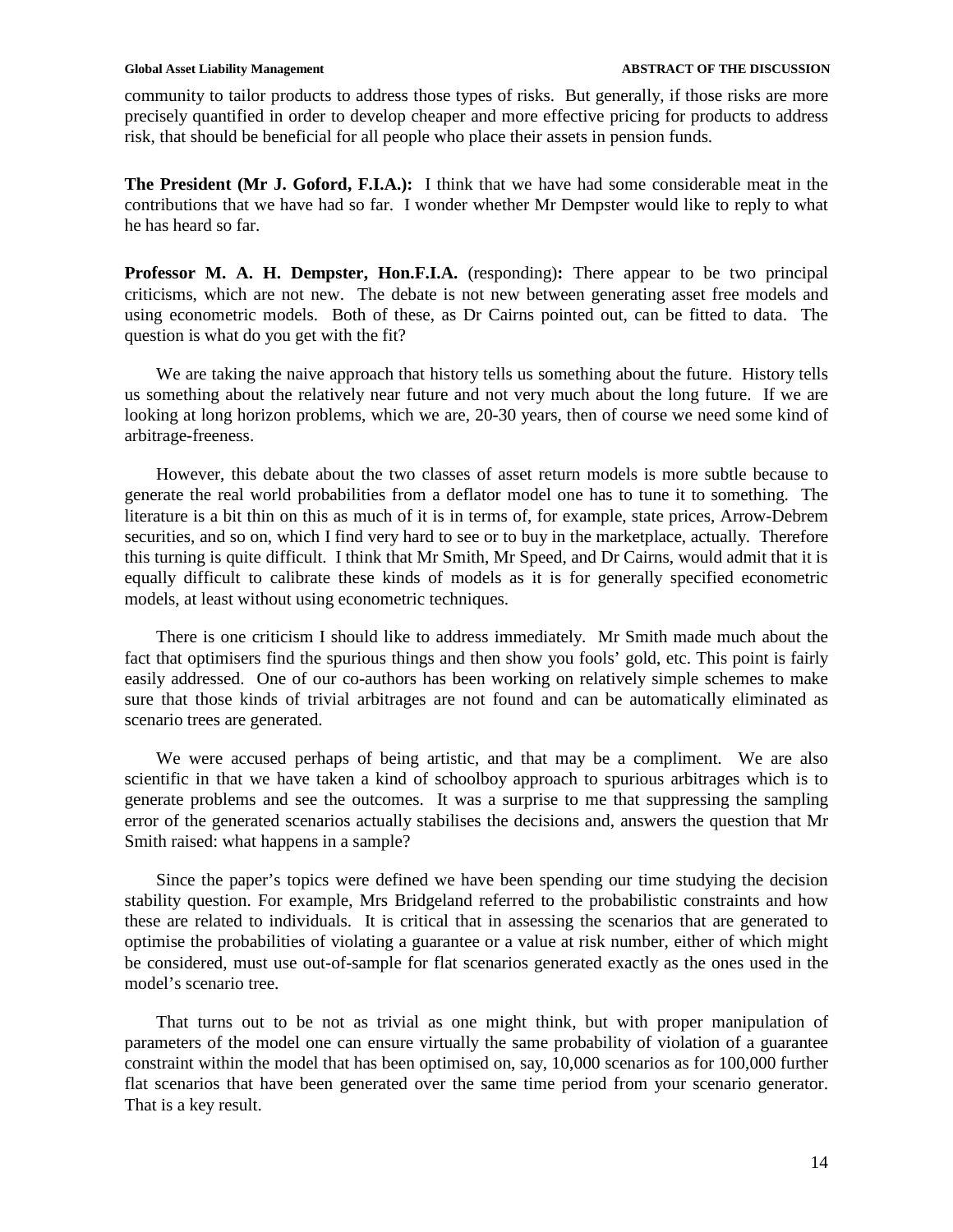community to tailor products to address those types of risks. But generally, if those risks are more precisely quantified in order to develop cheaper and more effective pricing for products to address risk, that should be beneficial for all people who place their assets in pension funds.

**The President (Mr J. Goford, F.I.A.):** I think that we have had some considerable meat in the contributions that we have had so far. I wonder whether Mr Dempster would like to reply to what he has heard so far.

**Professor M. A. H. Dempster, Hon.F.I.A.** (responding)**:** There appear to be two principal criticisms, which are not new. The debate is not new between generating asset free models and using econometric models. Both of these, as Dr Cairns pointed out, can be fitted to data. The question is what do you get with the fit?

We are taking the naive approach that history tells us something about the future. History tells us something about the relatively near future and not very much about the long future. If we are looking at long horizon problems, which we are, 20-30 years, then of course we need some kind of arbitrage-freeness.

However, this debate about the two classes of asset return models is more subtle because to generate the real world probabilities from a deflator model one has to tune it to something. The literature is a bit thin on this as much of it is in terms of, for example, state prices, Arrow-Debrem securities, and so on, which I find very hard to see or to buy in the marketplace, actually. Therefore this turning is quite difficult. I think that Mr Smith, Mr Speed, and Dr Cairns, would admit that it is equally difficult to calibrate these kinds of models as it is for generally specified econometric models, at least without using econometric techniques.

There is one criticism I should like to address immediately. Mr Smith made much about the fact that optimisers find the spurious things and then show you fools' gold, etc. This point is fairly easily addressed. One of our co-authors has been working on relatively simple schemes to make sure that those kinds of trivial arbitrages are not found and can be automatically eliminated as scenario trees are generated.

We were accused perhaps of being artistic, and that may be a compliment. We are also scientific in that we have taken a kind of schoolboy approach to spurious arbitrages which is to generate problems and see the outcomes. It was a surprise to me that suppressing the sampling error of the generated scenarios actually stabilises the decisions and, answers the question that Mr Smith raised: what happens in a sample?

Since the paper's topics were defined we have been spending our time studying the decision stability question. For example, Mrs Bridgeland referred to the probabilistic constraints and how these are related to individuals. It is critical that in assessing the scenarios that are generated to optimise the probabilities of violating a guarantee or a value at risk number, either of which might be considered, must use out-of-sample for flat scenarios generated exactly as the ones used in the model's scenario tree.

That turns out to be not as trivial as one might think, but with proper manipulation of parameters of the model one can ensure virtually the same probability of violation of a guarantee constraint within the model that has been optimised on, say, 10,000 scenarios as for 100,000 further flat scenarios that have been generated over the same time period from your scenario generator. That is a key result.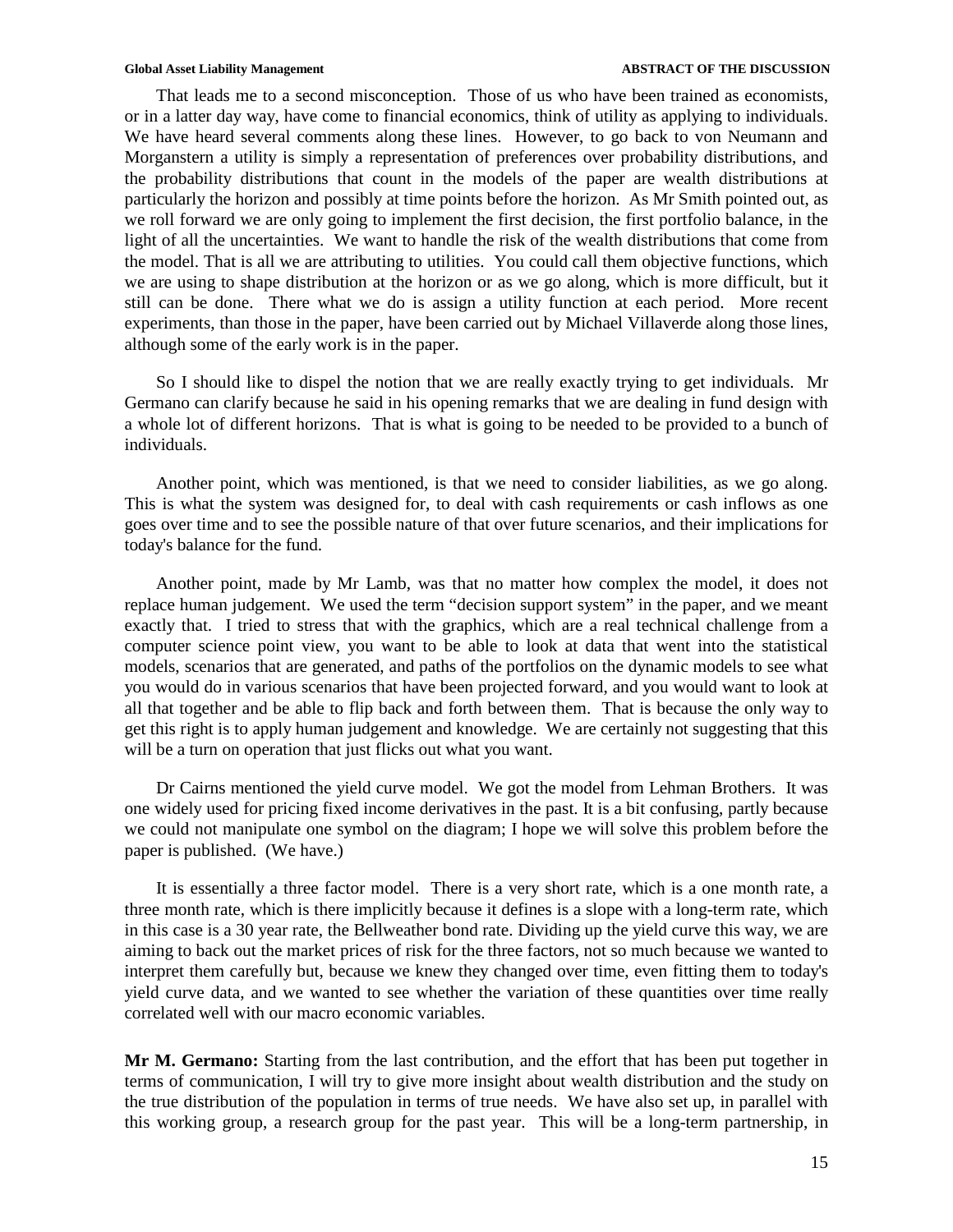That leads me to a second misconception. Those of us who have been trained as economists, or in a latter day way, have come to financial economics, think of utility as applying to individuals. We have heard several comments along these lines. However, to go back to von Neumann and Morganstern a utility is simply a representation of preferences over probability distributions, and the probability distributions that count in the models of the paper are wealth distributions at particularly the horizon and possibly at time points before the horizon. As Mr Smith pointed out, as we roll forward we are only going to implement the first decision, the first portfolio balance, in the light of all the uncertainties. We want to handle the risk of the wealth distributions that come from the model. That is all we are attributing to utilities. You could call them objective functions, which we are using to shape distribution at the horizon or as we go along, which is more difficult, but it still can be done. There what we do is assign a utility function at each period. More recent experiments, than those in the paper, have been carried out by Michael Villaverde along those lines, although some of the early work is in the paper.

So I should like to dispel the notion that we are really exactly trying to get individuals. Mr Germano can clarify because he said in his opening remarks that we are dealing in fund design with a whole lot of different horizons. That is what is going to be needed to be provided to a bunch of individuals.

Another point, which was mentioned, is that we need to consider liabilities, as we go along. This is what the system was designed for, to deal with cash requirements or cash inflows as one goes over time and to see the possible nature of that over future scenarios, and their implications for today's balance for the fund.

Another point, made by Mr Lamb, was that no matter how complex the model, it does not replace human judgement. We used the term "decision support system" in the paper, and we meant exactly that. I tried to stress that with the graphics, which are a real technical challenge from a computer science point view, you want to be able to look at data that went into the statistical models, scenarios that are generated, and paths of the portfolios on the dynamic models to see what you would do in various scenarios that have been projected forward, and you would want to look at all that together and be able to flip back and forth between them. That is because the only way to get this right is to apply human judgement and knowledge. We are certainly not suggesting that this will be a turn on operation that just flicks out what you want.

Dr Cairns mentioned the yield curve model. We got the model from Lehman Brothers. It was one widely used for pricing fixed income derivatives in the past. It is a bit confusing, partly because we could not manipulate one symbol on the diagram; I hope we will solve this problem before the paper is published. (We have.)

It is essentially a three factor model. There is a very short rate, which is a one month rate, a three month rate, which is there implicitly because it defines is a slope with a long-term rate, which in this case is a 30 year rate, the Bellweather bond rate. Dividing up the yield curve this way, we are aiming to back out the market prices of risk for the three factors, not so much because we wanted to interpret them carefully but, because we knew they changed over time, even fitting them to today's yield curve data, and we wanted to see whether the variation of these quantities over time really correlated well with our macro economic variables.

**Mr M. Germano:** Starting from the last contribution, and the effort that has been put together in terms of communication, I will try to give more insight about wealth distribution and the study on the true distribution of the population in terms of true needs. We have also set up, in parallel with this working group, a research group for the past year. This will be a long-term partnership, in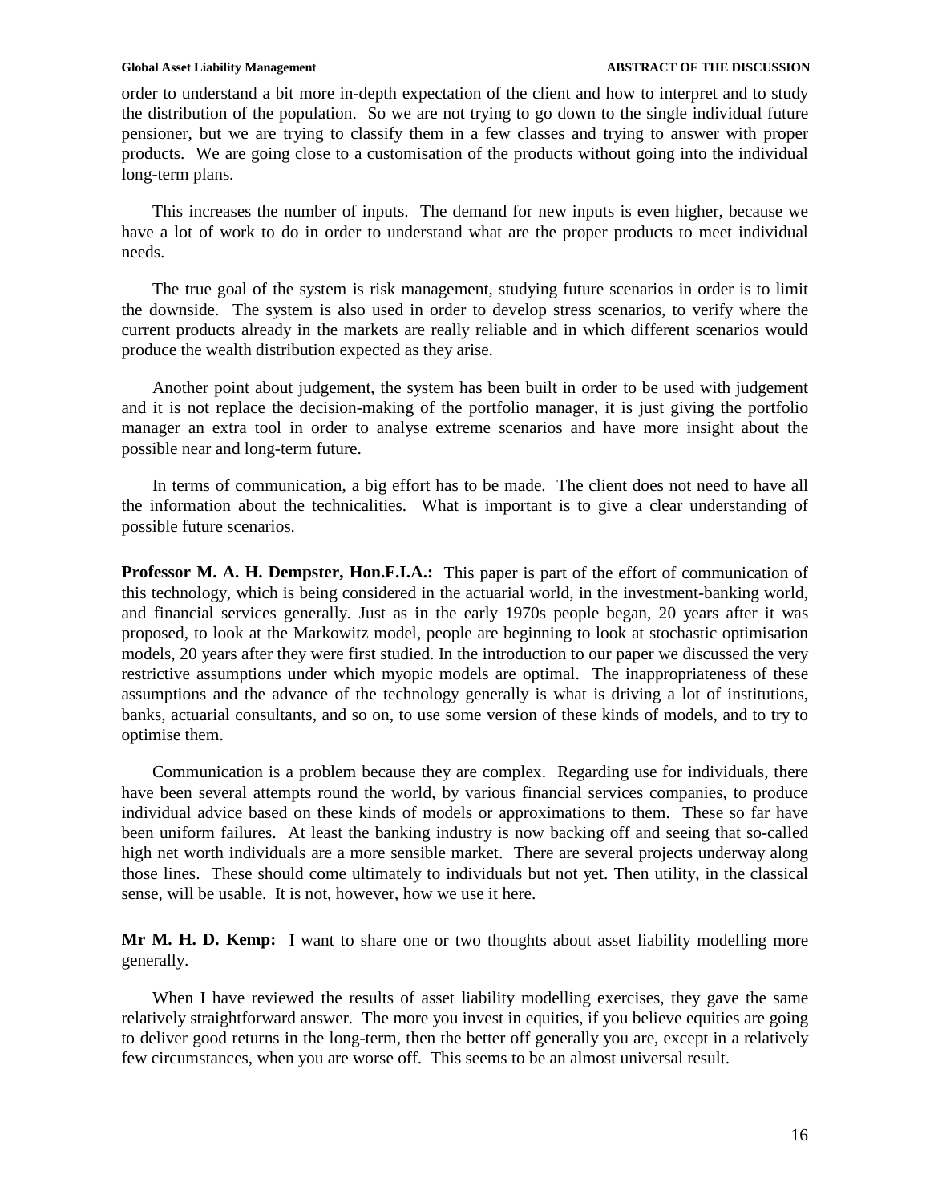order to understand a bit more in-depth expectation of the client and how to interpret and to study the distribution of the population. So we are not trying to go down to the single individual future pensioner, but we are trying to classify them in a few classes and trying to answer with proper products. We are going close to a customisation of the products without going into the individual long-term plans.

This increases the number of inputs. The demand for new inputs is even higher, because we have a lot of work to do in order to understand what are the proper products to meet individual needs.

The true goal of the system is risk management, studying future scenarios in order is to limit the downside. The system is also used in order to develop stress scenarios, to verify where the current products already in the markets are really reliable and in which different scenarios would produce the wealth distribution expected as they arise.

Another point about judgement, the system has been built in order to be used with judgement and it is not replace the decision-making of the portfolio manager, it is just giving the portfolio manager an extra tool in order to analyse extreme scenarios and have more insight about the possible near and long-term future.

In terms of communication, a big effort has to be made. The client does not need to have all the information about the technicalities. What is important is to give a clear understanding of possible future scenarios.

**Professor M. A. H. Dempster, Hon.F.I.A.:** This paper is part of the effort of communication of this technology, which is being considered in the actuarial world, in the investment-banking world, and financial services generally. Just as in the early 1970s people began, 20 years after it was proposed, to look at the Markowitz model, people are beginning to look at stochastic optimisation models, 20 years after they were first studied. In the introduction to our paper we discussed the very restrictive assumptions under which myopic models are optimal. The inappropriateness of these assumptions and the advance of the technology generally is what is driving a lot of institutions, banks, actuarial consultants, and so on, to use some version of these kinds of models, and to try to optimise them.

Communication is a problem because they are complex. Regarding use for individuals, there have been several attempts round the world, by various financial services companies, to produce individual advice based on these kinds of models or approximations to them. These so far have been uniform failures. At least the banking industry is now backing off and seeing that so-called high net worth individuals are a more sensible market. There are several projects underway along those lines. These should come ultimately to individuals but not yet. Then utility, in the classical sense, will be usable. It is not, however, how we use it here.

**Mr M. H. D. Kemp:** I want to share one or two thoughts about asset liability modelling more generally.

When I have reviewed the results of asset liability modelling exercises, they gave the same relatively straightforward answer. The more you invest in equities, if you believe equities are going to deliver good returns in the long-term, then the better off generally you are, except in a relatively few circumstances, when you are worse off. This seems to be an almost universal result.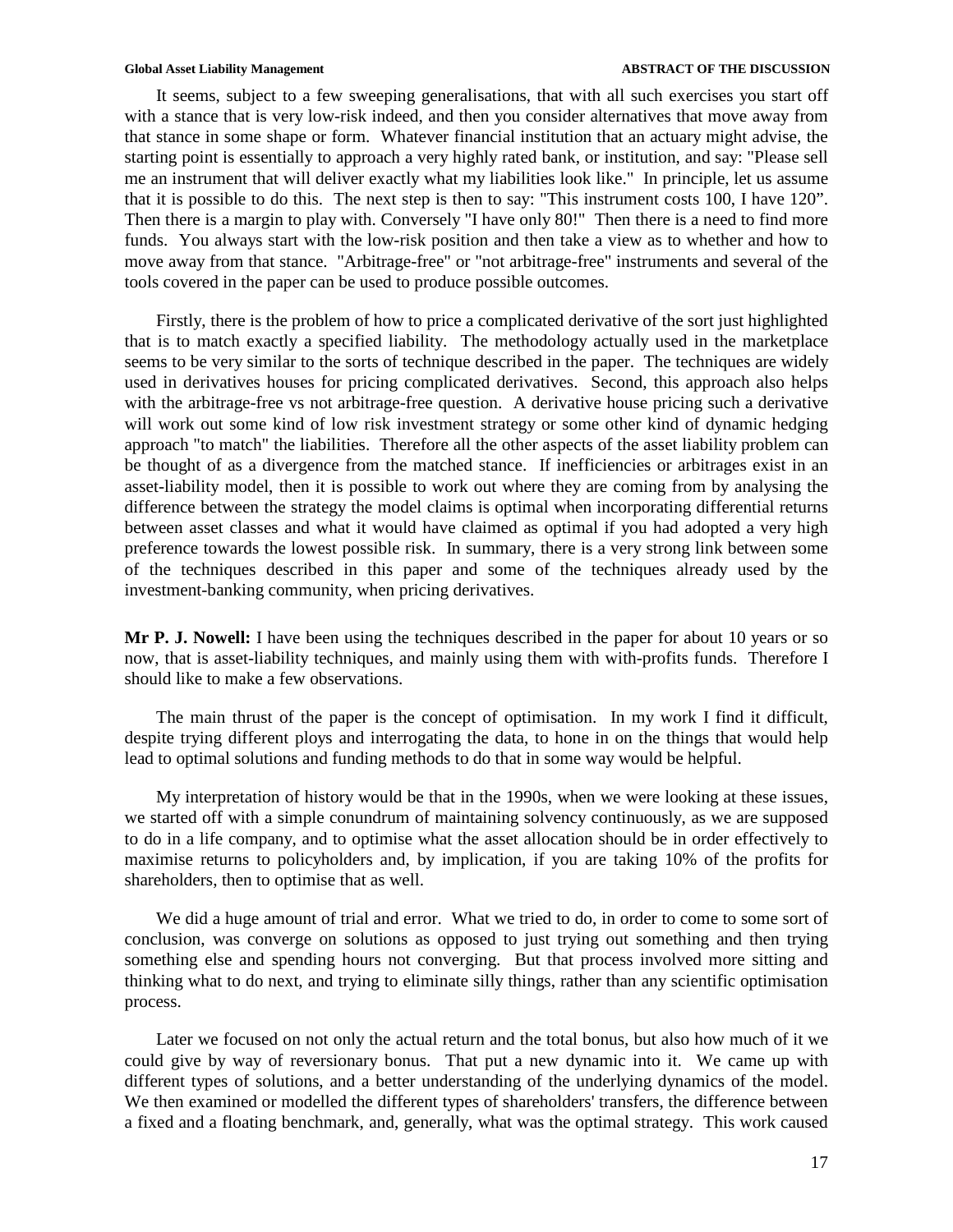It seems, subject to a few sweeping generalisations, that with all such exercises you start off with a stance that is very low-risk indeed, and then you consider alternatives that move away from that stance in some shape or form. Whatever financial institution that an actuary might advise, the starting point is essentially to approach a very highly rated bank, or institution, and say: "Please sell me an instrument that will deliver exactly what my liabilities look like." In principle, let us assume that it is possible to do this. The next step is then to say: "This instrument costs 100, I have 120". Then there is a margin to play with. Conversely "I have only 80!" Then there is a need to find more funds. You always start with the low-risk position and then take a view as to whether and how to move away from that stance. "Arbitrage-free" or "not arbitrage-free" instruments and several of the tools covered in the paper can be used to produce possible outcomes.

Firstly, there is the problem of how to price a complicated derivative of the sort just highlighted that is to match exactly a specified liability. The methodology actually used in the marketplace seems to be very similar to the sorts of technique described in the paper. The techniques are widely used in derivatives houses for pricing complicated derivatives. Second, this approach also helps with the arbitrage-free vs not arbitrage-free question. A derivative house pricing such a derivative will work out some kind of low risk investment strategy or some other kind of dynamic hedging approach "to match" the liabilities. Therefore all the other aspects of the asset liability problem can be thought of as a divergence from the matched stance. If inefficiencies or arbitrages exist in an asset-liability model, then it is possible to work out where they are coming from by analysing the difference between the strategy the model claims is optimal when incorporating differential returns between asset classes and what it would have claimed as optimal if you had adopted a very high preference towards the lowest possible risk. In summary, there is a very strong link between some of the techniques described in this paper and some of the techniques already used by the investment-banking community, when pricing derivatives.

**Mr P. J. Nowell:** I have been using the techniques described in the paper for about 10 years or so now, that is asset-liability techniques, and mainly using them with with-profits funds. Therefore I should like to make a few observations.

The main thrust of the paper is the concept of optimisation. In my work I find it difficult, despite trying different ploys and interrogating the data, to hone in on the things that would help lead to optimal solutions and funding methods to do that in some way would be helpful.

My interpretation of history would be that in the 1990s, when we were looking at these issues, we started off with a simple conundrum of maintaining solvency continuously, as we are supposed to do in a life company, and to optimise what the asset allocation should be in order effectively to maximise returns to policyholders and, by implication, if you are taking 10% of the profits for shareholders, then to optimise that as well.

We did a huge amount of trial and error. What we tried to do, in order to come to some sort of conclusion, was converge on solutions as opposed to just trying out something and then trying something else and spending hours not converging. But that process involved more sitting and thinking what to do next, and trying to eliminate silly things, rather than any scientific optimisation process.

Later we focused on not only the actual return and the total bonus, but also how much of it we could give by way of reversionary bonus. That put a new dynamic into it. We came up with different types of solutions, and a better understanding of the underlying dynamics of the model. We then examined or modelled the different types of shareholders' transfers, the difference between a fixed and a floating benchmark, and, generally, what was the optimal strategy. This work caused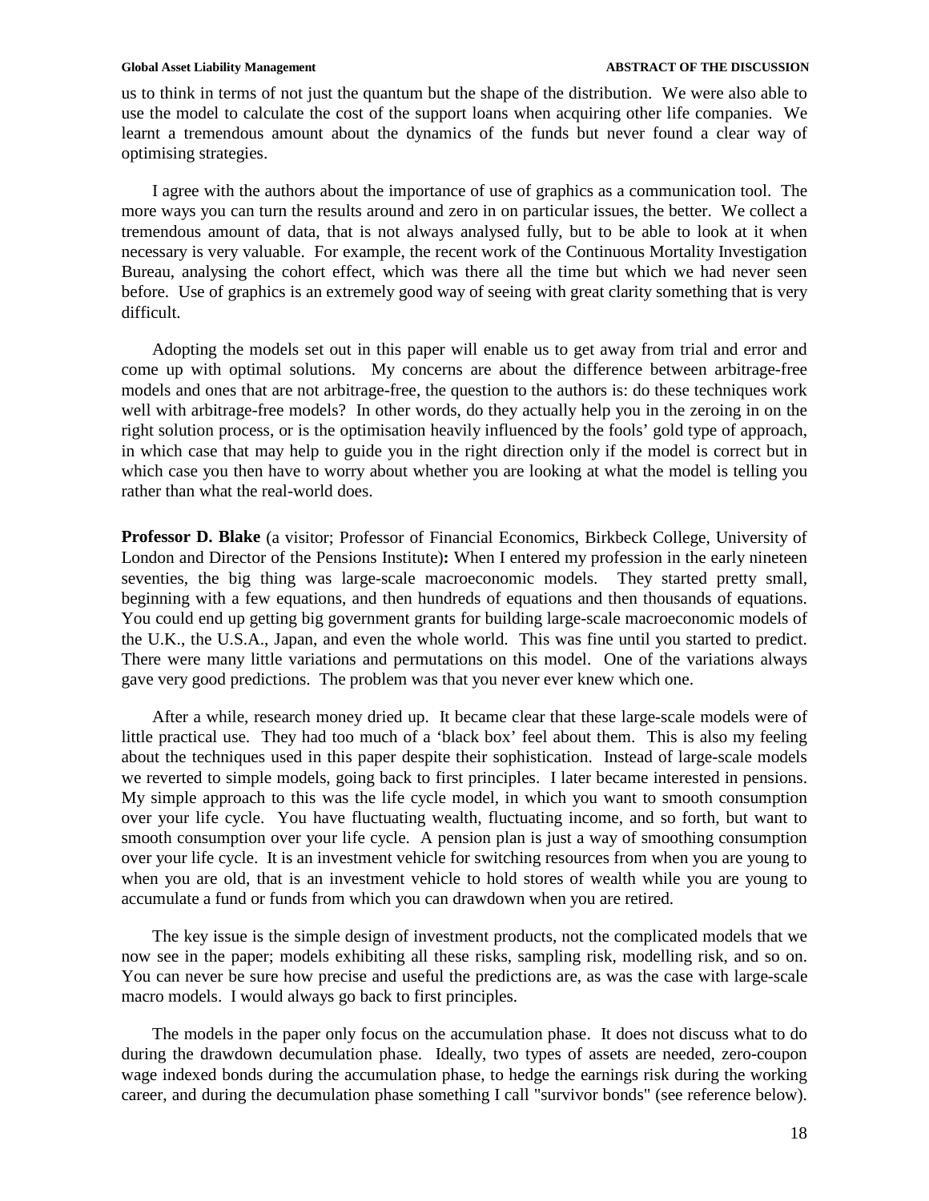us to think in terms of not just the quantum but the shape of the distribution. We were also able to use the model to calculate the cost of the support loans when acquiring other life companies. We learnt a tremendous amount about the dynamics of the funds but never found a clear way of optimising strategies.

I agree with the authors about the importance of use of graphics as a communication tool. The more ways you can turn the results around and zero in on particular issues, the better. We collect a tremendous amount of data, that is not always analysed fully, but to be able to look at it when necessary is very valuable. For example, the recent work of the Continuous Mortality Investigation Bureau, analysing the cohort effect, which was there all the time but which we had never seen before. Use of graphics is an extremely good way of seeing with great clarity something that is very difficult.

Adopting the models set out in this paper will enable us to get away from trial and error and come up with optimal solutions. My concerns are about the difference between arbitrage-free models and ones that are not arbitrage-free, the question to the authors is: do these techniques work well with arbitrage-free models? In other words, do they actually help you in the zeroing in on the right solution process, or is the optimisation heavily influenced by the fools' gold type of approach, in which case that may help to guide you in the right direction only if the model is correct but in which case you then have to worry about whether you are looking at what the model is telling you rather than what the real-world does.

**Professor D. Blake** (a visitor; Professor of Financial Economics, Birkbeck College, University of London and Director of the Pensions Institute)**:** When I entered my profession in the early nineteen seventies, the big thing was large-scale macroeconomic models. They started pretty small, beginning with a few equations, and then hundreds of equations and then thousands of equations. You could end up getting big government grants for building large-scale macroeconomic models of the U.K., the U.S.A., Japan, and even the whole world. This was fine until you started to predict. There were many little variations and permutations on this model. One of the variations always gave very good predictions. The problem was that you never ever knew which one.

After a while, research money dried up. It became clear that these large-scale models were of little practical use. They had too much of a 'black box' feel about them. This is also my feeling about the techniques used in this paper despite their sophistication. Instead of large-scale models we reverted to simple models, going back to first principles. I later became interested in pensions. My simple approach to this was the life cycle model, in which you want to smooth consumption over your life cycle. You have fluctuating wealth, fluctuating income, and so forth, but want to smooth consumption over your life cycle. A pension plan is just a way of smoothing consumption over your life cycle. It is an investment vehicle for switching resources from when you are young to when you are old, that is an investment vehicle to hold stores of wealth while you are young to accumulate a fund or funds from which you can drawdown when you are retired.

The key issue is the simple design of investment products, not the complicated models that we now see in the paper; models exhibiting all these risks, sampling risk, modelling risk, and so on. You can never be sure how precise and useful the predictions are, as was the case with large-scale macro models. I would always go back to first principles.

The models in the paper only focus on the accumulation phase. It does not discuss what to do during the drawdown decumulation phase. Ideally, two types of assets are needed, zero-coupon wage indexed bonds during the accumulation phase, to hedge the earnings risk during the working career, and during the decumulation phase something I call "survivor bonds" (see reference below).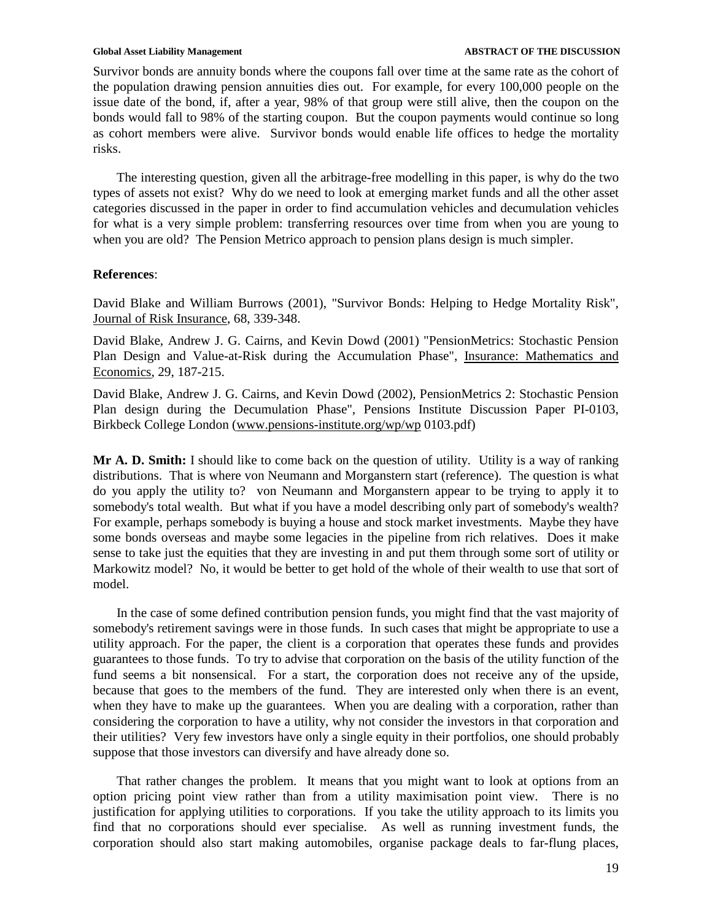Survivor bonds are annuity bonds where the coupons fall over time at the same rate as the cohort of the population drawing pension annuities dies out. For example, for every 100,000 people on the issue date of the bond, if, after a year, 98% of that group were still alive, then the coupon on the bonds would fall to 98% of the starting coupon. But the coupon payments would continue so long as cohort members were alive. Survivor bonds would enable life offices to hedge the mortality risks.

The interesting question, given all the arbitrage-free modelling in this paper, is why do the two types of assets not exist? Why do we need to look at emerging market funds and all the other asset categories discussed in the paper in order to find accumulation vehicles and decumulation vehicles for what is a very simple problem: transferring resources over time from when you are young to when you are old? The Pension Metrico approach to pension plans design is much simpler.

**References**:

David Blake and William Burrows (2001), "Survivor Bonds: Helping to Hedge Mortality Risk", Journal of Risk Insurance, 68, 339-348.

David Blake, Andrew J. G. Cairns, and Kevin Dowd (2001) "PensionMetrics: Stochastic Pension Plan Design and Value-at-Risk during the Accumulation Phase", Insurance: Mathematics and Economics, 29, 187-215.

David Blake, Andrew J. G. Cairns, and Kevin Dowd (2002), PensionMetrics 2: Stochastic Pension Plan design during the Decumulation Phase", Pensions Institute Discussion Paper PI-0103, Birkbeck College London (www.pensions-institute.org/wp/wp 0103.pdf)

**Mr A. D. Smith:** I should like to come back on the question of utility. Utility is a way of ranking distributions. That is where von Neumann and Morganstern start (reference). The question is what do you apply the utility to? von Neumann and Morganstern appear to be trying to apply it to somebody's total wealth. But what if you have a model describing only part of somebody's wealth? For example, perhaps somebody is buying a house and stock market investments. Maybe they have some bonds overseas and maybe some legacies in the pipeline from rich relatives. Does it make sense to take just the equities that they are investing in and put them through some sort of utility or Markowitz model? No, it would be better to get hold of the whole of their wealth to use that sort of model.

In the case of some defined contribution pension funds, you might find that the vast majority of somebody's retirement savings were in those funds. In such cases that might be appropriate to use a utility approach. For the paper, the client is a corporation that operates these funds and provides guarantees to those funds. To try to advise that corporation on the basis of the utility function of the fund seems a bit nonsensical. For a start, the corporation does not receive any of the upside, because that goes to the members of the fund. They are interested only when there is an event, when they have to make up the guarantees. When you are dealing with a corporation, rather than considering the corporation to have a utility, why not consider the investors in that corporation and their utilities? Very few investors have only a single equity in their portfolios, one should probably suppose that those investors can diversify and have already done so.

That rather changes the problem. It means that you might want to look at options from an option pricing point view rather than from a utility maximisation point view. There is no justification for applying utilities to corporations. If you take the utility approach to its limits you find that no corporations should ever specialise. As well as running investment funds, the corporation should also start making automobiles, organise package deals to far-flung places,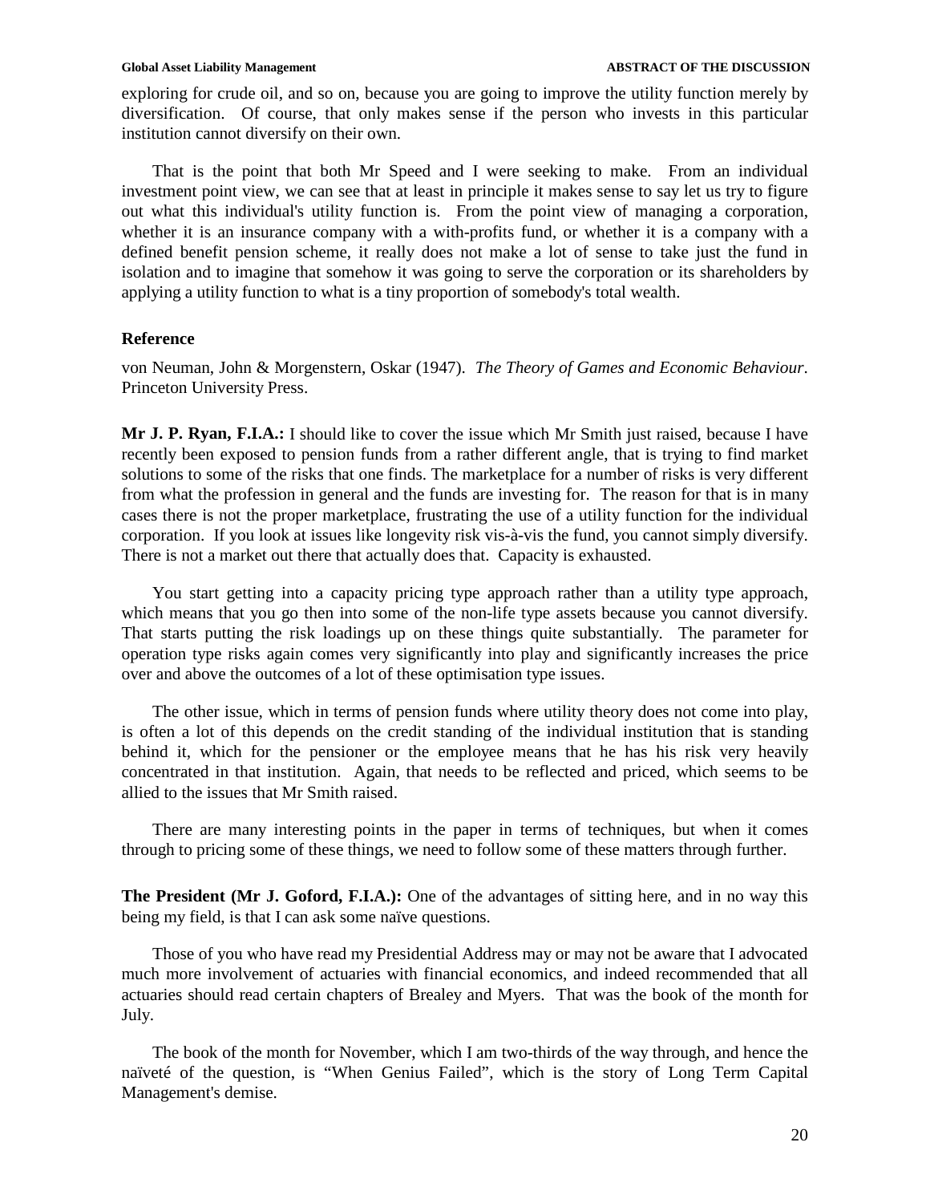exploring for crude oil, and so on, because you are going to improve the utility function merely by diversification. Of course, that only makes sense if the person who invests in this particular institution cannot diversify on their own.

That is the point that both Mr Speed and I were seeking to make. From an individual investment point view, we can see that at least in principle it makes sense to say let us try to figure out what this individual's utility function is. From the point view of managing a corporation, whether it is an insurance company with a with-profits fund, or whether it is a company with a defined benefit pension scheme, it really does not make a lot of sense to take just the fund in isolation and to imagine that somehow it was going to serve the corporation or its shareholders by applying a utility function to what is a tiny proportion of somebody's total wealth.

### Reference

von Neuman, John & Morgenstern, Oskar (1947). *The Theory of Games and Economic Behaviour*. Princeton University Press.

**Mr J. P. Ryan, F.I.A.:** I should like to cover the issue which Mr Smith just raised, because I have recently been exposed to pension funds from a rather different angle, that is trying to find market solutions to some of the risks that one finds. The marketplace for a number of risks is very different from what the profession in general and the funds are investing for. The reason for that is in many cases there is not the proper marketplace, frustrating the use of a utility function for the individual corporation. If you look at issues like longevity risk vis-à-vis the fund, you cannot simply diversify. There is not a market out there that actually does that. Capacity is exhausted.

You start getting into a capacity pricing type approach rather than a utility type approach, which means that you go then into some of the non-life type assets because you cannot diversify. That starts putting the risk loadings up on these things quite substantially. The parameter for operation type risks again comes very significantly into play and significantly increases the price over and above the outcomes of a lot of these optimisation type issues.

The other issue, which in terms of pension funds where utility theory does not come into play, is often a lot of this depends on the credit standing of the individual institution that is standing behind it, which for the pensioner or the employee means that he has his risk very heavily concentrated in that institution. Again, that needs to be reflected and priced, which seems to be allied to the issues that Mr Smith raised.

There are many interesting points in the paper in terms of techniques, but when it comes through to pricing some of these things, we need to follow some of these matters through further.

**The President (Mr J. Goford, F.I.A.):** One of the advantages of sitting here, and in no way this being my field, is that I can ask some naïve questions.

Those of you who have read my Presidential Address may or may not be aware that I advocated much more involvement of actuaries with financial economics, and indeed recommended that all actuaries should read certain chapters of Brealey and Myers. That was the book of the month for July.

The book of the month for November, which I am two-thirds of the way through, and hence the naïveté of the question, is "When Genius Failed", which is the story of Long Term Capital Management's demise.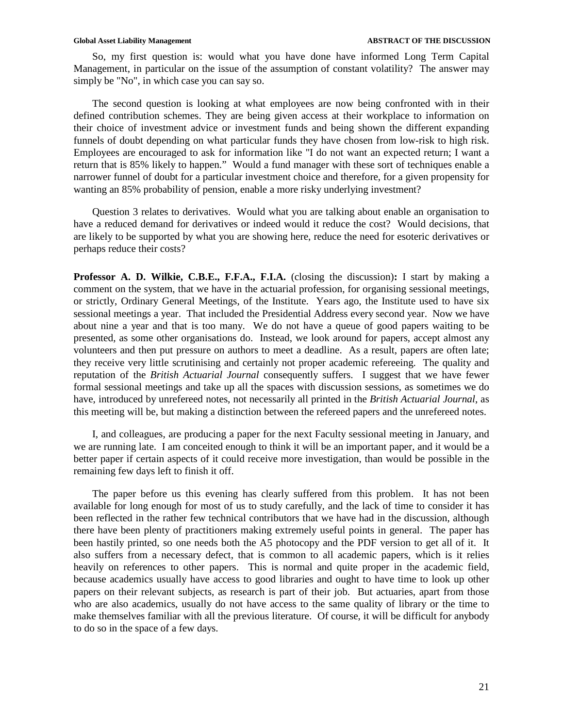So, my first question is: would what you have done have informed Long Term Capital Management, in particular on the issue of the assumption of constant volatility? The answer may simply be "No", in which case you can say so.

The second question is looking at what employees are now being confronted with in their defined contribution schemes. They are being given access at their workplace to information on their choice of investment advice or investment funds and being shown the different expanding funnels of doubt depending on what particular funds they have chosen from low-risk to high risk. Employees are encouraged to ask for information like "I do not want an expected return; I want a return that is 85% likely to happen." Would a fund manager with these sort of techniques enable a narrower funnel of doubt for a particular investment choice and therefore, for a given propensity for wanting an 85% probability of pension, enable a more risky underlying investment?

Question 3 relates to derivatives. Would what you are talking about enable an organisation to have a reduced demand for derivatives or indeed would it reduce the cost? Would decisions, that are likely to be supported by what you are showing here, reduce the need for esoteric derivatives or perhaps reduce their costs?

**Professor A. D. Wilkie, C.B.E., F.F.A., F.I.A.** (closing the discussion)**:** I start by making a comment on the system, that we have in the actuarial profession, for organising sessional meetings, or strictly, Ordinary General Meetings, of the Institute. Years ago, the Institute used to have six sessional meetings a year. That included the Presidential Address every second year. Now we have about nine a year and that is too many. We do not have a queue of good papers waiting to be presented, as some other organisations do. Instead, we look around for papers, accept almost any volunteers and then put pressure on authors to meet a deadline. As a result, papers are often late; they receive very little scrutinising and certainly not proper academic refereeing. The quality and reputation of the *British Actuarial Journal* consequently suffers. I suggest that we have fewer formal sessional meetings and take up all the spaces with discussion sessions, as sometimes we do have, introduced by unrefereed notes, not necessarily all printed in the *British Actuarial Journal*, as this meeting will be, but making a distinction between the refereed papers and the unrefereed notes.

I, and colleagues, are producing a paper for the next Faculty sessional meeting in January, and we are running late. I am conceited enough to think it will be an important paper, and it would be a better paper if certain aspects of it could receive more investigation, than would be possible in the remaining few days left to finish it off.

The paper before us this evening has clearly suffered from this problem. It has not been available for long enough for most of us to study carefully, and the lack of time to consider it has been reflected in the rather few technical contributors that we have had in the discussion, although there have been plenty of practitioners making extremely useful points in general. The paper has been hastily printed, so one needs both the A5 photocopy and the PDF version to get all of it. It also suffers from a necessary defect, that is common to all academic papers, which is it relies heavily on references to other papers. This is normal and quite proper in the academic field, because academics usually have access to good libraries and ought to have time to look up other papers on their relevant subjects, as research is part of their job. But actuaries, apart from those who are also academics, usually do not have access to the same quality of library or the time to make themselves familiar with all the previous literature. Of course, it will be difficult for anybody to do so in the space of a few days.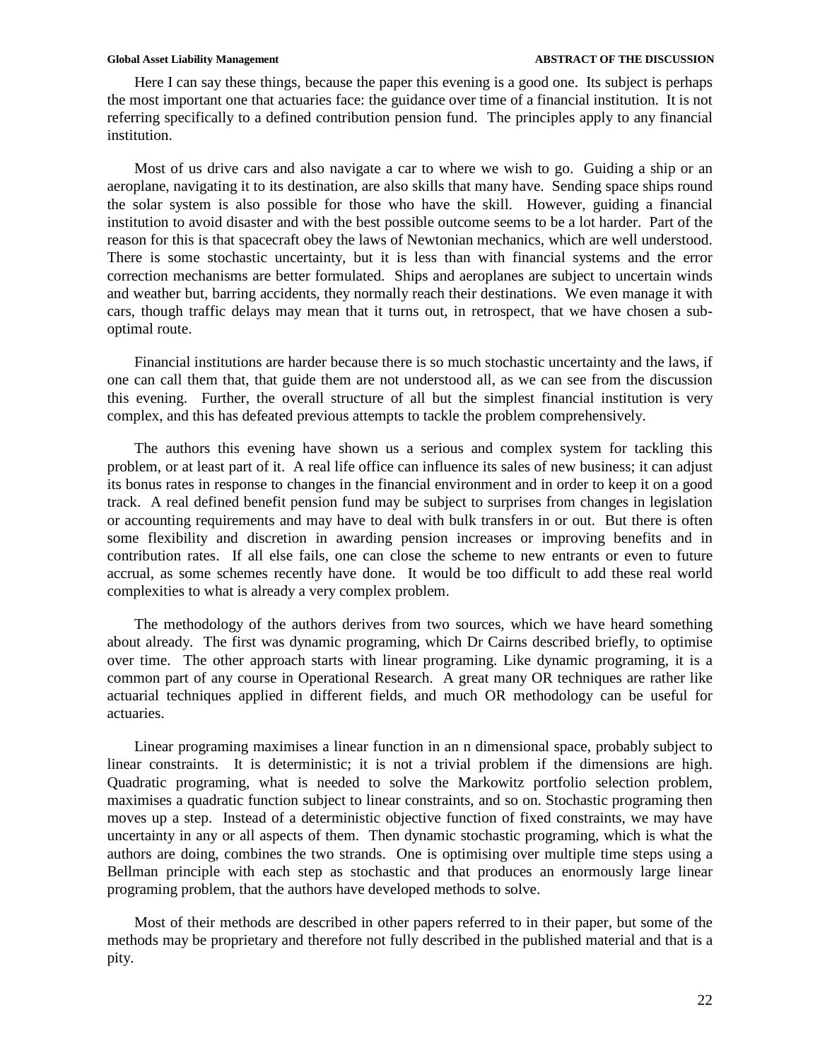Here I can say these things, because the paper this evening is a good one. Its subject is perhaps the most important one that actuaries face: the guidance over time of a financial institution. It is not referring specifically to a defined contribution pension fund. The principles apply to any financial institution.

Most of us drive cars and also navigate a car to where we wish to go. Guiding a ship or an aeroplane, navigating it to its destination, are also skills that many have. Sending space ships round the solar system is also possible for those who have the skill. However, guiding a financial institution to avoid disaster and with the best possible outcome seems to be a lot harder. Part of the reason for this is that spacecraft obey the laws of Newtonian mechanics, which are well understood. There is some stochastic uncertainty, but it is less than with financial systems and the error correction mechanisms are better formulated. Ships and aeroplanes are subject to uncertain winds and weather but, barring accidents, they normally reach their destinations. We even manage it with cars, though traffic delays may mean that it turns out, in retrospect, that we have chosen a sub-optimal route.

Financial institutions are harder because there is so much stochastic uncertainty and the laws, if one can call them that, that guide them are not understood all, as we can see from the discussion this evening. Further, the overall structure of all but the simplest financial institution is very complex, and this has defeated previous attempts to tackle the problem comprehensively.

The authors this evening have shown us a serious and complex system for tackling this problem, or at least part of it. A real life office can influence its sales of new business; it can adjust its bonus rates in response to changes in the financial environment and in order to keep it on a good track. A real defined benefit pension fund may be subject to surprises from changes in legislation or accounting requirements and may have to deal with bulk transfers in or out. But there is often some flexibility and discretion in awarding pension increases or improving benefits and in contribution rates. If all else fails, one can close the scheme to new entrants or even to future accrual, as some schemes recently have done. It would be too difficult to add these real world complexities to what is already a very complex problem.

The methodology of the authors derives from two sources, which we have heard something about already. The first was dynamic programing, which Dr Cairns described briefly, to optimise over time. The other approach starts with linear programing. Like dynamic programing, it is a common part of any course in Operational Research. A great many OR techniques are rather like actuarial techniques applied in different fields, and much OR methodology can be useful for actuaries.

Linear programing maximises a linear function in an n dimensional space, probably subject to linear constraints. It is deterministic; it is not a trivial problem if the dimensions are high. Quadratic programing, what is needed to solve the Markowitz portfolio selection problem, maximises a quadratic function subject to linear constraints, and so on. Stochastic programing then moves up a step. Instead of a deterministic objective function of fixed constraints, we may have uncertainty in any or all aspects of them. Then dynamic stochastic programing, which is what the authors are doing, combines the two strands. One is optimising over multiple time steps using a Bellman principle with each step as stochastic and that produces an enormously large linear programing problem, that the authors have developed methods to solve.

Most of their methods are described in other papers referred to in their paper, but some of the methods may be proprietary and therefore not fully described in the published material and that is a pity.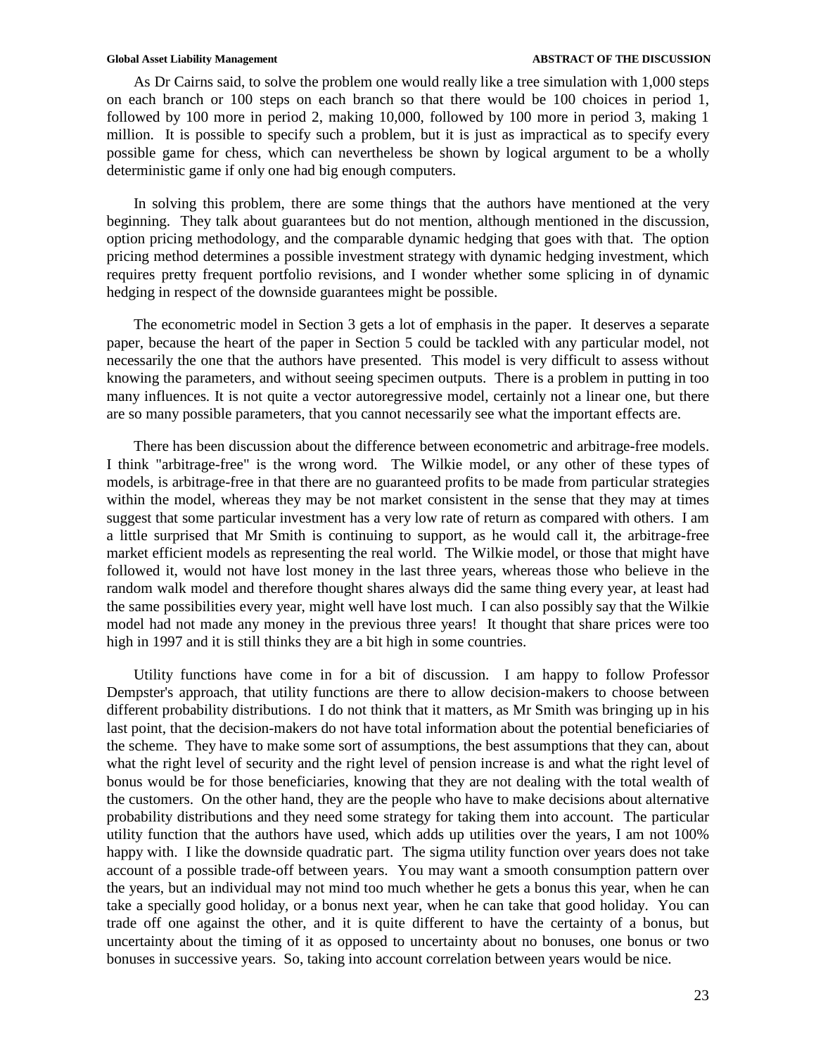As Dr Cairns said, to solve the problem one would really like a tree simulation with 1,000 steps on each branch or 100 steps on each branch so that there would be 100 choices in period 1, followed by 100 more in period 2, making 10,000, followed by 100 more in period 3, making 1 million. It is possible to specify such a problem, but it is just as impractical as to specify every possible game for chess, which can nevertheless be shown by logical argument to be a wholly deterministic game if only one had big enough computers.

In solving this problem, there are some things that the authors have mentioned at the very beginning. They talk about guarantees but do not mention, although mentioned in the discussion, option pricing methodology, and the comparable dynamic hedging that goes with that. The option pricing method determines a possible investment strategy with dynamic hedging investment, which requires pretty frequent portfolio revisions, and I wonder whether some splicing in of dynamic hedging in respect of the downside guarantees might be possible.

The econometric model in Section 3 gets a lot of emphasis in the paper. It deserves a separate paper, because the heart of the paper in Section 5 could be tackled with any particular model, not necessarily the one that the authors have presented. This model is very difficult to assess without knowing the parameters, and without seeing specimen outputs. There is a problem in putting in too many influences. It is not quite a vector autoregressive model, certainly not a linear one, but there are so many possible parameters, that you cannot necessarily see what the important effects are.

There has been discussion about the difference between econometric and arbitrage-free models. I think "arbitrage-free" is the wrong word. The Wilkie model, or any other of these types of models, is arbitrage-free in that there are no guaranteed profits to be made from particular strategies within the model, whereas they may be not market consistent in the sense that they may at times suggest that some particular investment has a very low rate of return as compared with others. I am a little surprised that Mr Smith is continuing to support, as he would call it, the arbitrage-free market efficient models as representing the real world. The Wilkie model, or those that might have followed it, would not have lost money in the last three years, whereas those who believe in the random walk model and therefore thought shares always did the same thing every year, at least had the same possibilities every year, might well have lost much. I can also possibly say that the Wilkie model had not made any money in the previous three years! It thought that share prices were too high in 1997 and it is still thinks they are a bit high in some countries.

Utility functions have come in for a bit of discussion. I am happy to follow Professor Dempster's approach, that utility functions are there to allow decision-makers to choose between different probability distributions. I do not think that it matters, as Mr Smith was bringing up in his last point, that the decision-makers do not have total information about the potential beneficiaries of the scheme. They have to make some sort of assumptions, the best assumptions that they can, about what the right level of security and the right level of pension increase is and what the right level of bonus would be for those beneficiaries, knowing that they are not dealing with the total wealth of the customers. On the other hand, they are the people who have to make decisions about alternative probability distributions and they need some strategy for taking them into account. The particular utility function that the authors have used, which adds up utilities over the years, I am not 100% happy with. I like the downside quadratic part. The sigma utility function over years does not take account of a possible trade-off between years. You may want a smooth consumption pattern over the years, but an individual may not mind too much whether he gets a bonus this year, when he can take a specially good holiday, or a bonus next year, when he can take that good holiday. You can trade off one against the other, and it is quite different to have the certainty of a bonus, but uncertainty about the timing of it as opposed to uncertainty about no bonuses, one bonus or two bonuses in successive years. So, taking into account correlation between years would be nice.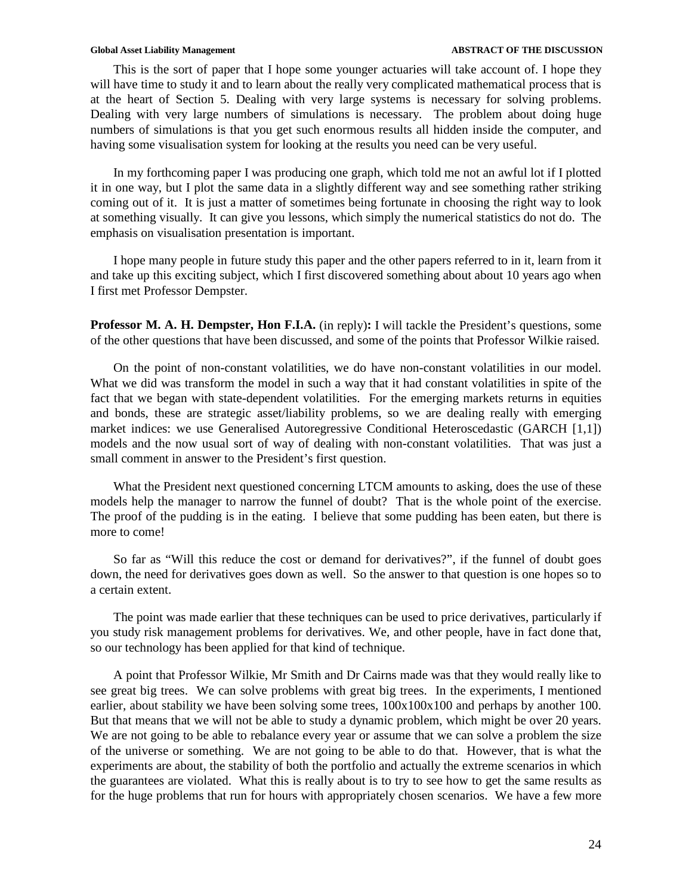This is the sort of paper that I hope some younger actuaries will take account of. I hope they will have time to study it and to learn about the really very complicated mathematical process that is at the heart of Section 5. Dealing with very large systems is necessary for solving problems. Dealing with very large numbers of simulations is necessary. The problem about doing huge numbers of simulations is that you get such enormous results all hidden inside the computer, and having some visualisation system for looking at the results you need can be very useful.

In my forthcoming paper I was producing one graph, which told me not an awful lot if I plotted it in one way, but I plot the same data in a slightly different way and see something rather striking coming out of it. It is just a matter of sometimes being fortunate in choosing the right way to look at something visually. It can give you lessons, which simply the numerical statistics do not do. The emphasis on visualisation presentation is important.

I hope many people in future study this paper and the other papers referred to in it, learn from it and take up this exciting subject, which I first discovered something about about 10 years ago when I first met Professor Dempster.

**Professor M. A. H. Dempster, Hon F.I.A.** (in reply)**:** I will tackle the President's questions, some of the other questions that have been discussed, and some of the points that Professor Wilkie raised.

On the point of non-constant volatilities, we do have non-constant volatilities in our model. What we did was transform the model in such a way that it had constant volatilities in spite of the fact that we began with state-dependent volatilities. For the emerging markets returns in equities and bonds, these are strategic asset/liability problems, so we are dealing really with emerging market indices: we use Generalised Autoregressive Conditional Heteroscedastic (GARCH [1,1]) models and the now usual sort of way of dealing with non-constant volatilities. That was just a small comment in answer to the President's first question.

What the President next questioned concerning LTCM amounts to asking, does the use of these models help the manager to narrow the funnel of doubt? That is the whole point of the exercise. The proof of the pudding is in the eating. I believe that some pudding has been eaten, but there is more to come!

So far as "Will this reduce the cost or demand for derivatives?", if the funnel of doubt goes down, the need for derivatives goes down as well. So the answer to that question is one hopes so to a certain extent.

The point was made earlier that these techniques can be used to price derivatives, particularly if you study risk management problems for derivatives. We, and other people, have in fact done that, so our technology has been applied for that kind of technique.

A point that Professor Wilkie, Mr Smith and Dr Cairns made was that they would really like to see great big trees. We can solve problems with great big trees. In the experiments, I mentioned earlier, about stability we have been solving some trees, 100x100x100 and perhaps by another 100. But that means that we will not be able to study a dynamic problem, which might be over 20 years. We are not going to be able to rebalance every year or assume that we can solve a problem the size of the universe or something. We are not going to be able to do that. However, that is what the experiments are about, the stability of both the portfolio and actually the extreme scenarios in which the guarantees are violated. What this is really about is to try to see how to get the same results as for the huge problems that run for hours with appropriately chosen scenarios. We have a few more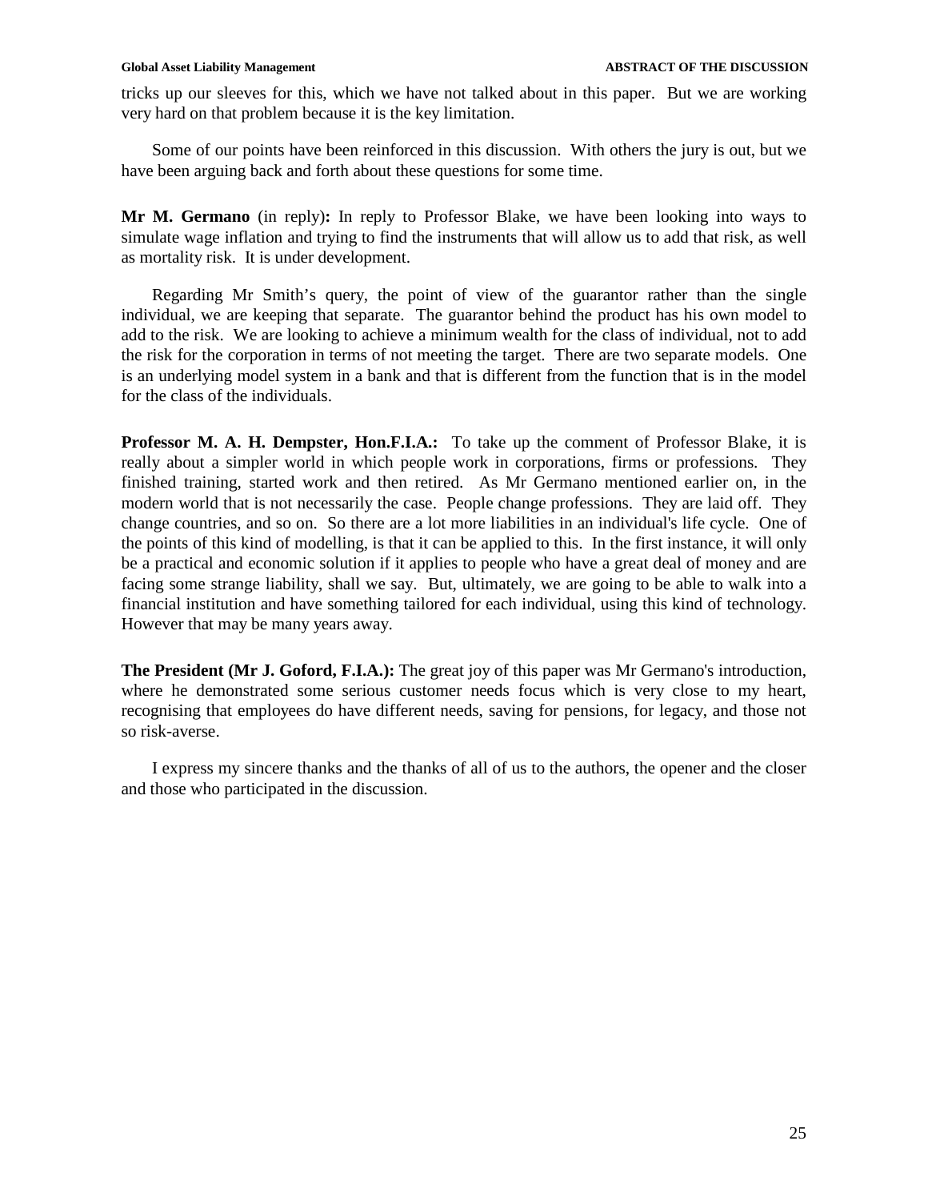tricks up our sleeves for this, which we have not talked about in this paper. But we are working very hard on that problem because it is the key limitation.

Some of our points have been reinforced in this discussion. With others the jury is out, but we have been arguing back and forth about these questions for some time.

**Mr M. Germano** (in reply)**:** In reply to Professor Blake, we have been looking into ways to simulate wage inflation and trying to find the instruments that will allow us to add that risk, as well as mortality risk. It is under development.

Regarding Mr Smith's query, the point of view of the guarantor rather than the single individual, we are keeping that separate. The guarantor behind the product has his own model to add to the risk. We are looking to achieve a minimum wealth for the class of individual, not to add the risk for the corporation in terms of not meeting the target. There are two separate models. One is an underlying model system in a bank and that is different from the function that is in the model for the class of the individuals.

**Professor M. A. H. Dempster, Hon.F.I.A.:** To take up the comment of Professor Blake, it is really about a simpler world in which people work in corporations, firms or professions. They finished training, started work and then retired. As Mr Germano mentioned earlier on, in the modern world that is not necessarily the case. People change professions. They are laid off. They change countries, and so on. So there are a lot more liabilities in an individual's life cycle. One of the points of this kind of modelling, is that it can be applied to this. In the first instance, it will only be a practical and economic solution if it applies to people who have a great deal of money and are facing some strange liability, shall we say. But, ultimately, we are going to be able to walk into a financial institution and have something tailored for each individual, using this kind of technology. However that may be many years away.

**The President (Mr J. Goford, F.I.A.):** The great joy of this paper was Mr Germano's introduction, where he demonstrated some serious customer needs focus which is very close to my heart, recognising that employees do have different needs, saving for pensions, for legacy, and those not so risk-averse.

I express my sincere thanks and the thanks of all of us to the authors, the opener and the closer and those who participated in the discussion.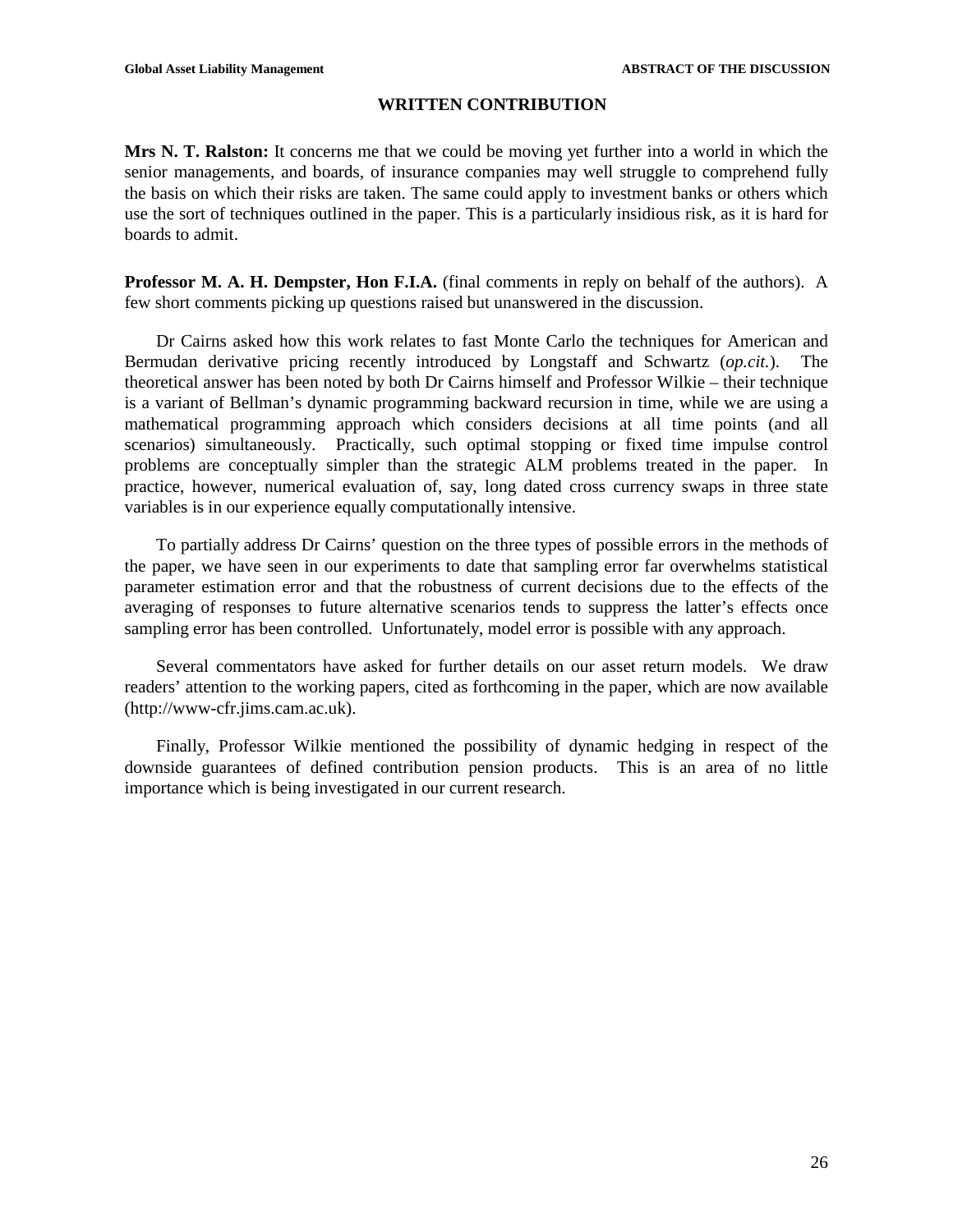## WRITTEN CONTRIBUTION

**Mrs N. T. Ralston:** It concerns me that we could be moving yet further into a world in which the senior managements, and boards, of insurance companies may well struggle to comprehend fully the basis on which their risks are taken. The same could apply to investment banks or others which use the sort of techniques outlined in the paper. This is a particularly insidious risk, as it is hard for boards to admit.

**Professor M. A. H. Dempster, Hon F.I.A.** (final comments in reply on behalf of the authors). A few short comments picking up questions raised but unanswered in the discussion.

Dr Cairns asked how this work relates to fast Monte Carlo the techniques for American and Bermudan derivative pricing recently introduced by Longstaff and Schwartz (*op.cit.*). The theoretical answer has been noted by both Dr Cairns himself and Professor Wilkie – their technique is a variant of Bellman's dynamic programming backward recursion in time, while we are using a mathematical programming approach which considers decisions at all time points (and all scenarios) simultaneously. Practically, such optimal stopping or fixed time impulse control problems are conceptually simpler than the strategic ALM problems treated in the paper. In practice, however, numerical evaluation of, say, long dated cross currency swaps in three state variables is in our experience equally computationally intensive.

To partially address Dr Cairns' question on the three types of possible errors in the methods of the paper, we have seen in our experiments to date that sampling error far overwhelms statistical parameter estimation error and that the robustness of current decisions due to the effects of the averaging of responses to future alternative scenarios tends to suppress the latter's effects once sampling error has been controlled. Unfortunately, model error is possible with any approach.

Several commentators have asked for further details on our asset return models. We draw readers' attention to the working papers, cited as forthcoming in the paper, which are now available (http://www-cfr.jims.cam.ac.uk).

Finally, Professor Wilkie mentioned the possibility of dynamic hedging in respect of the downside guarantees of defined contribution pension products. This is an area of no little importance which is being investigated in our current research.